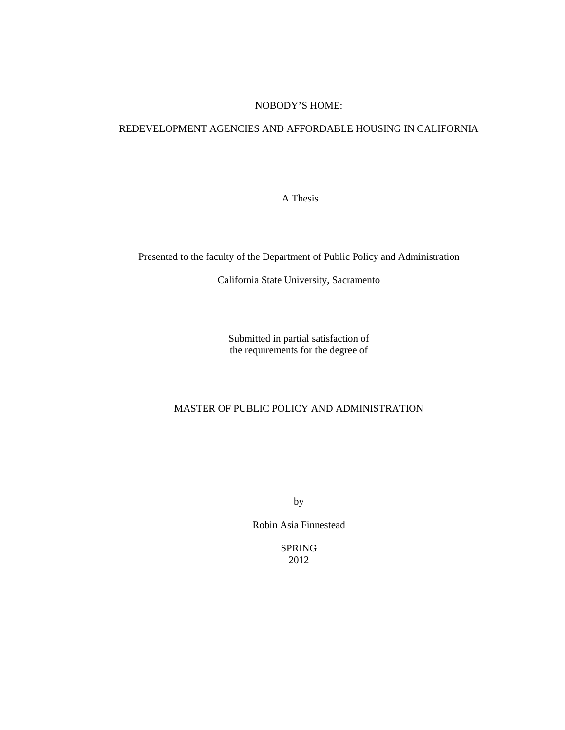# NOBODY'S HOME:

# REDEVELOPMENT AGENCIES AND AFFORDABLE HOUSING IN CALIFORNIA

A Thesis

Presented to the faculty of the Department of Public Policy and Administration

California State University, Sacramento

Submitted in partial satisfaction of
the requirements for the degree of

MASTER OF PUBLIC POLICY AND ADMINISTRATION

by

Robin Asia Finnestead

SPRING
2012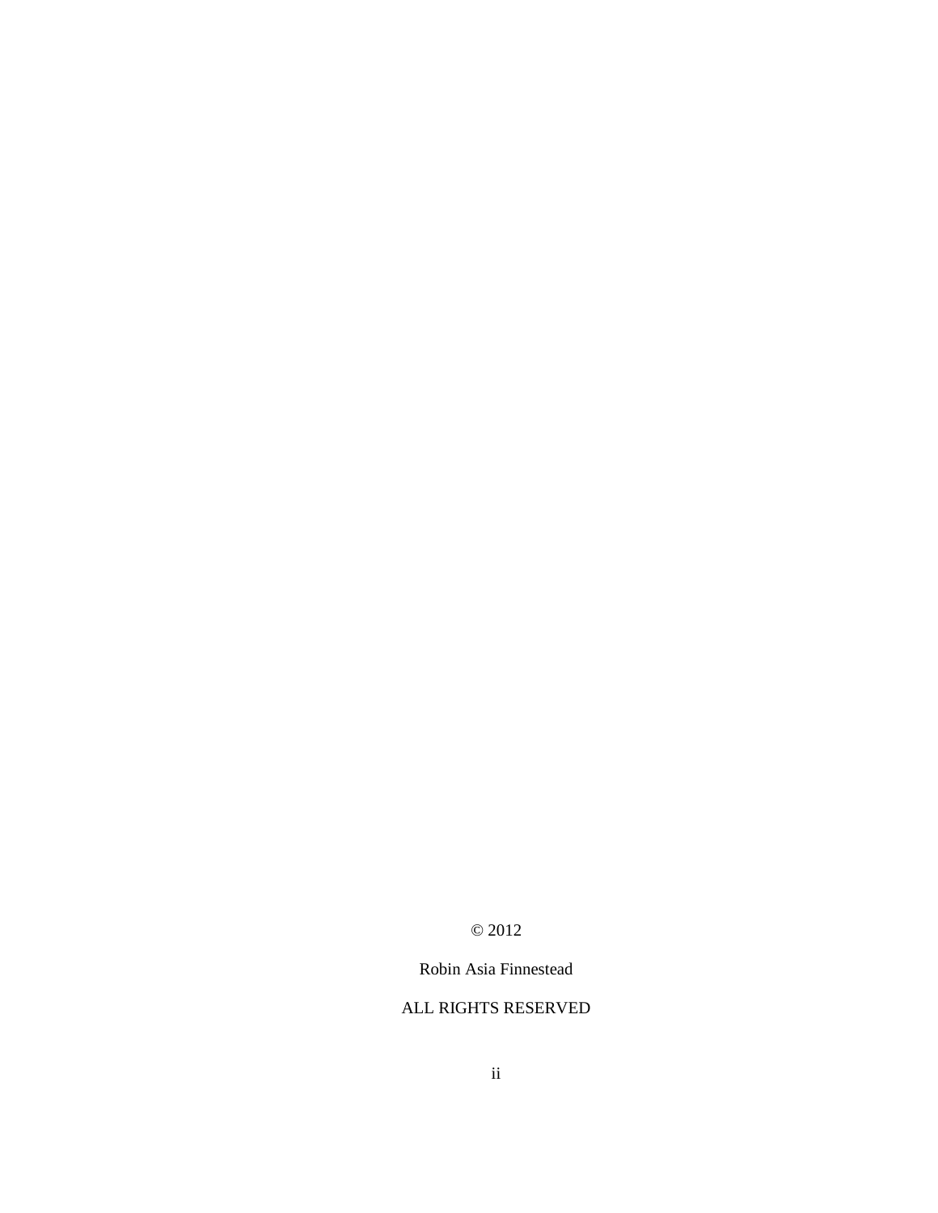© 2012

Robin Asia Finnestead

ALL RIGHTS RESERVED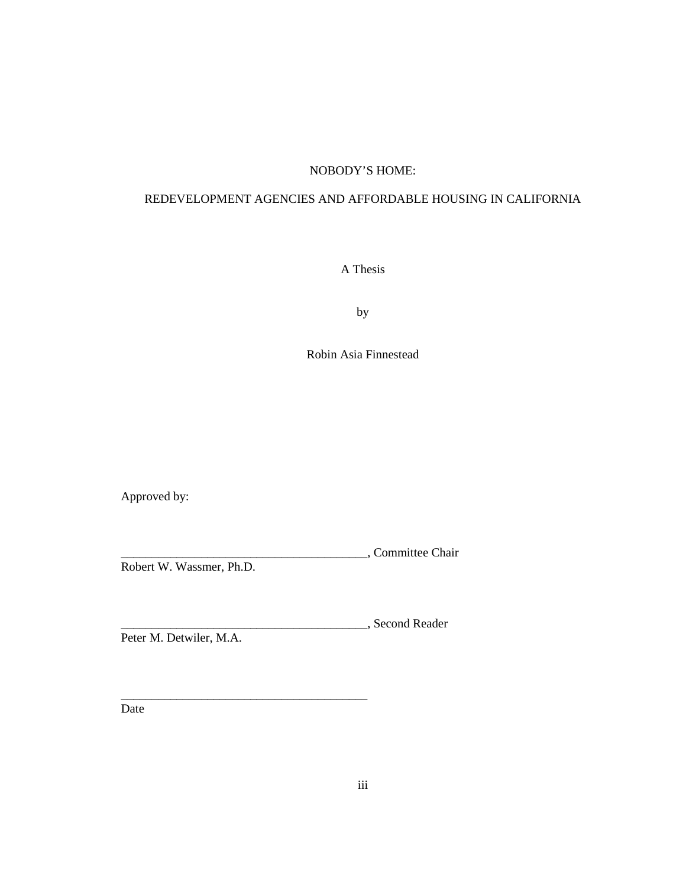NOBODY'S HOME:

REDEVELOPMENT AGENCIES AND AFFORDABLE HOUSING IN CALIFORNIA

A Thesis

by

Robin Asia Finnestead

Approved by:

__________________________________________, Committee Chair
Robert W. Wassmer, Ph.D.

__________________________________________, Second Reader
Peter M. Detwiler, M.A.

__________________________________________
Date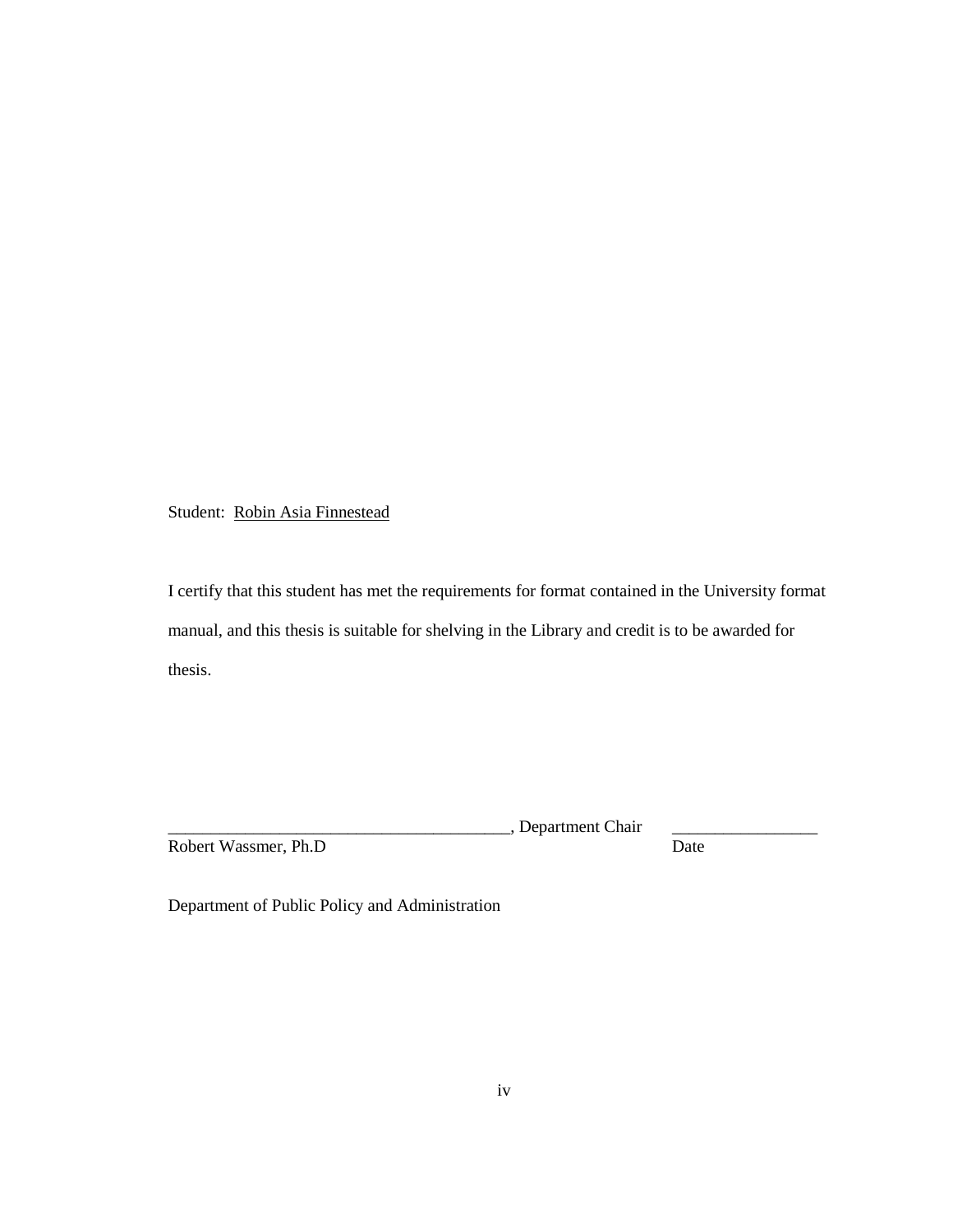Student: Robin Asia Finnestead

I certify that this student has met the requirements for format contained in the University format manual, and this thesis is suitable for shelving in the Library and credit is to be awarded for thesis.

_______________________________________, Department Chair    _________________
Robert Wassmer, Ph.D    Date

Department of Public Policy and Administration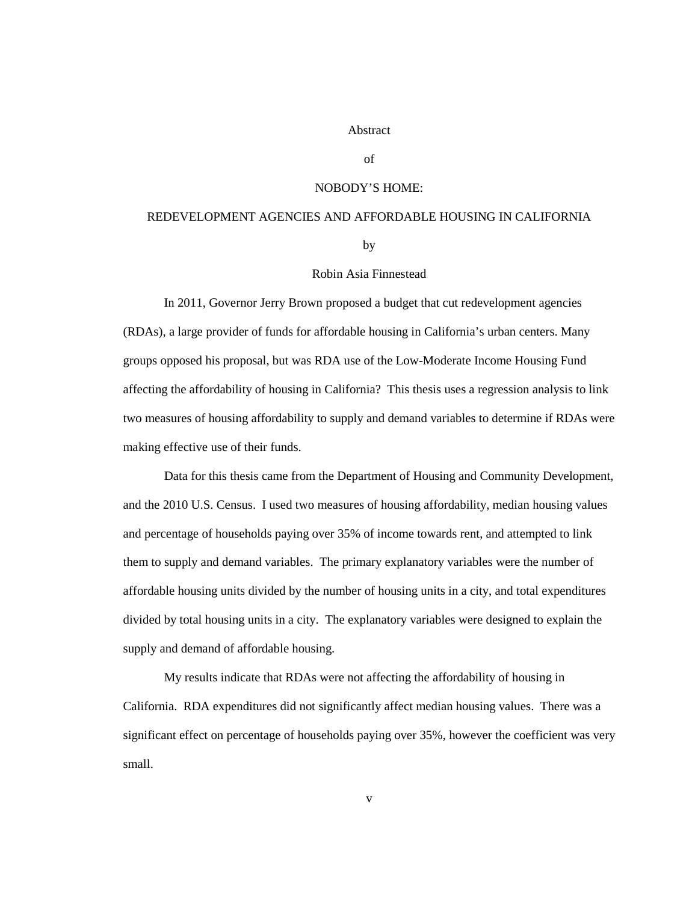Abstract

of

NOBODY'S HOME:

REDEVELOPMENT AGENCIES AND AFFORDABLE HOUSING IN CALIFORNIA

by

Robin Asia Finnestead

In 2011, Governor Jerry Brown proposed a budget that cut redevelopment agencies (RDAs), a large provider of funds for affordable housing in California's urban centers. Many groups opposed his proposal, but was RDA use of the Low-Moderate Income Housing Fund affecting the affordability of housing in California? This thesis uses a regression analysis to link two measures of housing affordability to supply and demand variables to determine if RDAs were making effective use of their funds.

Data for this thesis came from the Department of Housing and Community Development, and the 2010 U.S. Census. I used two measures of housing affordability, median housing values and percentage of households paying over 35% of income towards rent, and attempted to link them to supply and demand variables. The primary explanatory variables were the number of affordable housing units divided by the number of housing units in a city, and total expenditures divided by total housing units in a city. The explanatory variables were designed to explain the supply and demand of affordable housing.

My results indicate that RDAs were not affecting the affordability of housing in California. RDA expenditures did not significantly affect median housing values. There was a significant effect on percentage of households paying over 35%, however the coefficient was very small.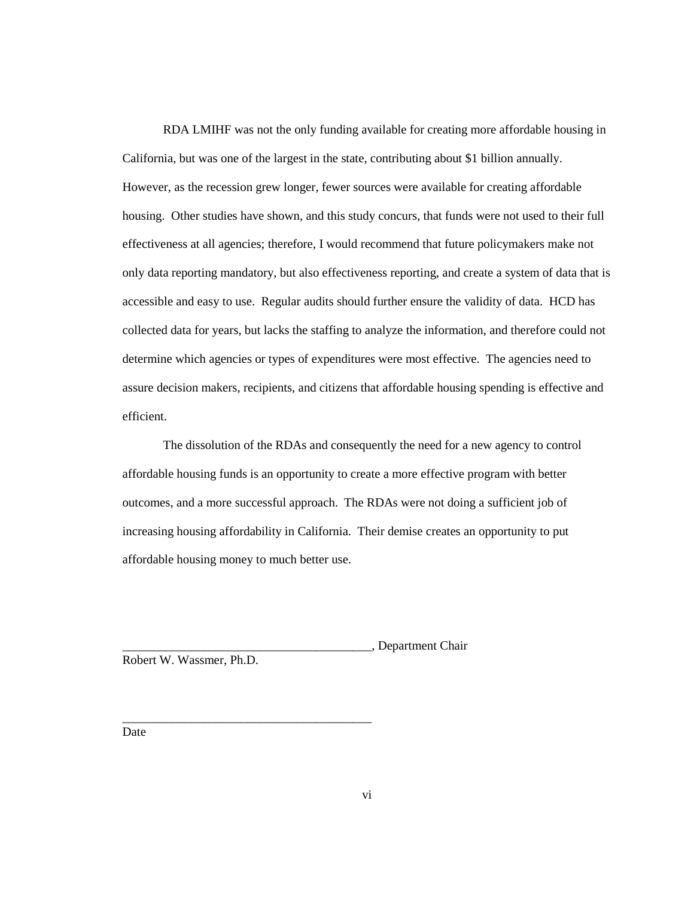RDA LMIHF was not the only funding available for creating more affordable housing in California, but was one of the largest in the state, contributing about $1 billion annually. However, as the recession grew longer, fewer sources were available for creating affordable housing. Other studies have shown, and this study concurs, that funds were not used to their full effectiveness at all agencies; therefore, I would recommend that future policymakers make not only data reporting mandatory, but also effectiveness reporting, and create a system of data that is accessible and easy to use. Regular audits should further ensure the validity of data. HCD has collected data for years, but lacks the staffing to analyze the information, and therefore could not determine which agencies or types of expenditures were most effective. The agencies need to assure decision makers, recipients, and citizens that affordable housing spending is effective and efficient.

The dissolution of the RDAs and consequently the need for a new agency to control affordable housing funds is an opportunity to create a more effective program with better outcomes, and a more successful approach. The RDAs were not doing a sufficient job of increasing housing affordability in California. Their demise creates an opportunity to put affordable housing money to much better use.

_______________________________________, Department Chair
Robert W. Wassmer, Ph.D.

_______________________________________
Date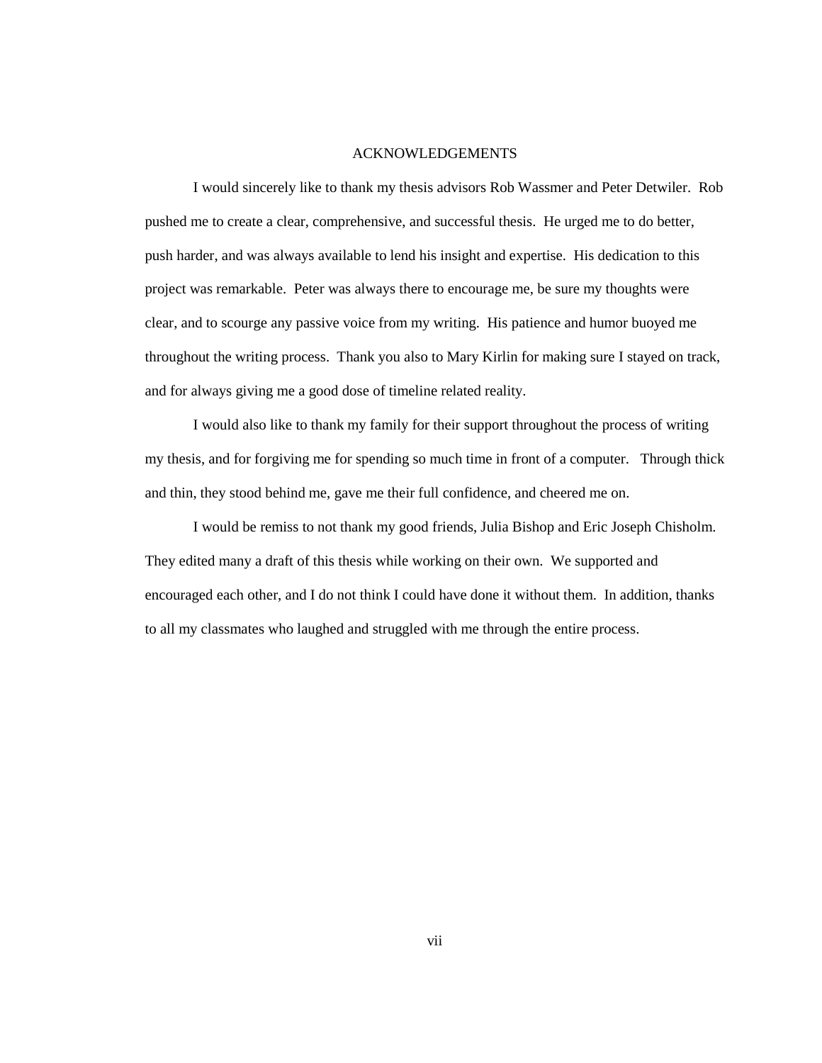# ACKNOWLEDGEMENTS

I would sincerely like to thank my thesis advisors Rob Wassmer and Peter Detwiler. Rob pushed me to create a clear, comprehensive, and successful thesis. He urged me to do better, push harder, and was always available to lend his insight and expertise. His dedication to this project was remarkable. Peter was always there to encourage me, be sure my thoughts were clear, and to scourge any passive voice from my writing. His patience and humor buoyed me throughout the writing process. Thank you also to Mary Kirlin for making sure I stayed on track, and for always giving me a good dose of timeline related reality.

I would also like to thank my family for their support throughout the process of writing my thesis, and for forgiving me for spending so much time in front of a computer. Through thick and thin, they stood behind me, gave me their full confidence, and cheered me on.

I would be remiss to not thank my good friends, Julia Bishop and Eric Joseph Chisholm. They edited many a draft of this thesis while working on their own. We supported and encouraged each other, and I do not think I could have done it without them. In addition, thanks to all my classmates who laughed and struggled with me through the entire process.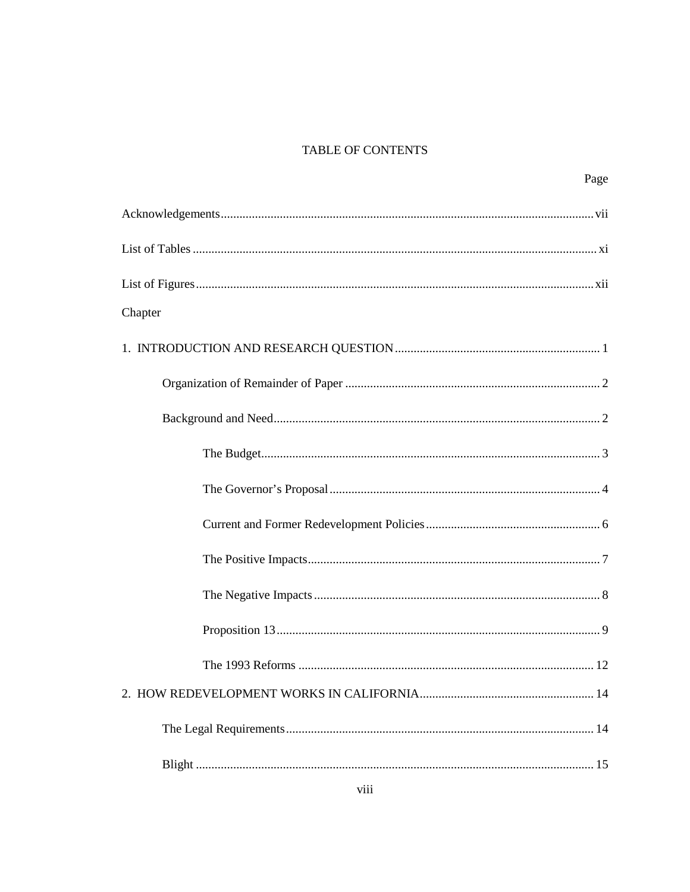# TABLE OF CONTENTS

| | Page |
|---|---|
| Acknowledgements | vii |
| List of Tables | xi |
| List of Figures | xii |
| Chapter | |
| 1. INTRODUCTION AND RESEARCH QUESTION | 1 |
| Organization of Remainder of Paper | 2 |
| Background and Need | 2 |
| The Budget | 3 |
| The Governor's Proposal | 4 |
| Current and Former Redevelopment Policies | 6 |
| The Positive Impacts | 7 |
| The Negative Impacts | 8 |
| Proposition 13 | 9 |
| The 1993 Reforms | 12 |
| 2. HOW REDEVELOPMENT WORKS IN CALIFORNIA | 14 |
| The Legal Requirements | 14 |
| Blight | 15 |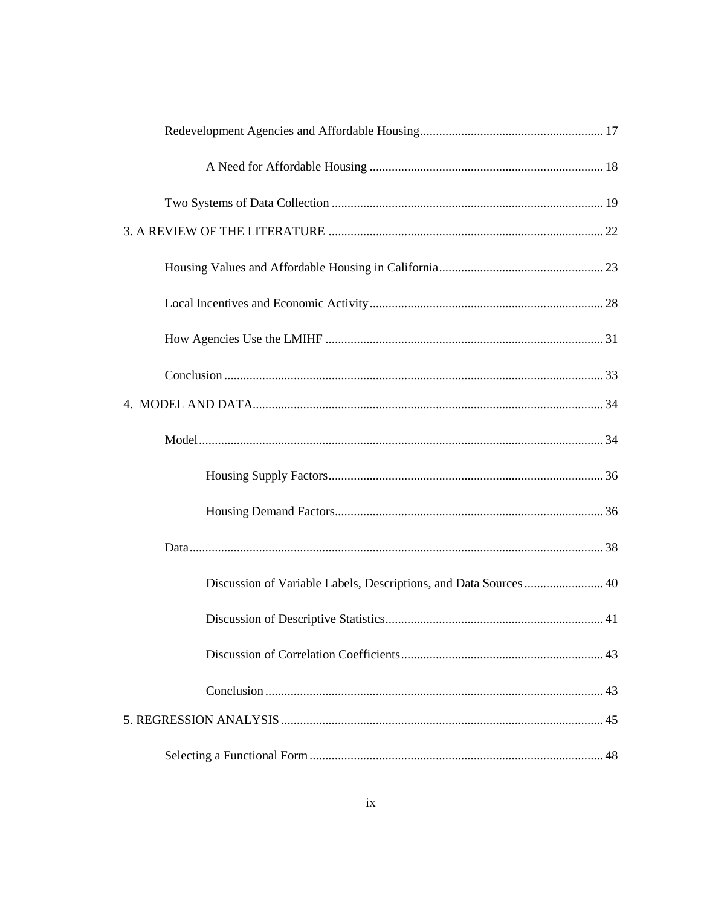Redevelopment Agencies and Affordable Housing .......... 17

A Need for Affordable Housing .......... 18

Two Systems of Data Collection .......... 19

3. A REVIEW OF THE LITERATURE .......... 22

Housing Values and Affordable Housing in California .......... 23

Local Incentives and Economic Activity .......... 28

How Agencies Use the LMIHF .......... 31

Conclusion .......... 33

4. MODEL AND DATA .......... 34

Model .......... 34

Housing Supply Factors .......... 36

Housing Demand Factors .......... 36

Data .......... 38

Discussion of Variable Labels, Descriptions, and Data Sources .......... 40

Discussion of Descriptive Statistics .......... 41

Discussion of Correlation Coefficients .......... 43

Conclusion .......... 43

5. REGRESSION ANALYSIS .......... 45

Selecting a Functional Form .......... 48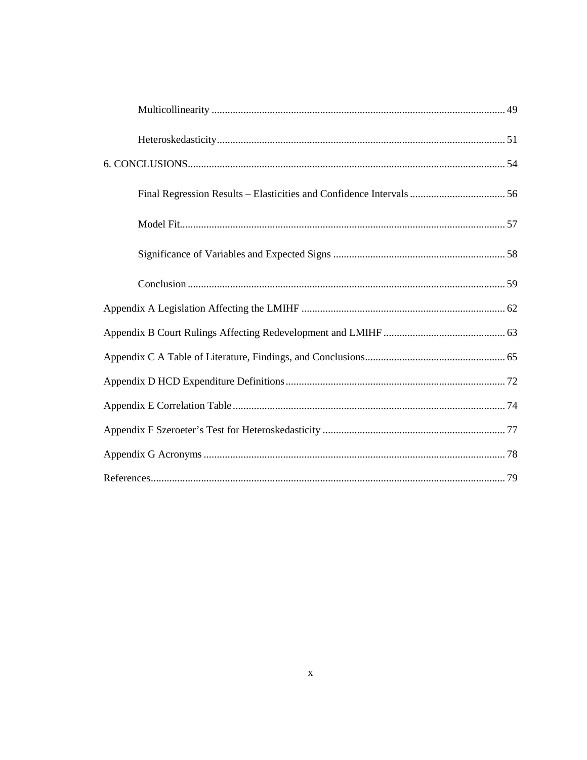Multicollinearity ........ 49

Heteroskedasticity ........ 51

6. CONCLUSIONS ........ 54

Final Regression Results – Elasticities and Confidence Intervals ........ 56

Model Fit ........ 57

Significance of Variables and Expected Signs ........ 58

Conclusion ........ 59

Appendix A Legislation Affecting the LMIHF ........ 62

Appendix B Court Rulings Affecting Redevelopment and LMIHF ........ 63

Appendix C A Table of Literature, Findings, and Conclusions ........ 65

Appendix D HCD Expenditure Definitions ........ 72

Appendix E Correlation Table ........ 74

Appendix F Szeroeter's Test for Heteroskedasticity ........ 77

Appendix G Acronyms ........ 78

References ........ 79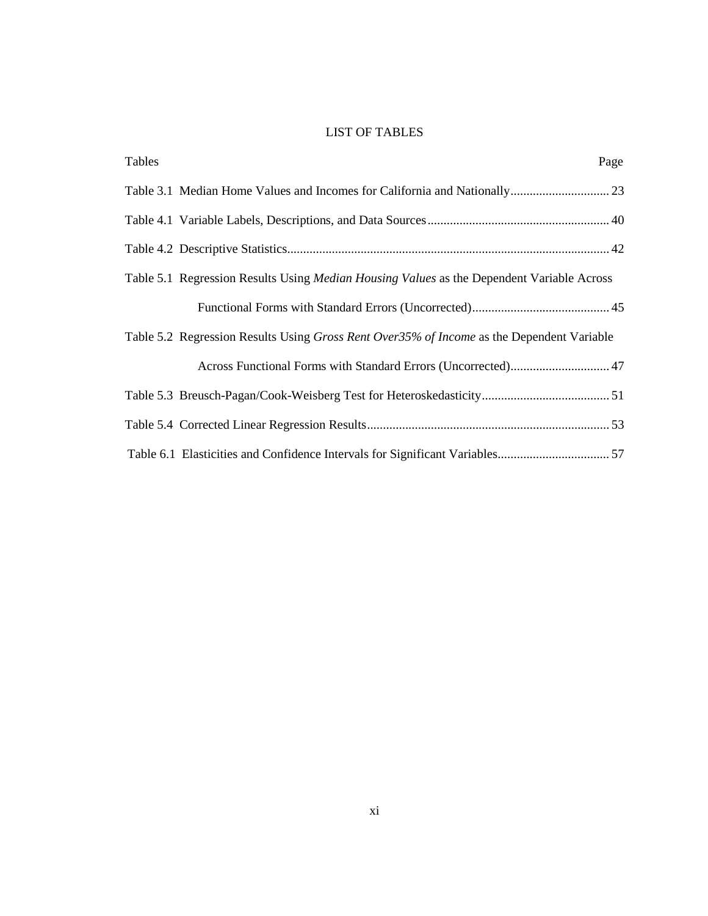# LIST OF TABLES

Tables Page

Table 3.1 Median Home Values and Incomes for California and Nationally ............................... 23

Table 4.1 Variable Labels, Descriptions, and Data Sources ......................................................... 40

Table 4.2 Descriptive Statistics .................................................................................................... 42

Table 5.1 Regression Results Using *Median Housing Values* as the Dependent Variable Across Functional Forms with Standard Errors (Uncorrected) ........................................... 45

Table 5.2 Regression Results Using *Gross Rent Over35% of Income* as the Dependent Variable Across Functional Forms with Standard Errors (Uncorrected) ............................... 47

Table 5.3 Breusch-Pagan/Cook-Weisberg Test for Heteroskedasticity ........................................ 51

Table 5.4 Corrected Linear Regression Results ............................................................................ 53

Table 6.1 Elasticities and Confidence Intervals for Significant Variables ................................... 57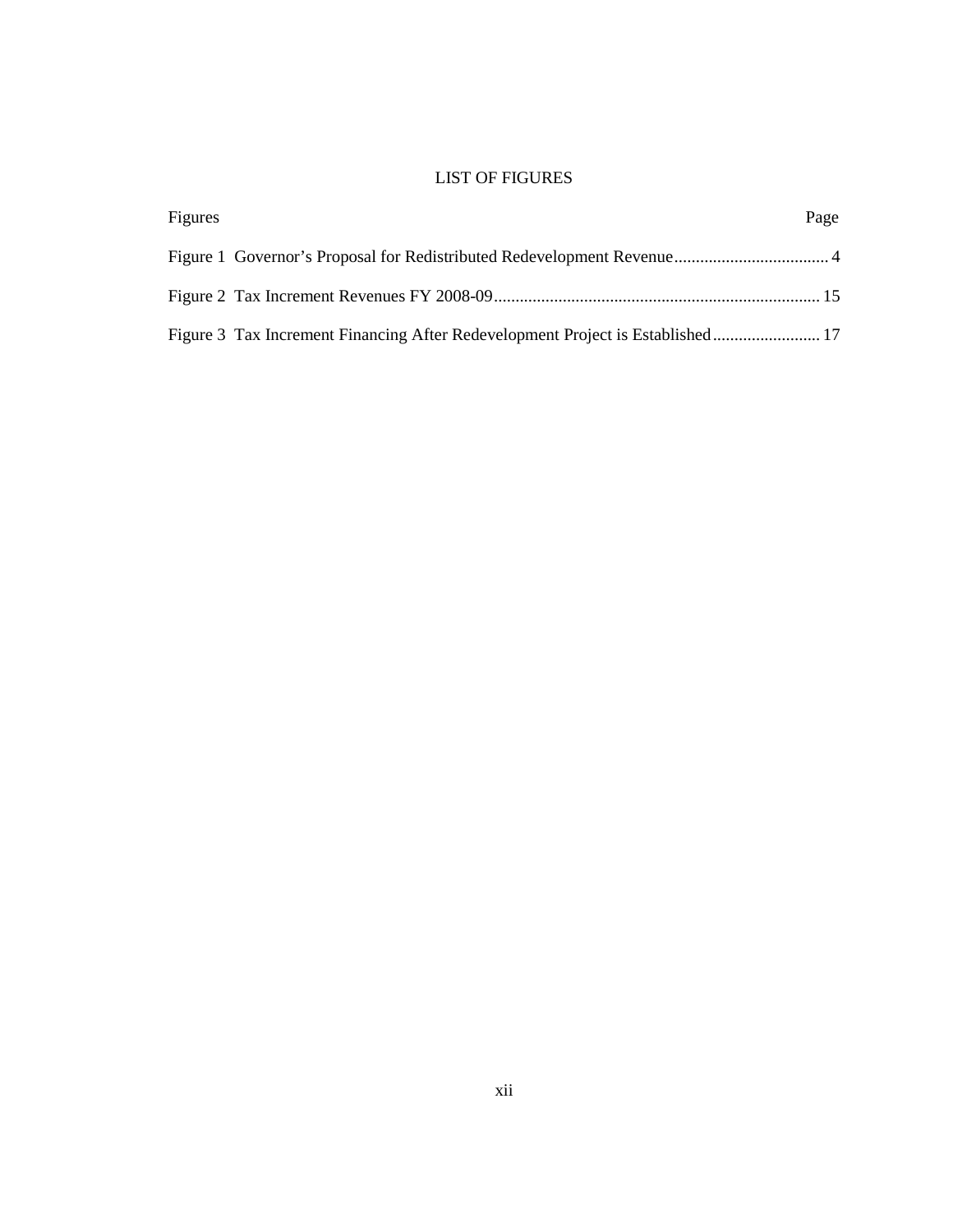# LIST OF FIGURES

| Figures | Page |
|---|---|
| Figure 1 Governor's Proposal for Redistributed Redevelopment Revenue | 4 |
| Figure 2 Tax Increment Revenues FY 2008-09 | 15 |
| Figure 3 Tax Increment Financing After Redevelopment Project is Established | 17 |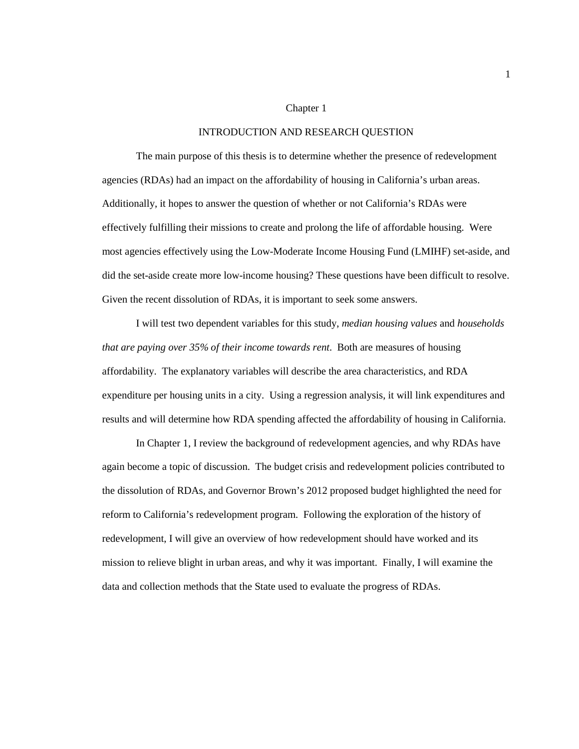# Chapter 1

## INTRODUCTION AND RESEARCH QUESTION

The main purpose of this thesis is to determine whether the presence of redevelopment agencies (RDAs) had an impact on the affordability of housing in California's urban areas. Additionally, it hopes to answer the question of whether or not California's RDAs were effectively fulfilling their missions to create and prolong the life of affordable housing. Were most agencies effectively using the Low-Moderate Income Housing Fund (LMIHF) set-aside, and did the set-aside create more low-income housing? These questions have been difficult to resolve. Given the recent dissolution of RDAs, it is important to seek some answers.

I will test two dependent variables for this study, *median housing values* and *households that are paying over 35% of their income towards rent*. Both are measures of housing affordability. The explanatory variables will describe the area characteristics, and RDA expenditure per housing units in a city. Using a regression analysis, it will link expenditures and results and will determine how RDA spending affected the affordability of housing in California.

In Chapter 1, I review the background of redevelopment agencies, and why RDAs have again become a topic of discussion. The budget crisis and redevelopment policies contributed to the dissolution of RDAs, and Governor Brown's 2012 proposed budget highlighted the need for reform to California's redevelopment program. Following the exploration of the history of redevelopment, I will give an overview of how redevelopment should have worked and its mission to relieve blight in urban areas, and why it was important. Finally, I will examine the data and collection methods that the State used to evaluate the progress of RDAs.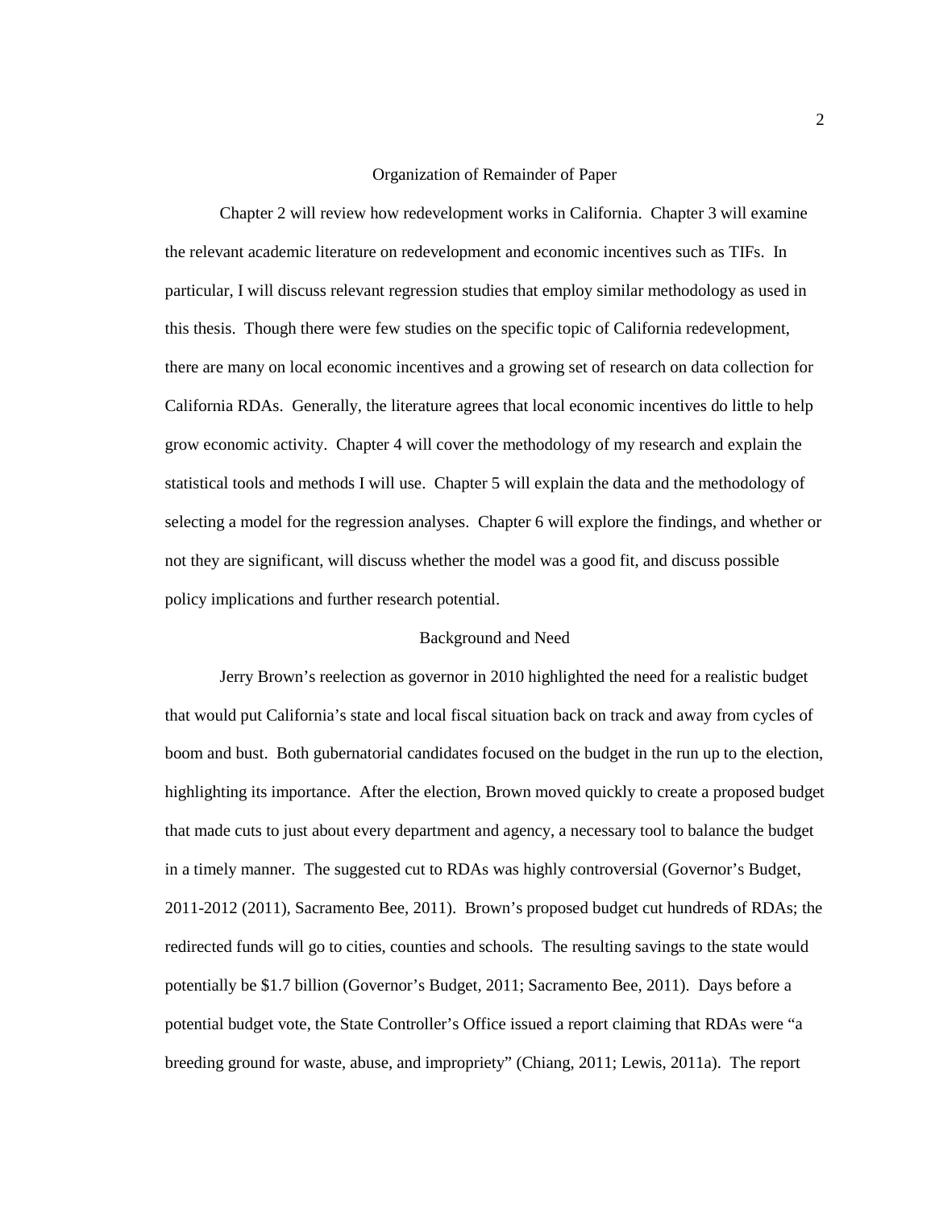## Organization of Remainder of Paper

Chapter 2 will review how redevelopment works in California. Chapter 3 will examine the relevant academic literature on redevelopment and economic incentives such as TIFs. In particular, I will discuss relevant regression studies that employ similar methodology as used in this thesis. Though there were few studies on the specific topic of California redevelopment, there are many on local economic incentives and a growing set of research on data collection for California RDAs. Generally, the literature agrees that local economic incentives do little to help grow economic activity. Chapter 4 will cover the methodology of my research and explain the statistical tools and methods I will use. Chapter 5 will explain the data and the methodology of selecting a model for the regression analyses. Chapter 6 will explore the findings, and whether or not they are significant, will discuss whether the model was a good fit, and discuss possible policy implications and further research potential.

## Background and Need

Jerry Brown's reelection as governor in 2010 highlighted the need for a realistic budget that would put California's state and local fiscal situation back on track and away from cycles of boom and bust. Both gubernatorial candidates focused on the budget in the run up to the election, highlighting its importance. After the election, Brown moved quickly to create a proposed budget that made cuts to just about every department and agency, a necessary tool to balance the budget in a timely manner. The suggested cut to RDAs was highly controversial (Governor's Budget, 2011-2012 (2011), Sacramento Bee, 2011). Brown's proposed budget cut hundreds of RDAs; the redirected funds will go to cities, counties and schools. The resulting savings to the state would potentially be $1.7 billion (Governor's Budget, 2011; Sacramento Bee, 2011). Days before a potential budget vote, the State Controller's Office issued a report claiming that RDAs were "a breeding ground for waste, abuse, and impropriety" (Chiang, 2011; Lewis, 2011a). The report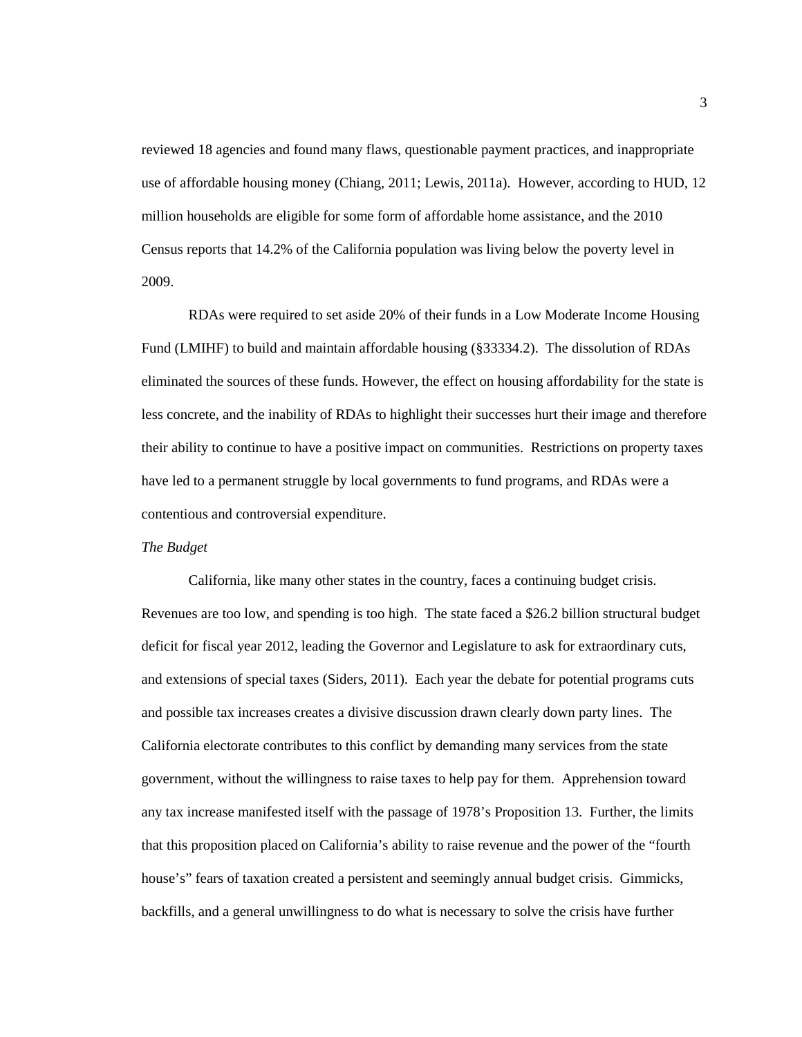reviewed 18 agencies and found many flaws, questionable payment practices, and inappropriate use of affordable housing money (Chiang, 2011; Lewis, 2011a). However, according to HUD, 12 million households are eligible for some form of affordable home assistance, and the 2010 Census reports that 14.2% of the California population was living below the poverty level in 2009.

RDAs were required to set aside 20% of their funds in a Low Moderate Income Housing Fund (LMIHF) to build and maintain affordable housing (§33334.2). The dissolution of RDAs eliminated the sources of these funds. However, the effect on housing affordability for the state is less concrete, and the inability of RDAs to highlight their successes hurt their image and therefore their ability to continue to have a positive impact on communities. Restrictions on property taxes have led to a permanent struggle by local governments to fund programs, and RDAs were a contentious and controversial expenditure.

*The Budget*

California, like many other states in the country, faces a continuing budget crisis. Revenues are too low, and spending is too high. The state faced a $26.2 billion structural budget deficit for fiscal year 2012, leading the Governor and Legislature to ask for extraordinary cuts, and extensions of special taxes (Siders, 2011). Each year the debate for potential programs cuts and possible tax increases creates a divisive discussion drawn clearly down party lines. The California electorate contributes to this conflict by demanding many services from the state government, without the willingness to raise taxes to help pay for them. Apprehension toward any tax increase manifested itself with the passage of 1978's Proposition 13. Further, the limits that this proposition placed on California's ability to raise revenue and the power of the "fourth house's" fears of taxation created a persistent and seemingly annual budget crisis. Gimmicks, backfills, and a general unwillingness to do what is necessary to solve the crisis have further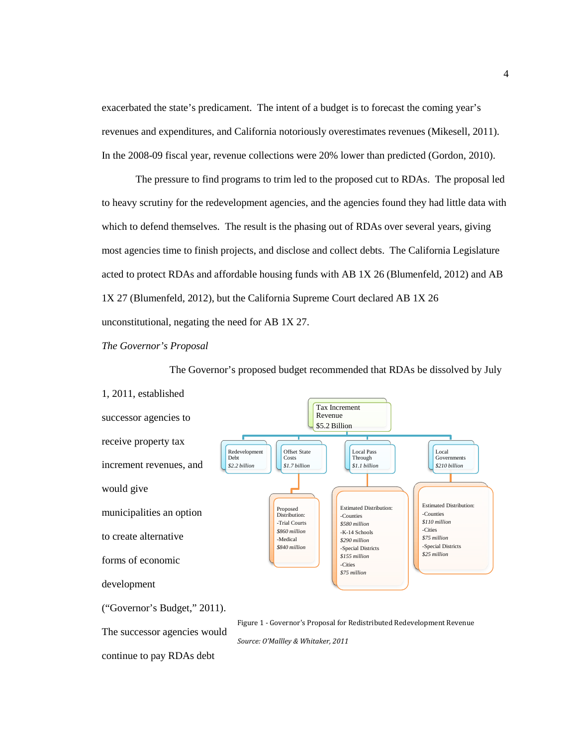exacerbated the state's predicament. The intent of a budget is to forecast the coming year's revenues and expenditures, and California notoriously overestimates revenues (Mikesell, 2011). In the 2008-09 fiscal year, revenue collections were 20% lower than predicted (Gordon, 2010).

The pressure to find programs to trim led to the proposed cut to RDAs. The proposal led to heavy scrutiny for the redevelopment agencies, and the agencies found they had little data with which to defend themselves. The result is the phasing out of RDAs over several years, giving most agencies time to finish projects, and disclose and collect debts. The California Legislature acted to protect RDAs and affordable housing funds with AB 1X 26 (Blumenfeld, 2012) and AB 1X 27 (Blumenfeld, 2012), but the California Supreme Court declared AB 1X 26 unconstitutional, negating the need for AB 1X 27.

*The Governor's Proposal*

The Governor's proposed budget recommended that RDAs be dissolved by July 1, 2011, established successor agencies to receive property tax increment revenues, and would give municipalities an option to create alternative forms of economic development ("Governor's Budget," 2011). The successor agencies would continue to pay RDAs debt

Tax Increment Revenue
$5.2 Billion

- Redevelopment Debt *$2.2 billion*
- Offset State Costs *$1.7 billion*
  - Proposed Distribution:
    - -Trial Courts *$860 million*
    - -Medical *$840 million*
- Local Pass Through *$1.1 billion*
  - Estimated Distribution:
    - -Counties *$580 million*
    - -K-14 Schools *$290 million*
    - -Special Districts *$155 million*
    - -Cities *$75 million*
- Local Governments *$210 billion*
  - Estimated Distribution:
    - -Counties *$110 million*
    - -Cities *$75 million*
    - -Special Districts *$25 million*

Figure 1 - Governor's Proposal for Redistributed Redevelopment Revenue

*Source: O'Mallley & Whitaker, 2011*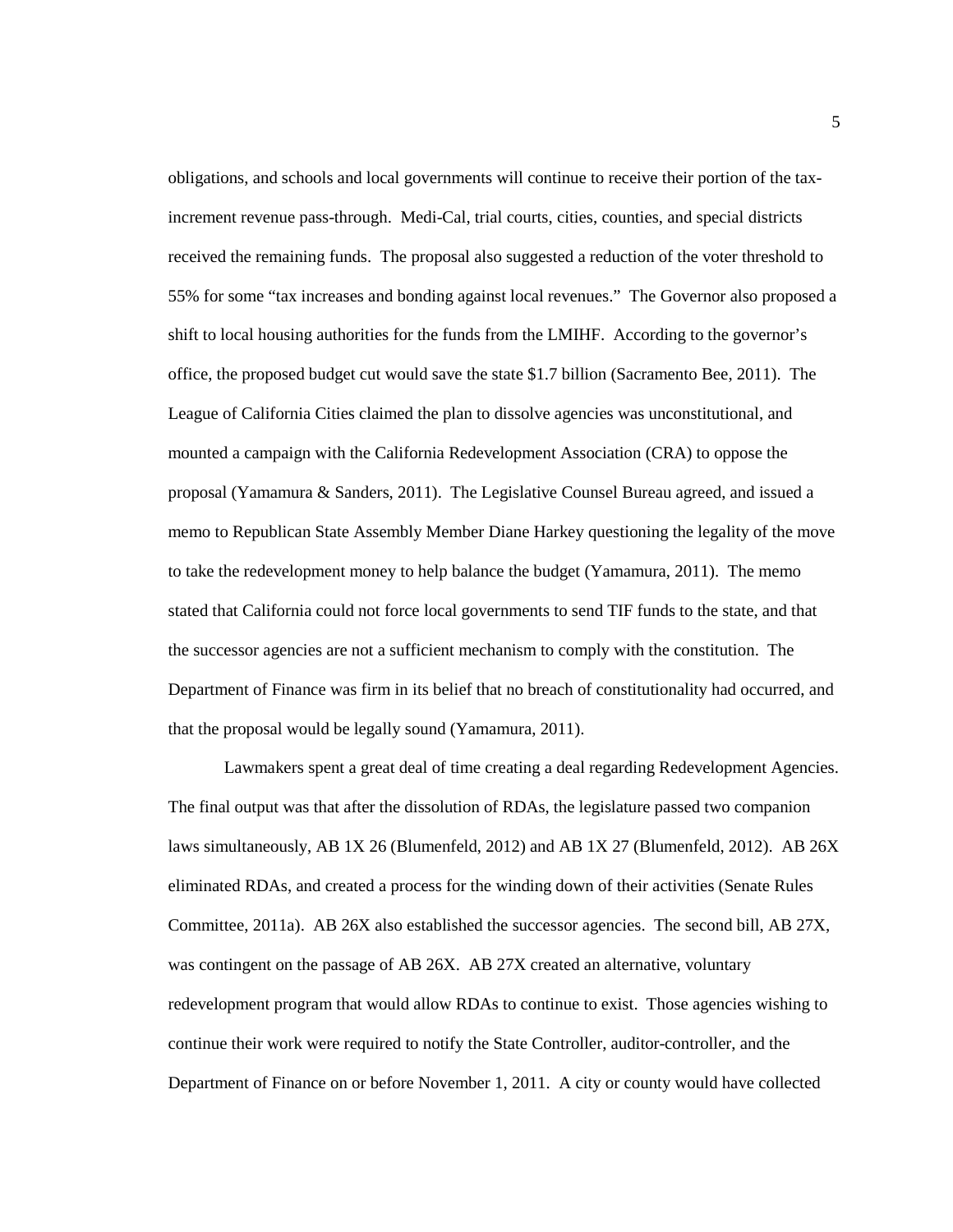obligations, and schools and local governments will continue to receive their portion of the tax-increment revenue pass-through. Medi-Cal, trial courts, cities, counties, and special districts received the remaining funds. The proposal also suggested a reduction of the voter threshold to 55% for some "tax increases and bonding against local revenues." The Governor also proposed a shift to local housing authorities for the funds from the LMIHF. According to the governor's office, the proposed budget cut would save the state $1.7 billion (Sacramento Bee, 2011). The League of California Cities claimed the plan to dissolve agencies was unconstitutional, and mounted a campaign with the California Redevelopment Association (CRA) to oppose the proposal (Yamamura & Sanders, 2011). The Legislative Counsel Bureau agreed, and issued a memo to Republican State Assembly Member Diane Harkey questioning the legality of the move to take the redevelopment money to help balance the budget (Yamamura, 2011). The memo stated that California could not force local governments to send TIF funds to the state, and that the successor agencies are not a sufficient mechanism to comply with the constitution. The Department of Finance was firm in its belief that no breach of constitutionality had occurred, and that the proposal would be legally sound (Yamamura, 2011).

Lawmakers spent a great deal of time creating a deal regarding Redevelopment Agencies. The final output was that after the dissolution of RDAs, the legislature passed two companion laws simultaneously, AB 1X 26 (Blumenfeld, 2012) and AB 1X 27 (Blumenfeld, 2012). AB 26X eliminated RDAs, and created a process for the winding down of their activities (Senate Rules Committee, 2011a). AB 26X also established the successor agencies. The second bill, AB 27X, was contingent on the passage of AB 26X. AB 27X created an alternative, voluntary redevelopment program that would allow RDAs to continue to exist. Those agencies wishing to continue their work were required to notify the State Controller, auditor-controller, and the Department of Finance on or before November 1, 2011. A city or county would have collected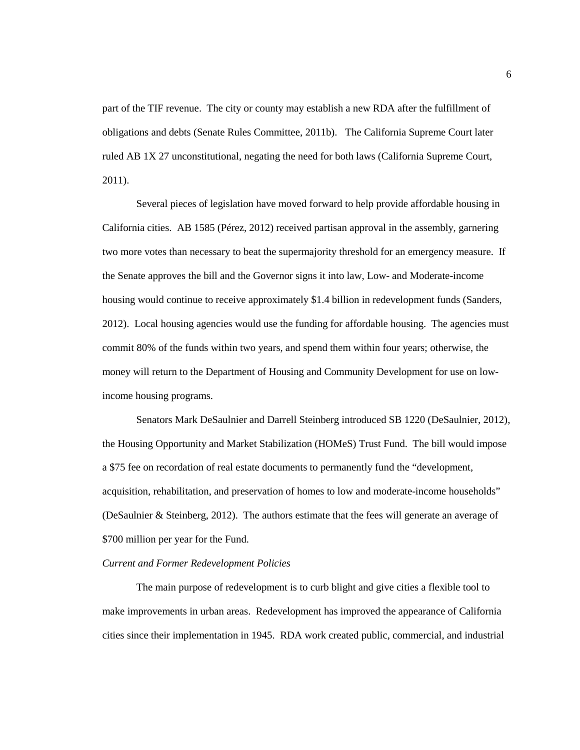part of the TIF revenue. The city or county may establish a new RDA after the fulfillment of obligations and debts (Senate Rules Committee, 2011b). The California Supreme Court later ruled AB 1X 27 unconstitutional, negating the need for both laws (California Supreme Court, 2011).

Several pieces of legislation have moved forward to help provide affordable housing in California cities. AB 1585 (Pérez, 2012) received partisan approval in the assembly, garnering two more votes than necessary to beat the supermajority threshold for an emergency measure. If the Senate approves the bill and the Governor signs it into law, Low- and Moderate-income housing would continue to receive approximately $1.4 billion in redevelopment funds (Sanders, 2012). Local housing agencies would use the funding for affordable housing. The agencies must commit 80% of the funds within two years, and spend them within four years; otherwise, the money will return to the Department of Housing and Community Development for use on low-income housing programs.

Senators Mark DeSaulnier and Darrell Steinberg introduced SB 1220 (DeSaulnier, 2012), the Housing Opportunity and Market Stabilization (HOMeS) Trust Fund. The bill would impose a $75 fee on recordation of real estate documents to permanently fund the "development, acquisition, rehabilitation, and preservation of homes to low and moderate-income households" (DeSaulnier & Steinberg, 2012). The authors estimate that the fees will generate an average of $700 million per year for the Fund.

*Current and Former Redevelopment Policies*

The main purpose of redevelopment is to curb blight and give cities a flexible tool to make improvements in urban areas. Redevelopment has improved the appearance of California cities since their implementation in 1945. RDA work created public, commercial, and industrial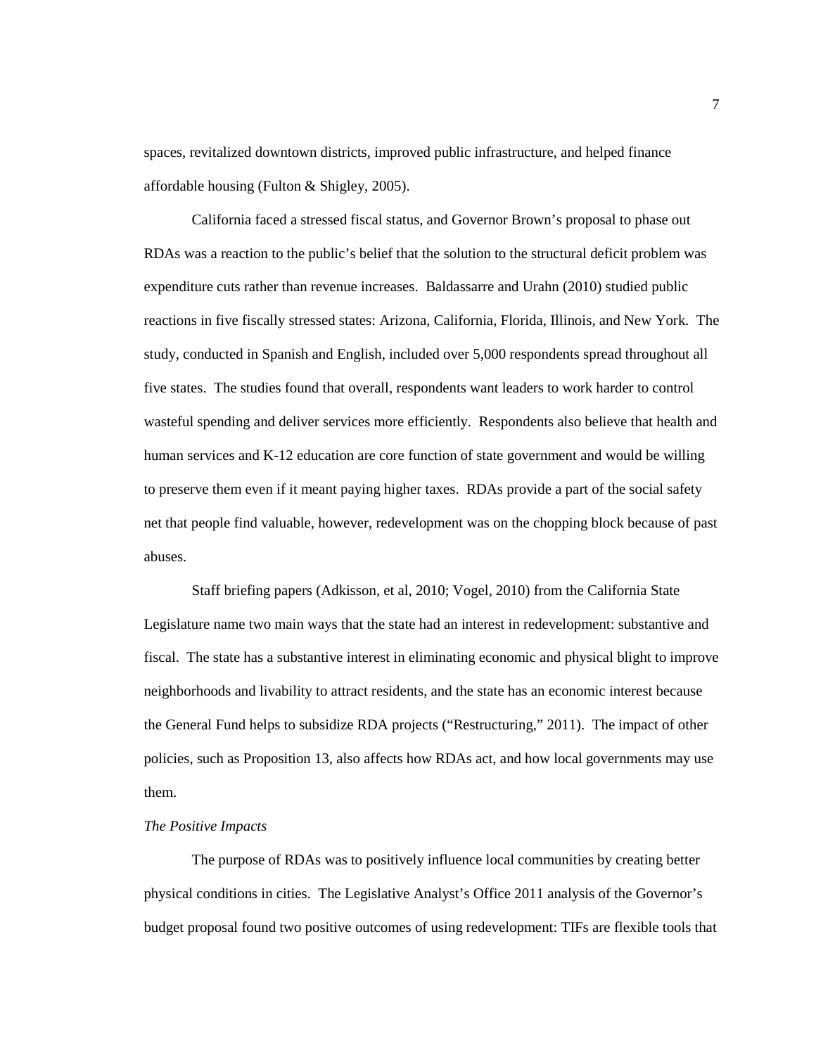spaces, revitalized downtown districts, improved public infrastructure, and helped finance affordable housing (Fulton & Shigley, 2005).

California faced a stressed fiscal status, and Governor Brown's proposal to phase out RDAs was a reaction to the public's belief that the solution to the structural deficit problem was expenditure cuts rather than revenue increases. Baldassarre and Urahn (2010) studied public reactions in five fiscally stressed states: Arizona, California, Florida, Illinois, and New York. The study, conducted in Spanish and English, included over 5,000 respondents spread throughout all five states. The studies found that overall, respondents want leaders to work harder to control wasteful spending and deliver services more efficiently. Respondents also believe that health and human services and K-12 education are core function of state government and would be willing to preserve them even if it meant paying higher taxes. RDAs provide a part of the social safety net that people find valuable, however, redevelopment was on the chopping block because of past abuses.

Staff briefing papers (Adkisson, et al, 2010; Vogel, 2010) from the California State Legislature name two main ways that the state had an interest in redevelopment: substantive and fiscal. The state has a substantive interest in eliminating economic and physical blight to improve neighborhoods and livability to attract residents, and the state has an economic interest because the General Fund helps to subsidize RDA projects ("Restructuring," 2011). The impact of other policies, such as Proposition 13, also affects how RDAs act, and how local governments may use them.

*The Positive Impacts*

The purpose of RDAs was to positively influence local communities by creating better physical conditions in cities. The Legislative Analyst's Office 2011 analysis of the Governor's budget proposal found two positive outcomes of using redevelopment: TIFs are flexible tools that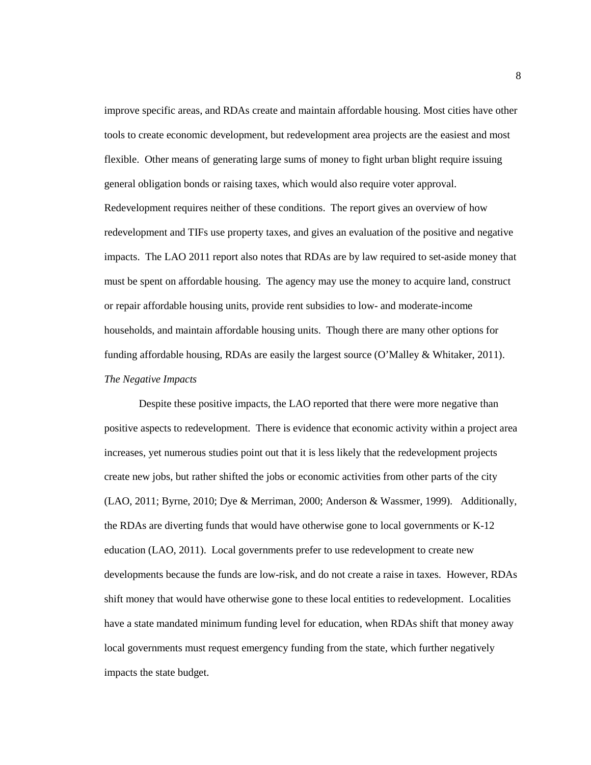improve specific areas, and RDAs create and maintain affordable housing. Most cities have other tools to create economic development, but redevelopment area projects are the easiest and most flexible. Other means of generating large sums of money to fight urban blight require issuing general obligation bonds or raising taxes, which would also require voter approval. Redevelopment requires neither of these conditions. The report gives an overview of how redevelopment and TIFs use property taxes, and gives an evaluation of the positive and negative impacts. The LAO 2011 report also notes that RDAs are by law required to set-aside money that must be spent on affordable housing. The agency may use the money to acquire land, construct or repair affordable housing units, provide rent subsidies to low- and moderate-income households, and maintain affordable housing units. Though there are many other options for funding affordable housing, RDAs are easily the largest source (O'Malley & Whitaker, 2011).

### *The Negative Impacts*

Despite these positive impacts, the LAO reported that there were more negative than positive aspects to redevelopment. There is evidence that economic activity within a project area increases, yet numerous studies point out that it is less likely that the redevelopment projects create new jobs, but rather shifted the jobs or economic activities from other parts of the city (LAO, 2011; Byrne, 2010; Dye & Merriman, 2000; Anderson & Wassmer, 1999). Additionally, the RDAs are diverting funds that would have otherwise gone to local governments or K-12 education (LAO, 2011). Local governments prefer to use redevelopment to create new developments because the funds are low-risk, and do not create a raise in taxes. However, RDAs shift money that would have otherwise gone to these local entities to redevelopment. Localities have a state mandated minimum funding level for education, when RDAs shift that money away local governments must request emergency funding from the state, which further negatively impacts the state budget.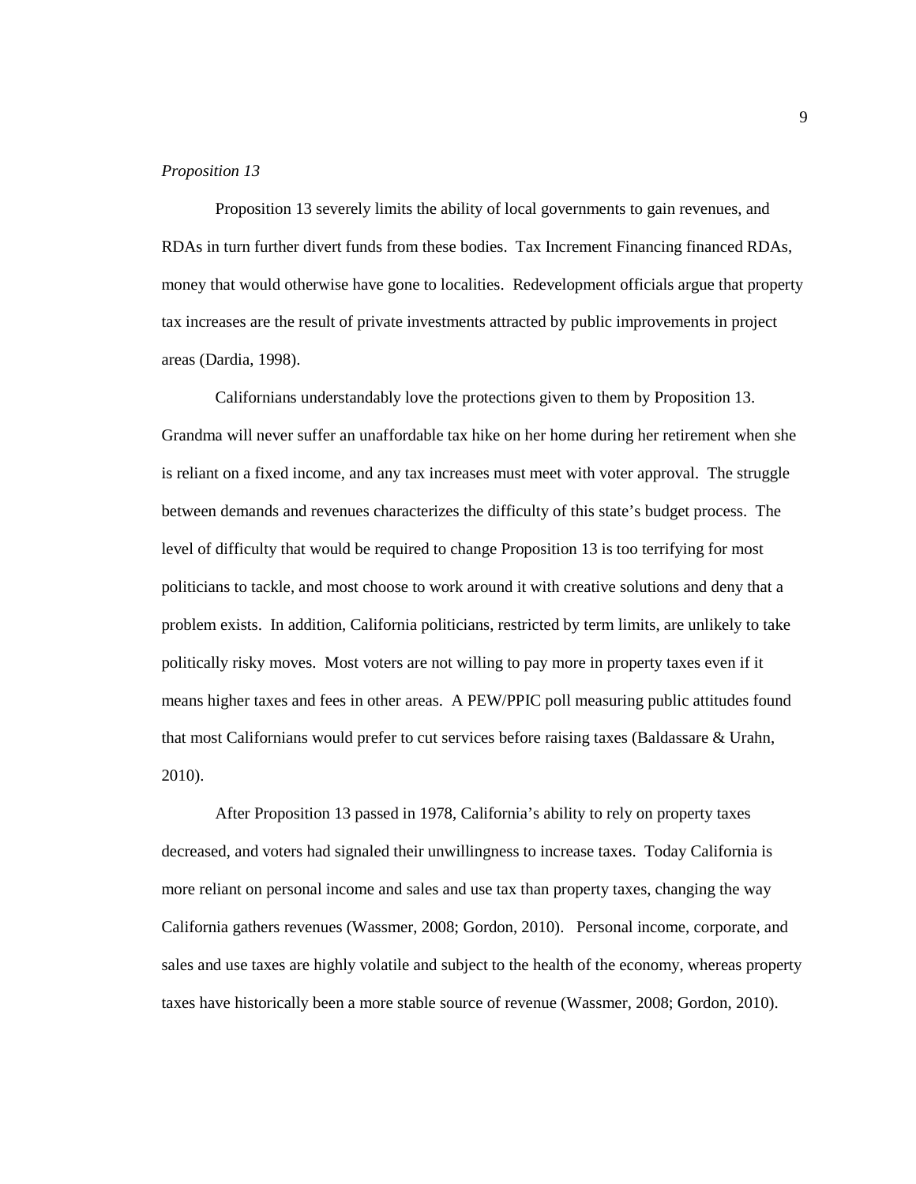*Proposition 13*

Proposition 13 severely limits the ability of local governments to gain revenues, and RDAs in turn further divert funds from these bodies. Tax Increment Financing financed RDAs, money that would otherwise have gone to localities. Redevelopment officials argue that property tax increases are the result of private investments attracted by public improvements in project areas (Dardia, 1998).

Californians understandably love the protections given to them by Proposition 13. Grandma will never suffer an unaffordable tax hike on her home during her retirement when she is reliant on a fixed income, and any tax increases must meet with voter approval. The struggle between demands and revenues characterizes the difficulty of this state's budget process. The level of difficulty that would be required to change Proposition 13 is too terrifying for most politicians to tackle, and most choose to work around it with creative solutions and deny that a problem exists. In addition, California politicians, restricted by term limits, are unlikely to take politically risky moves. Most voters are not willing to pay more in property taxes even if it means higher taxes and fees in other areas. A PEW/PPIC poll measuring public attitudes found that most Californians would prefer to cut services before raising taxes (Baldassare & Urahn, 2010).

After Proposition 13 passed in 1978, California's ability to rely on property taxes decreased, and voters had signaled their unwillingness to increase taxes. Today California is more reliant on personal income and sales and use tax than property taxes, changing the way California gathers revenues (Wassmer, 2008; Gordon, 2010). Personal income, corporate, and sales and use taxes are highly volatile and subject to the health of the economy, whereas property taxes have historically been a more stable source of revenue (Wassmer, 2008; Gordon, 2010).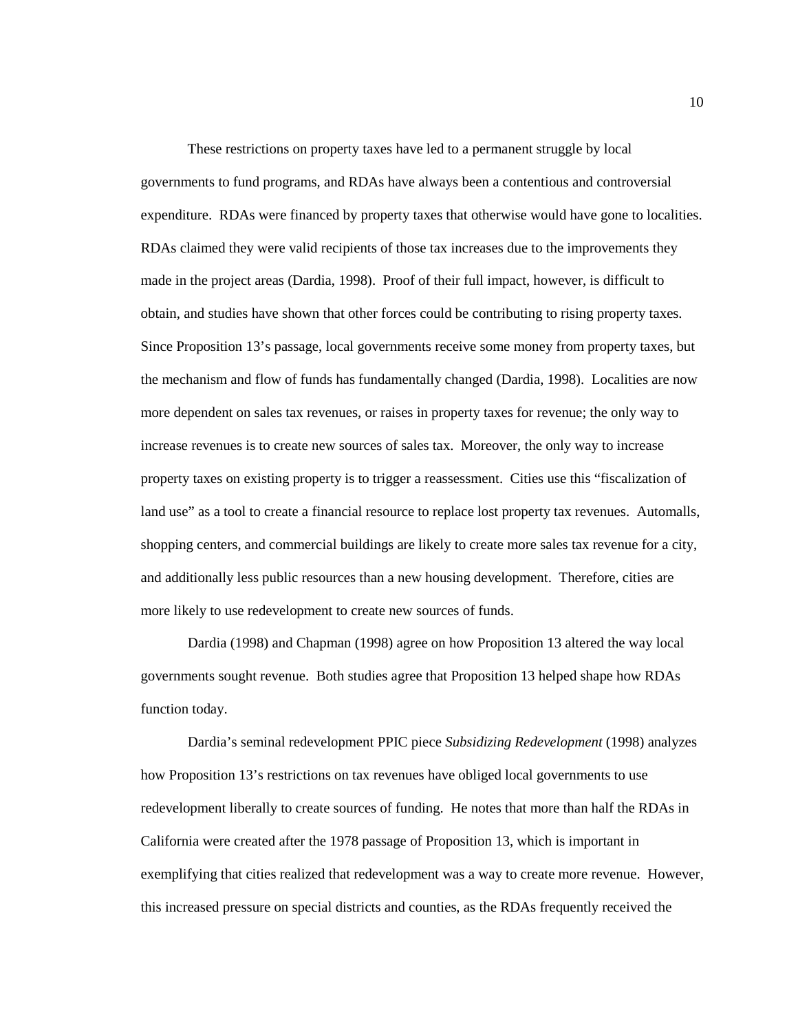These restrictions on property taxes have led to a permanent struggle by local governments to fund programs, and RDAs have always been a contentious and controversial expenditure. RDAs were financed by property taxes that otherwise would have gone to localities. RDAs claimed they were valid recipients of those tax increases due to the improvements they made in the project areas (Dardia, 1998). Proof of their full impact, however, is difficult to obtain, and studies have shown that other forces could be contributing to rising property taxes. Since Proposition 13's passage, local governments receive some money from property taxes, but the mechanism and flow of funds has fundamentally changed (Dardia, 1998). Localities are now more dependent on sales tax revenues, or raises in property taxes for revenue; the only way to increase revenues is to create new sources of sales tax. Moreover, the only way to increase property taxes on existing property is to trigger a reassessment. Cities use this "fiscalization of land use" as a tool to create a financial resource to replace lost property tax revenues. Automalls, shopping centers, and commercial buildings are likely to create more sales tax revenue for a city, and additionally less public resources than a new housing development. Therefore, cities are more likely to use redevelopment to create new sources of funds.

Dardia (1998) and Chapman (1998) agree on how Proposition 13 altered the way local governments sought revenue. Both studies agree that Proposition 13 helped shape how RDAs function today.

Dardia's seminal redevelopment PPIC piece *Subsidizing Redevelopment* (1998) analyzes how Proposition 13's restrictions on tax revenues have obliged local governments to use redevelopment liberally to create sources of funding. He notes that more than half the RDAs in California were created after the 1978 passage of Proposition 13, which is important in exemplifying that cities realized that redevelopment was a way to create more revenue. However, this increased pressure on special districts and counties, as the RDAs frequently received the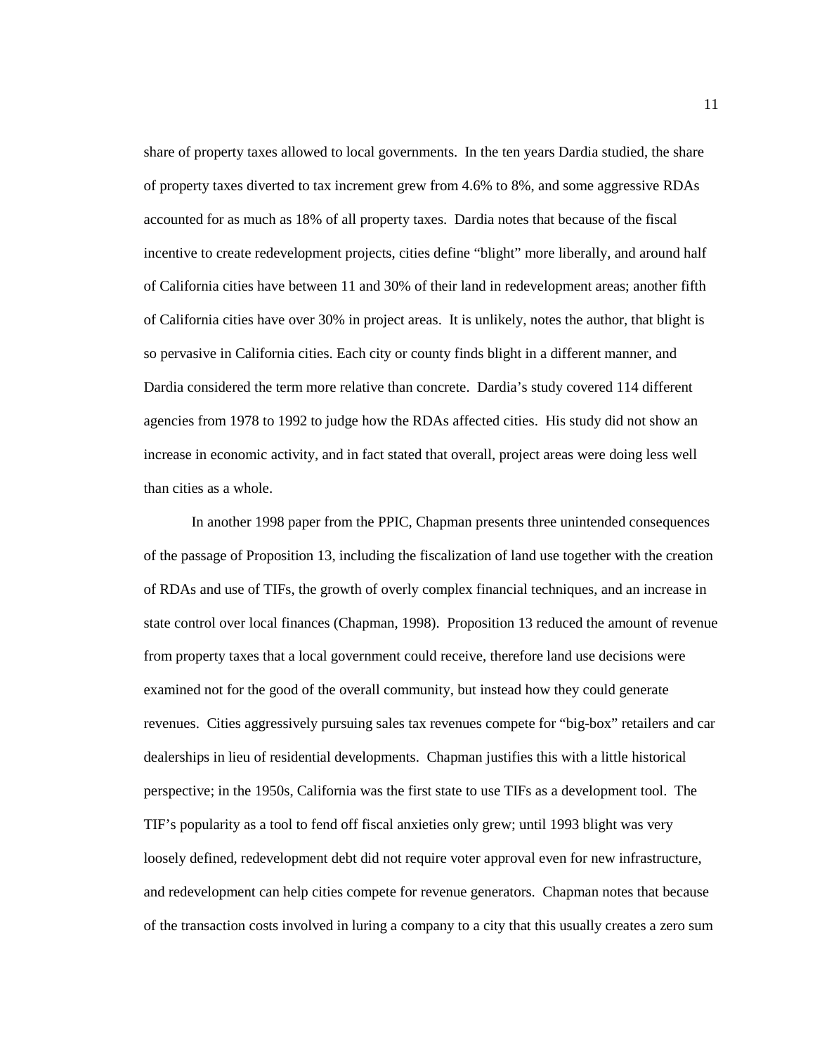share of property taxes allowed to local governments. In the ten years Dardia studied, the share of property taxes diverted to tax increment grew from 4.6% to 8%, and some aggressive RDAs accounted for as much as 18% of all property taxes. Dardia notes that because of the fiscal incentive to create redevelopment projects, cities define "blight" more liberally, and around half of California cities have between 11 and 30% of their land in redevelopment areas; another fifth of California cities have over 30% in project areas. It is unlikely, notes the author, that blight is so pervasive in California cities. Each city or county finds blight in a different manner, and Dardia considered the term more relative than concrete. Dardia's study covered 114 different agencies from 1978 to 1992 to judge how the RDAs affected cities. His study did not show an increase in economic activity, and in fact stated that overall, project areas were doing less well than cities as a whole.

In another 1998 paper from the PPIC, Chapman presents three unintended consequences of the passage of Proposition 13, including the fiscalization of land use together with the creation of RDAs and use of TIFs, the growth of overly complex financial techniques, and an increase in state control over local finances (Chapman, 1998). Proposition 13 reduced the amount of revenue from property taxes that a local government could receive, therefore land use decisions were examined not for the good of the overall community, but instead how they could generate revenues. Cities aggressively pursuing sales tax revenues compete for "big-box" retailers and car dealerships in lieu of residential developments. Chapman justifies this with a little historical perspective; in the 1950s, California was the first state to use TIFs as a development tool. The TIF's popularity as a tool to fend off fiscal anxieties only grew; until 1993 blight was very loosely defined, redevelopment debt did not require voter approval even for new infrastructure, and redevelopment can help cities compete for revenue generators. Chapman notes that because of the transaction costs involved in luring a company to a city that this usually creates a zero sum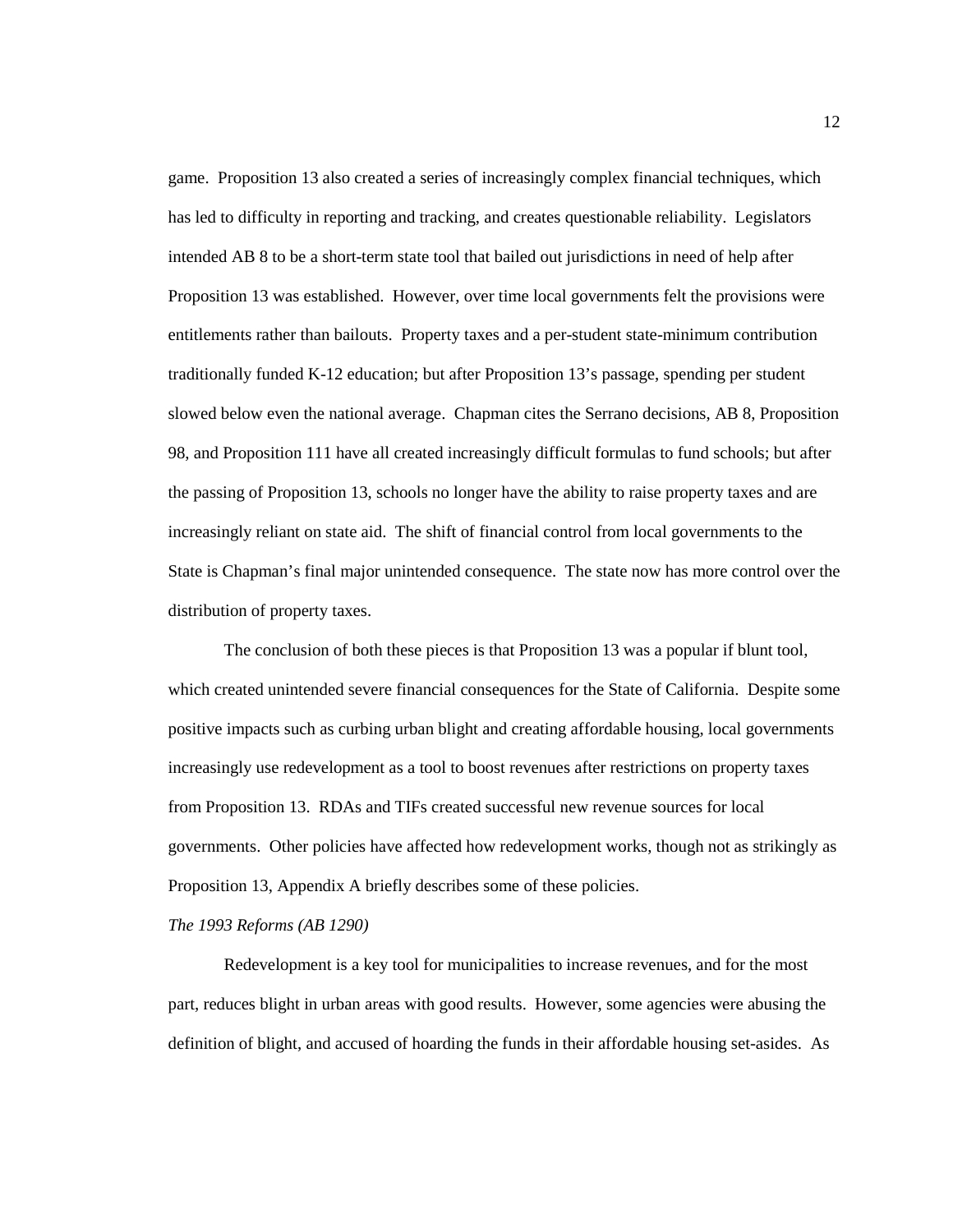game. Proposition 13 also created a series of increasingly complex financial techniques, which has led to difficulty in reporting and tracking, and creates questionable reliability. Legislators intended AB 8 to be a short-term state tool that bailed out jurisdictions in need of help after Proposition 13 was established. However, over time local governments felt the provisions were entitlements rather than bailouts. Property taxes and a per-student state-minimum contribution traditionally funded K-12 education; but after Proposition 13's passage, spending per student slowed below even the national average. Chapman cites the Serrano decisions, AB 8, Proposition 98, and Proposition 111 have all created increasingly difficult formulas to fund schools; but after the passing of Proposition 13, schools no longer have the ability to raise property taxes and are increasingly reliant on state aid. The shift of financial control from local governments to the State is Chapman's final major unintended consequence. The state now has more control over the distribution of property taxes.

The conclusion of both these pieces is that Proposition 13 was a popular if blunt tool, which created unintended severe financial consequences for the State of California. Despite some positive impacts such as curbing urban blight and creating affordable housing, local governments increasingly use redevelopment as a tool to boost revenues after restrictions on property taxes from Proposition 13. RDAs and TIFs created successful new revenue sources for local governments. Other policies have affected how redevelopment works, though not as strikingly as Proposition 13, Appendix A briefly describes some of these policies.

*The 1993 Reforms (AB 1290)*

Redevelopment is a key tool for municipalities to increase revenues, and for the most part, reduces blight in urban areas with good results. However, some agencies were abusing the definition of blight, and accused of hoarding the funds in their affordable housing set-asides. As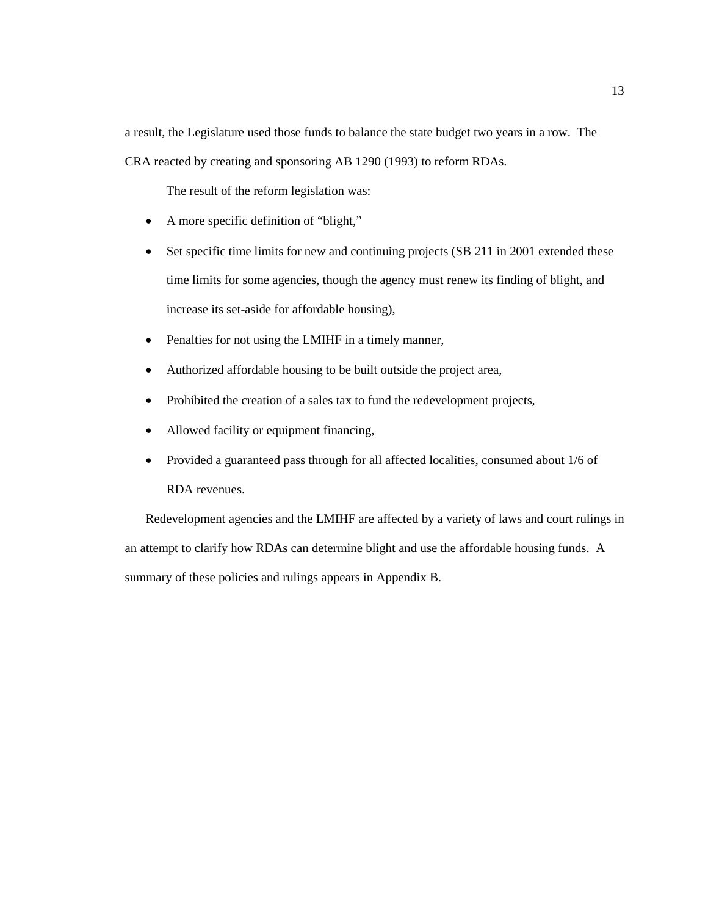a result, the Legislature used those funds to balance the state budget two years in a row. The CRA reacted by creating and sponsoring AB 1290 (1993) to reform RDAs.

The result of the reform legislation was:

- A more specific definition of "blight,"
- Set specific time limits for new and continuing projects (SB 211 in 2001 extended these time limits for some agencies, though the agency must renew its finding of blight, and increase its set-aside for affordable housing),
- Penalties for not using the LMIHF in a timely manner,
- Authorized affordable housing to be built outside the project area,
- Prohibited the creation of a sales tax to fund the redevelopment projects,
- Allowed facility or equipment financing,
- Provided a guaranteed pass through for all affected localities, consumed about 1/6 of RDA revenues.

Redevelopment agencies and the LMIHF are affected by a variety of laws and court rulings in an attempt to clarify how RDAs can determine blight and use the affordable housing funds. A summary of these policies and rulings appears in Appendix B.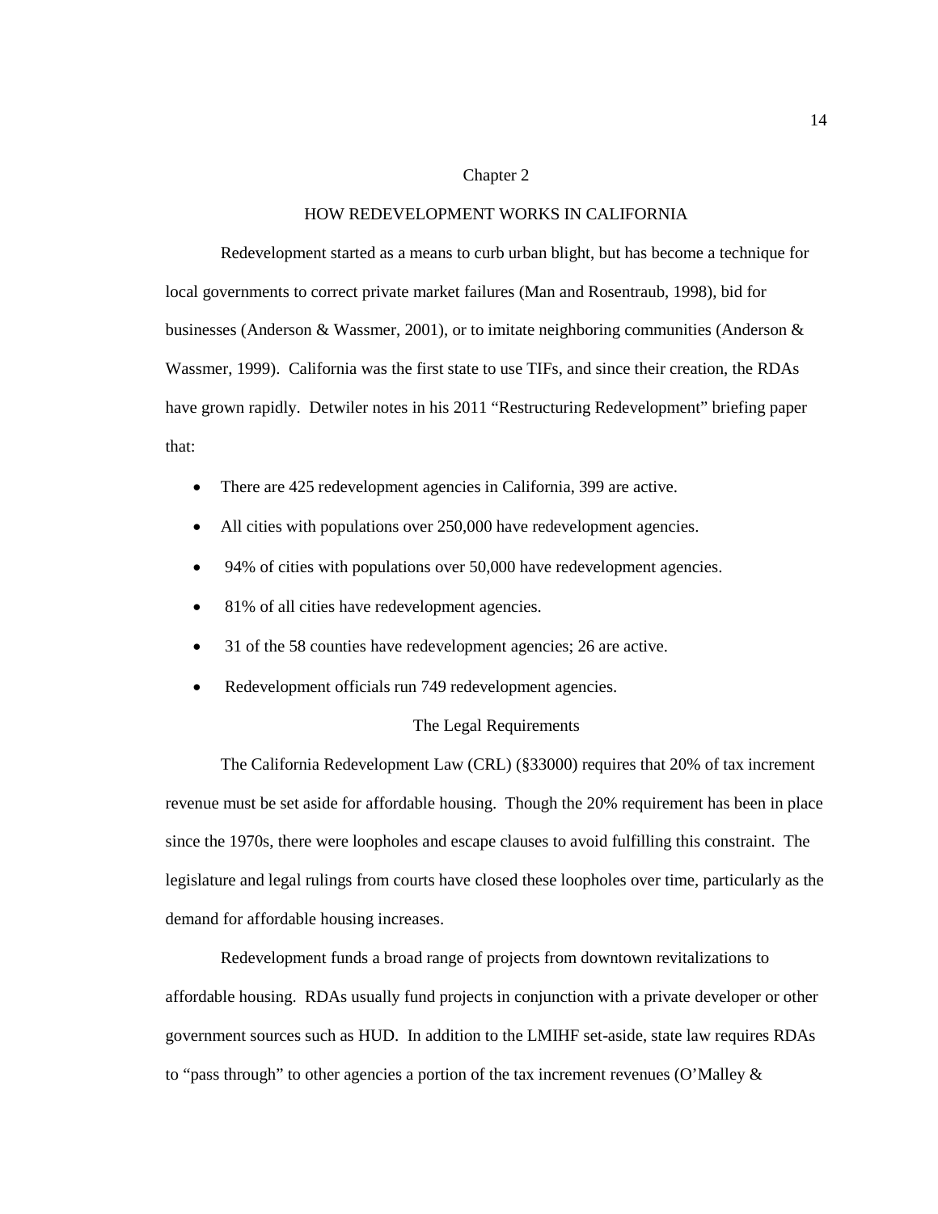# Chapter 2

## HOW REDEVELOPMENT WORKS IN CALIFORNIA

Redevelopment started as a means to curb urban blight, but has become a technique for local governments to correct private market failures (Man and Rosentraub, 1998), bid for businesses (Anderson & Wassmer, 2001), or to imitate neighboring communities (Anderson & Wassmer, 1999). California was the first state to use TIFs, and since their creation, the RDAs have grown rapidly. Detwiler notes in his 2011 "Restructuring Redevelopment" briefing paper that:

- There are 425 redevelopment agencies in California, 399 are active.
- All cities with populations over 250,000 have redevelopment agencies.
- 94% of cities with populations over 50,000 have redevelopment agencies.
- 81% of all cities have redevelopment agencies.
- 31 of the 58 counties have redevelopment agencies; 26 are active.
- Redevelopment officials run 749 redevelopment agencies.

### The Legal Requirements

The California Redevelopment Law (CRL) (§33000) requires that 20% of tax increment revenue must be set aside for affordable housing. Though the 20% requirement has been in place since the 1970s, there were loopholes and escape clauses to avoid fulfilling this constraint. The legislature and legal rulings from courts have closed these loopholes over time, particularly as the demand for affordable housing increases.

Redevelopment funds a broad range of projects from downtown revitalizations to affordable housing. RDAs usually fund projects in conjunction with a private developer or other government sources such as HUD. In addition to the LMIHF set-aside, state law requires RDAs to "pass through" to other agencies a portion of the tax increment revenues (O'Malley &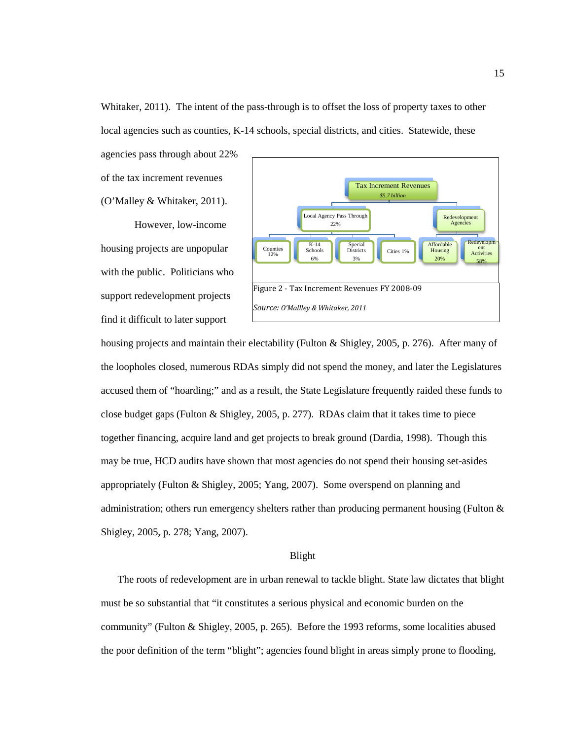Whitaker, 2011). The intent of the pass-through is to offset the loss of property taxes to other local agencies such as counties, K-14 schools, special districts, and cities. Statewide, these agencies pass through about 22% of the tax increment revenues (O'Malley & Whitaker, 2011).

However, low-income housing projects are unpopular with the public. Politicians who support redevelopment projects find it difficult to later support housing projects and maintain their electability (Fulton & Shigley, 2005, p. 276). After many of the loopholes closed, numerous RDAs simply did not spend the money, and later the Legislatures accused them of "hoarding;" and as a result, the State Legislature frequently raided these funds to close budget gaps (Fulton & Shigley, 2005, p. 277). RDAs claim that it takes time to piece together financing, acquire land and get projects to break ground (Dardia, 1998). Though this may be true, HCD audits have shown that most agencies do not spend their housing set-asides appropriately (Fulton & Shigley, 2005; Yang, 2007). Some overspend on planning and administration; others run emergency shelters rather than producing permanent housing (Fulton & Shigley, 2005, p. 278; Yang, 2007).

- Tax Increment Revenues *$5.7 billion*
  - Local Agency Pass Through 22%
    - Counties 12%
    - K-14 Schools 6%
    - Special Districts 3%
    - Cities 1%
  - Redevelopment Agencies
    - Affordable Housing 20%
    - Redevelopment Activities 58%

Figure 2 - Tax Increment Revenues FY 2008-09

*Source: O'Mallley & Whitaker, 2011*

## Blight

The roots of redevelopment are in urban renewal to tackle blight. State law dictates that blight must be so substantial that "it constitutes a serious physical and economic burden on the community" (Fulton & Shigley, 2005, p. 265). Before the 1993 reforms, some localities abused the poor definition of the term "blight"; agencies found blight in areas simply prone to flooding,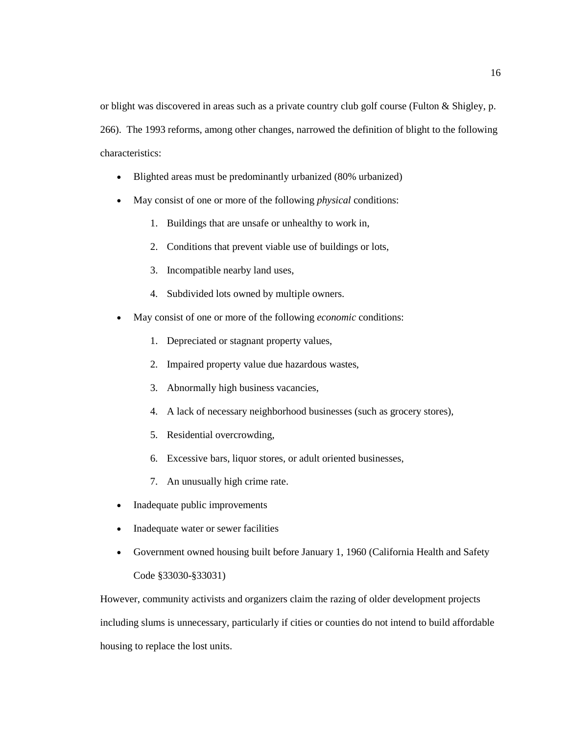or blight was discovered in areas such as a private country club golf course (Fulton & Shigley, p. 266). The 1993 reforms, among other changes, narrowed the definition of blight to the following characteristics:

- Blighted areas must be predominantly urbanized (80% urbanized)
- May consist of one or more of the following *physical* conditions:
    1. Buildings that are unsafe or unhealthy to work in,
    2. Conditions that prevent viable use of buildings or lots,
    3. Incompatible nearby land uses,
    4. Subdivided lots owned by multiple owners.
- May consist of one or more of the following *economic* conditions:
    1. Depreciated or stagnant property values,
    2. Impaired property value due hazardous wastes,
    3. Abnormally high business vacancies,
    4. A lack of necessary neighborhood businesses (such as grocery stores),
    5. Residential overcrowding,
    6. Excessive bars, liquor stores, or adult oriented businesses,
    7. An unusually high crime rate.
- Inadequate public improvements
- Inadequate water or sewer facilities
- Government owned housing built before January 1, 1960 (California Health and Safety Code §33030-§33031)

However, community activists and organizers claim the razing of older development projects including slums is unnecessary, particularly if cities or counties do not intend to build affordable housing to replace the lost units.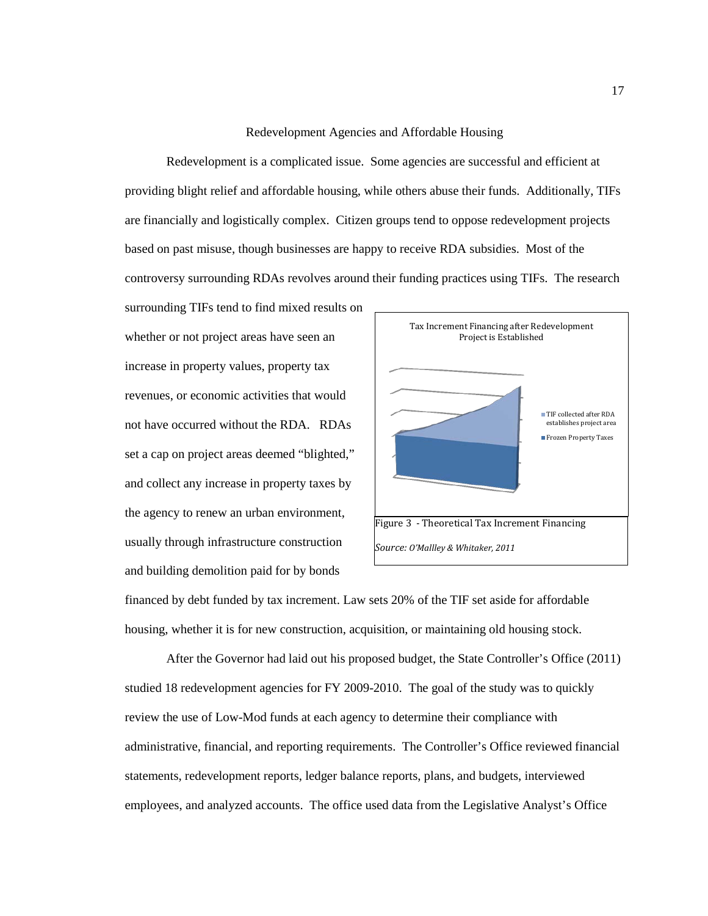## Redevelopment Agencies and Affordable Housing

Redevelopment is a complicated issue. Some agencies are successful and efficient at providing blight relief and affordable housing, while others abuse their funds. Additionally, TIFs are financially and logistically complex. Citizen groups tend to oppose redevelopment projects based on past misuse, though businesses are happy to receive RDA subsidies. Most of the controversy surrounding RDAs revolves around their funding practices using TIFs. The research surrounding TIFs tend to find mixed results on whether or not project areas have seen an increase in property values, property tax revenues, or economic activities that would not have occurred without the RDA. RDAs set a cap on project areas deemed "blighted," and collect any increase in property taxes by the agency to renew an urban environment, usually through infrastructure construction and building demolition paid for by bonds financed by debt funded by tax increment. Law sets 20% of the TIF set aside for affordable housing, whether it is for new construction, acquisition, or maintaining old housing stock.

Tax Increment Financing after Redevelopment Project is Established

- TIF collected after RDA establishes project area
- Frozen Property Taxes

Figure 3 - Theoretical Tax Increment Financing

*Source: O'Mallley & Whitaker, 2011*

After the Governor had laid out his proposed budget, the State Controller's Office (2011) studied 18 redevelopment agencies for FY 2009-2010. The goal of the study was to quickly review the use of Low-Mod funds at each agency to determine their compliance with administrative, financial, and reporting requirements. The Controller's Office reviewed financial statements, redevelopment reports, ledger balance reports, plans, and budgets, interviewed employees, and analyzed accounts. The office used data from the Legislative Analyst's Office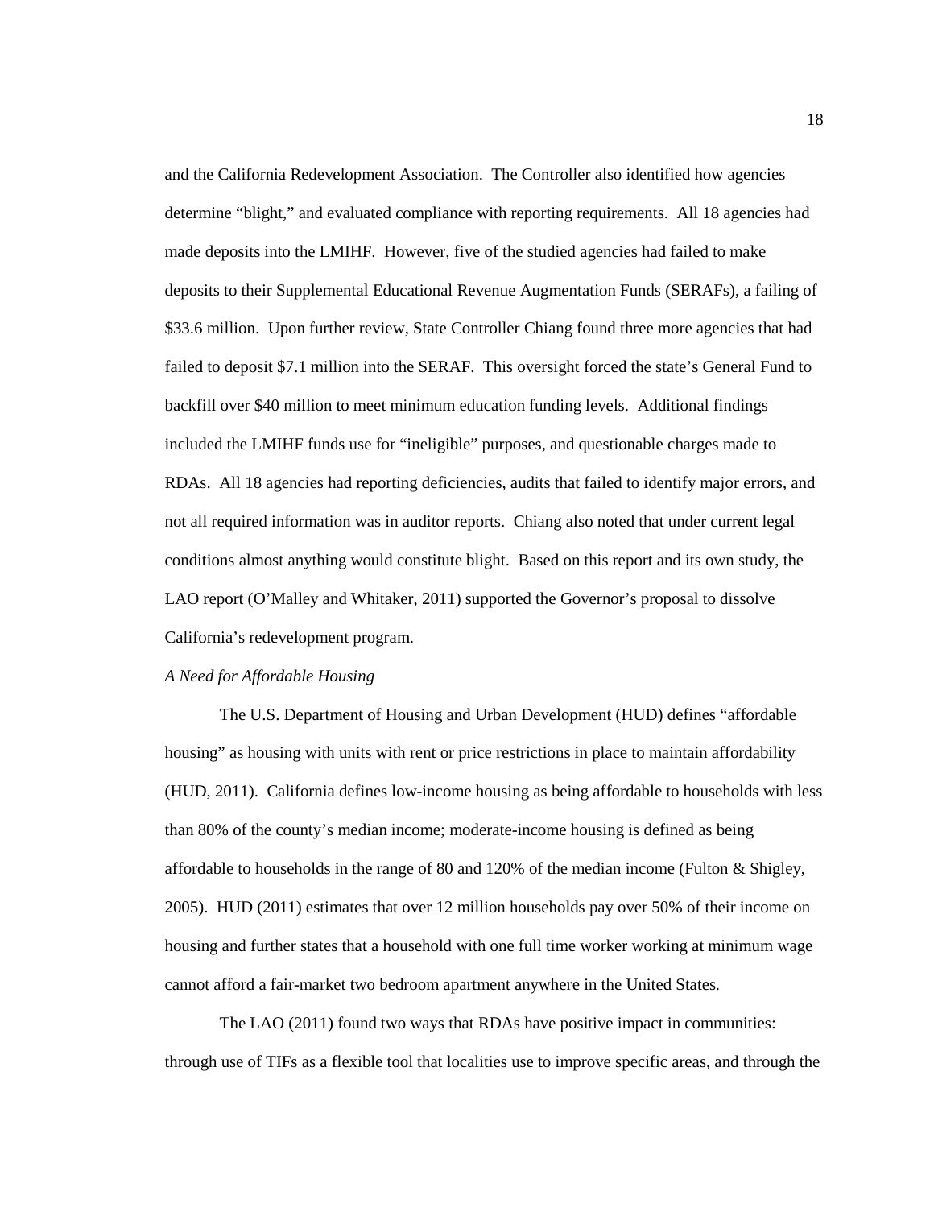and the California Redevelopment Association. The Controller also identified how agencies determine "blight," and evaluated compliance with reporting requirements. All 18 agencies had made deposits into the LMIHF. However, five of the studied agencies had failed to make deposits to their Supplemental Educational Revenue Augmentation Funds (SERAFs), a failing of $33.6 million. Upon further review, State Controller Chiang found three more agencies that had failed to deposit $7.1 million into the SERAF. This oversight forced the state's General Fund to backfill over $40 million to meet minimum education funding levels. Additional findings included the LMIHF funds use for "ineligible" purposes, and questionable charges made to RDAs. All 18 agencies had reporting deficiencies, audits that failed to identify major errors, and not all required information was in auditor reports. Chiang also noted that under current legal conditions almost anything would constitute blight. Based on this report and its own study, the LAO report (O'Malley and Whitaker, 2011) supported the Governor's proposal to dissolve California's redevelopment program.

*A Need for Affordable Housing*

The U.S. Department of Housing and Urban Development (HUD) defines "affordable housing" as housing with units with rent or price restrictions in place to maintain affordability (HUD, 2011). California defines low-income housing as being affordable to households with less than 80% of the county's median income; moderate-income housing is defined as being affordable to households in the range of 80 and 120% of the median income (Fulton & Shigley, 2005). HUD (2011) estimates that over 12 million households pay over 50% of their income on housing and further states that a household with one full time worker working at minimum wage cannot afford a fair-market two bedroom apartment anywhere in the United States.

The LAO (2011) found two ways that RDAs have positive impact in communities: through use of TIFs as a flexible tool that localities use to improve specific areas, and through the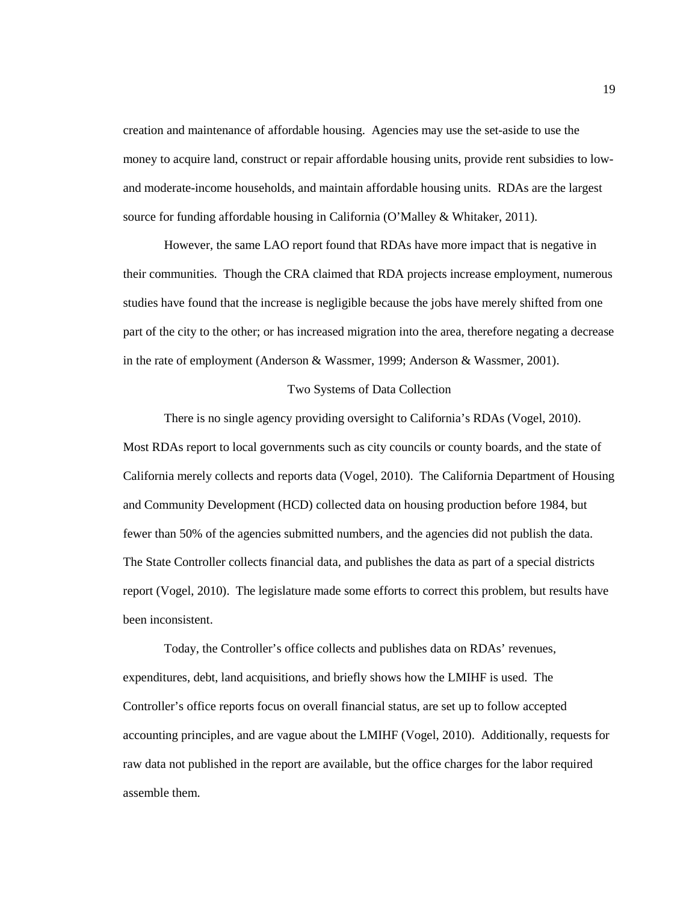creation and maintenance of affordable housing. Agencies may use the set-aside to use the money to acquire land, construct or repair affordable housing units, provide rent subsidies to low- and moderate-income households, and maintain affordable housing units. RDAs are the largest source for funding affordable housing in California (O'Malley & Whitaker, 2011).

However, the same LAO report found that RDAs have more impact that is negative in their communities. Though the CRA claimed that RDA projects increase employment, numerous studies have found that the increase is negligible because the jobs have merely shifted from one part of the city to the other; or has increased migration into the area, therefore negating a decrease in the rate of employment (Anderson & Wassmer, 1999; Anderson & Wassmer, 2001).

## Two Systems of Data Collection

There is no single agency providing oversight to California's RDAs (Vogel, 2010). Most RDAs report to local governments such as city councils or county boards, and the state of California merely collects and reports data (Vogel, 2010). The California Department of Housing and Community Development (HCD) collected data on housing production before 1984, but fewer than 50% of the agencies submitted numbers, and the agencies did not publish the data. The State Controller collects financial data, and publishes the data as part of a special districts report (Vogel, 2010). The legislature made some efforts to correct this problem, but results have been inconsistent.

Today, the Controller's office collects and publishes data on RDAs' revenues, expenditures, debt, land acquisitions, and briefly shows how the LMIHF is used. The Controller's office reports focus on overall financial status, are set up to follow accepted accounting principles, and are vague about the LMIHF (Vogel, 2010). Additionally, requests for raw data not published in the report are available, but the office charges for the labor required assemble them.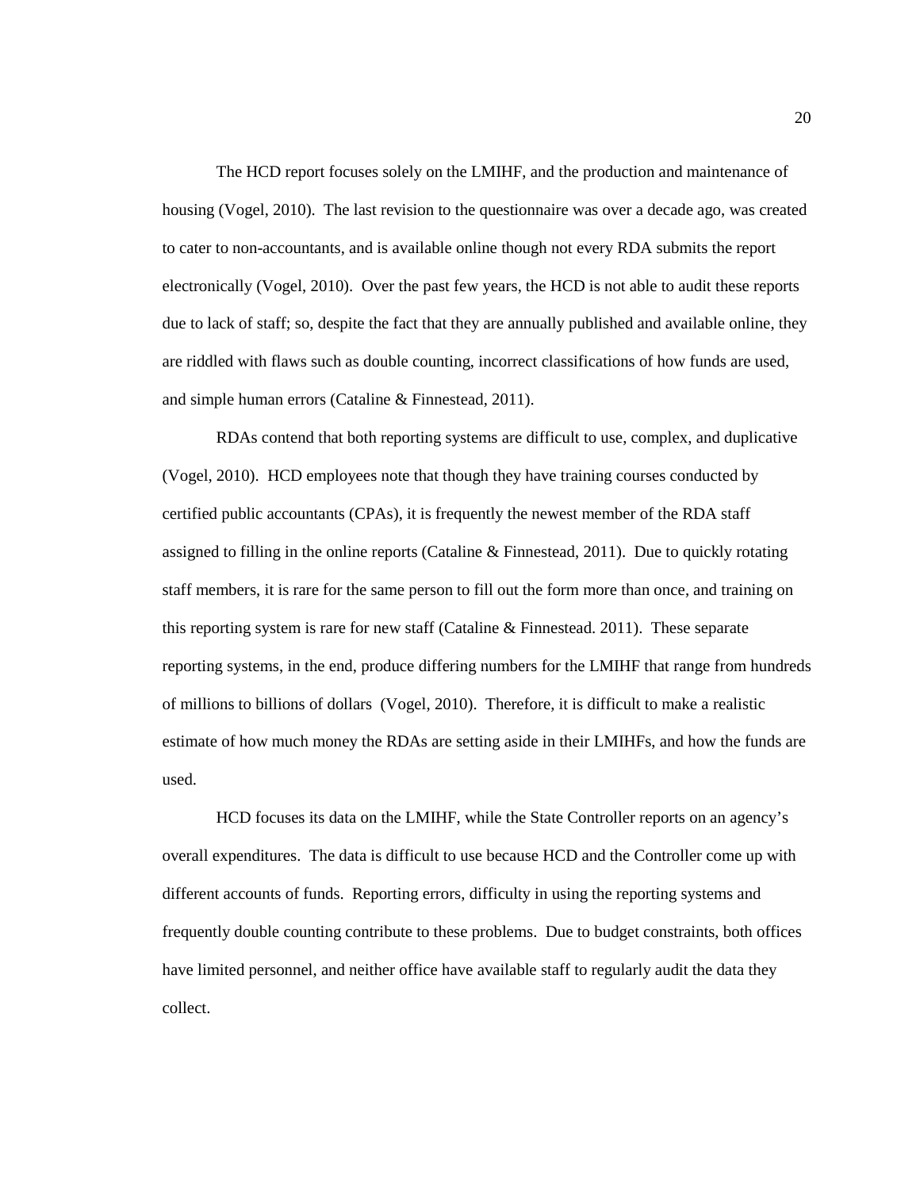The HCD report focuses solely on the LMIHF, and the production and maintenance of housing (Vogel, 2010). The last revision to the questionnaire was over a decade ago, was created to cater to non-accountants, and is available online though not every RDA submits the report electronically (Vogel, 2010). Over the past few years, the HCD is not able to audit these reports due to lack of staff; so, despite the fact that they are annually published and available online, they are riddled with flaws such as double counting, incorrect classifications of how funds are used, and simple human errors (Cataline & Finnestead, 2011).

RDAs contend that both reporting systems are difficult to use, complex, and duplicative (Vogel, 2010). HCD employees note that though they have training courses conducted by certified public accountants (CPAs), it is frequently the newest member of the RDA staff assigned to filling in the online reports (Cataline & Finnestead, 2011). Due to quickly rotating staff members, it is rare for the same person to fill out the form more than once, and training on this reporting system is rare for new staff (Cataline & Finnestead. 2011). These separate reporting systems, in the end, produce differing numbers for the LMIHF that range from hundreds of millions to billions of dollars (Vogel, 2010). Therefore, it is difficult to make a realistic estimate of how much money the RDAs are setting aside in their LMIHFs, and how the funds are used.

HCD focuses its data on the LMIHF, while the State Controller reports on an agency's overall expenditures. The data is difficult to use because HCD and the Controller come up with different accounts of funds. Reporting errors, difficulty in using the reporting systems and frequently double counting contribute to these problems. Due to budget constraints, both offices have limited personnel, and neither office have available staff to regularly audit the data they collect.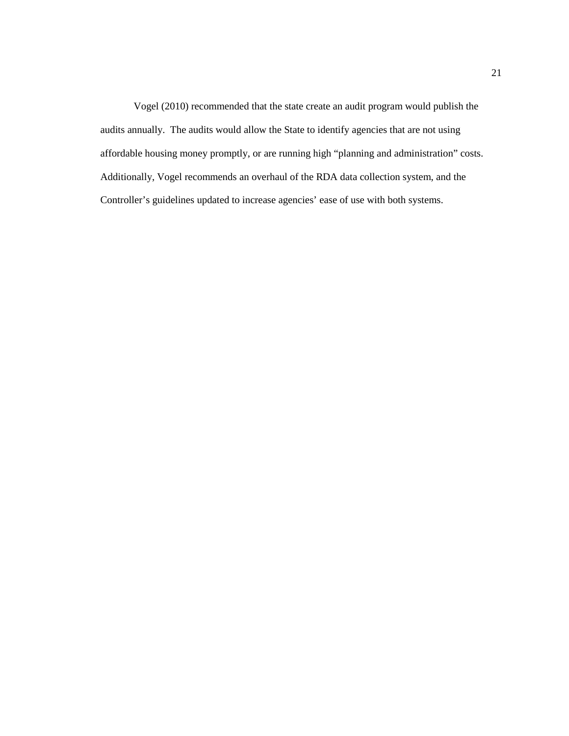Vogel (2010) recommended that the state create an audit program would publish the audits annually.  The audits would allow the State to identify agencies that are not using affordable housing money promptly, or are running high "planning and administration" costs. Additionally, Vogel recommends an overhaul of the RDA data collection system, and the Controller's guidelines updated to increase agencies' ease of use with both systems.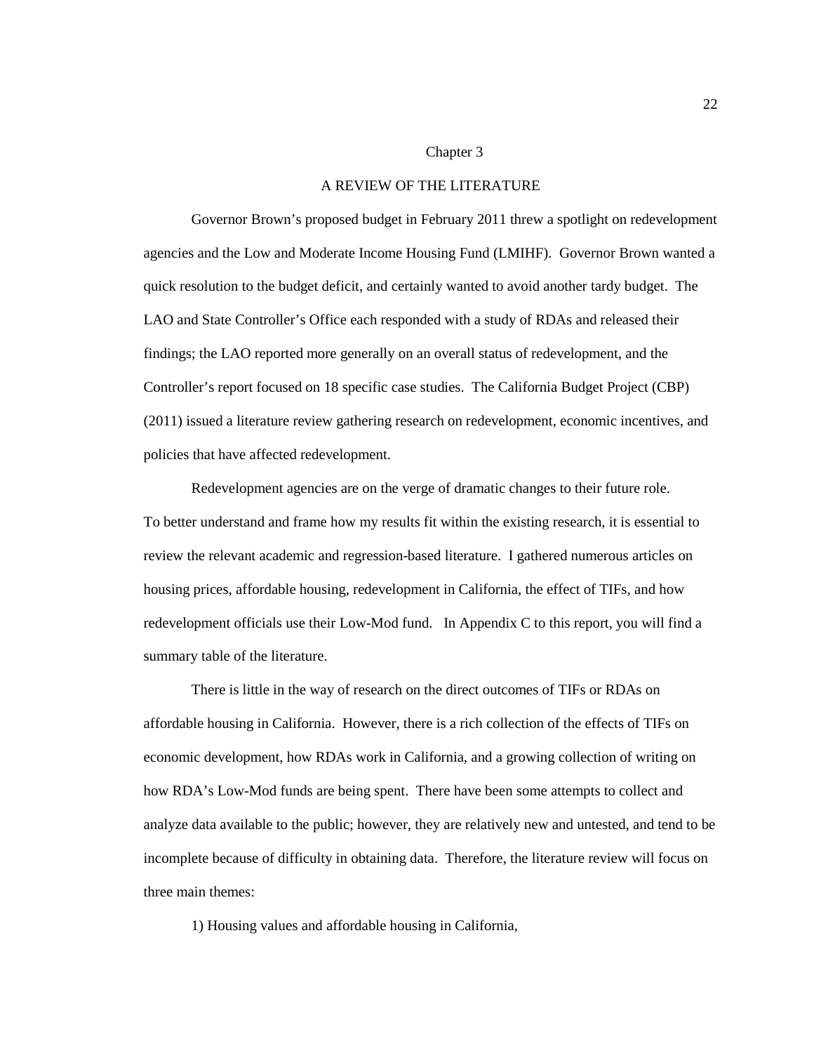# Chapter 3

## A REVIEW OF THE LITERATURE

Governor Brown's proposed budget in February 2011 threw a spotlight on redevelopment agencies and the Low and Moderate Income Housing Fund (LMIHF). Governor Brown wanted a quick resolution to the budget deficit, and certainly wanted to avoid another tardy budget. The LAO and State Controller's Office each responded with a study of RDAs and released their findings; the LAO reported more generally on an overall status of redevelopment, and the Controller's report focused on 18 specific case studies. The California Budget Project (CBP) (2011) issued a literature review gathering research on redevelopment, economic incentives, and policies that have affected redevelopment.

Redevelopment agencies are on the verge of dramatic changes to their future role. To better understand and frame how my results fit within the existing research, it is essential to review the relevant academic and regression-based literature. I gathered numerous articles on housing prices, affordable housing, redevelopment in California, the effect of TIFs, and how redevelopment officials use their Low-Mod fund. In Appendix C to this report, you will find a summary table of the literature.

There is little in the way of research on the direct outcomes of TIFs or RDAs on affordable housing in California. However, there is a rich collection of the effects of TIFs on economic development, how RDAs work in California, and a growing collection of writing on how RDA's Low-Mod funds are being spent. There have been some attempts to collect and analyze data available to the public; however, they are relatively new and untested, and tend to be incomplete because of difficulty in obtaining data. Therefore, the literature review will focus on three main themes:

1) Housing values and affordable housing in California,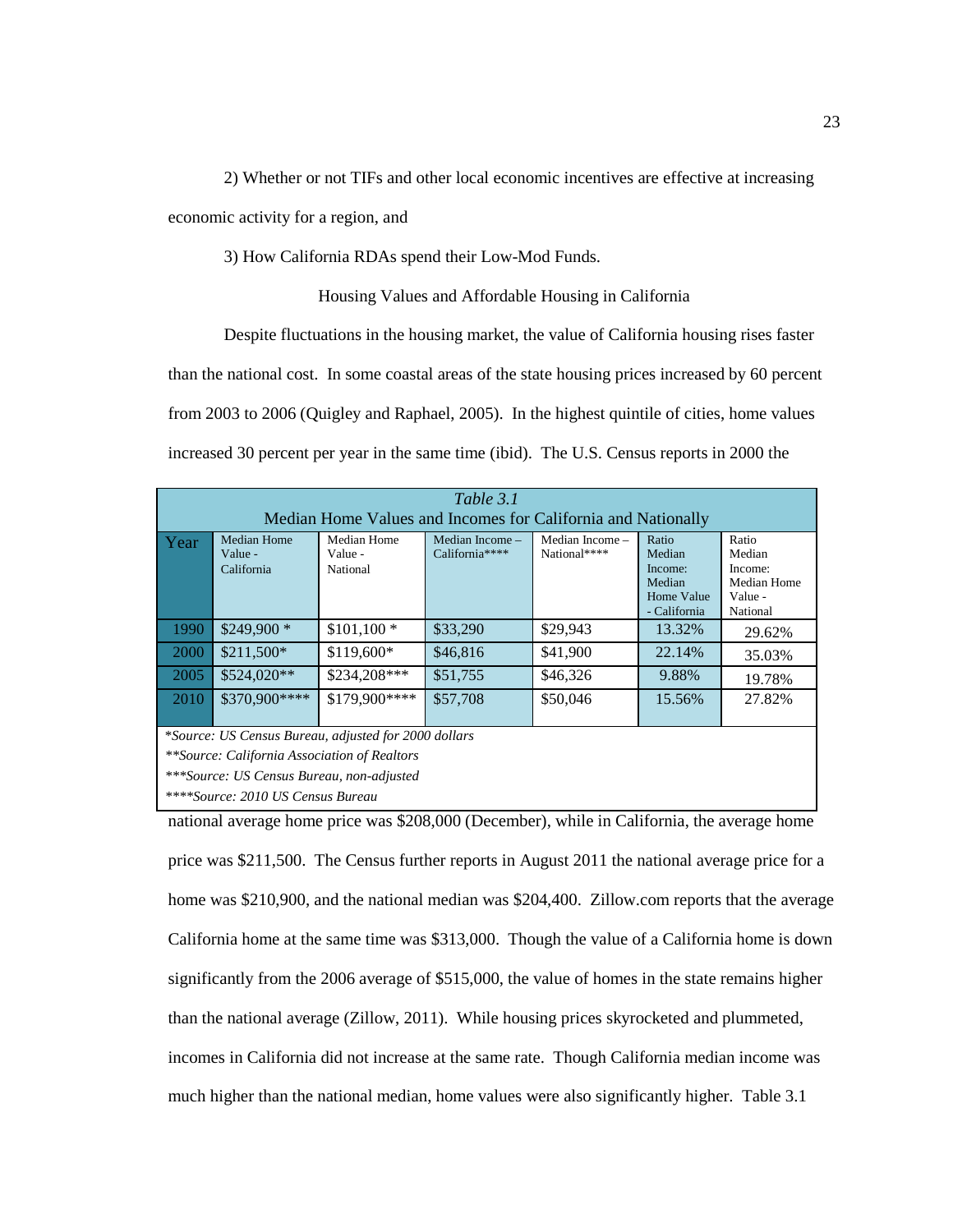2) Whether or not TIFs and other local economic incentives are effective at increasing economic activity for a region, and

3) How California RDAs spend their Low-Mod Funds.

## Housing Values and Affordable Housing in California

Despite fluctuations in the housing market, the value of California housing rises faster than the national cost. In some coastal areas of the state housing prices increased by 60 percent from 2003 to 2006 (Quigley and Raphael, 2005). In the highest quintile of cities, home values increased 30 percent per year in the same time (ibid). The U.S. Census reports in 2000 the

*Table 3.1*

Median Home Values and Incomes for California and Nationally

| Year | Median Home Value - California | Median Home Value - National | Median Income – California**** | Median Income – National**** | Ratio Median Income: Median Home Value - California | Ratio Median Income: Median Home Value - National |
|---|---|---|---|---|---|---|
| 1990 | $249,900 * | $101,100 * | $33,290 | $29,943 | 13.32% | 29.62% |
| 2000 | $211,500* | $119,600* | $46,816 | $41,900 | 22.14% | 35.03% |
| 2005 | $524,020** | $234,208*** | $51,755 | $46,326 | 9.88% | 19.78% |
| 2010 | $370,900**** | $179,900**** | $57,708 | $50,046 | 15.56% | 27.82% |

*\*Source: US Census Bureau, adjusted for 2000 dollars*
*\*\*Source: California Association of Realtors*
*\*\*\*Source: US Census Bureau, non-adjusted*
*\*\*\*\*Source: 2010 US Census Bureau*

national average home price was $208,000 (December), while in California, the average home price was $211,500. The Census further reports in August 2011 the national average price for a home was $210,900, and the national median was $204,400. Zillow.com reports that the average California home at the same time was $313,000. Though the value of a California home is down significantly from the 2006 average of $515,000, the value of homes in the state remains higher than the national average (Zillow, 2011). While housing prices skyrocketed and plummeted, incomes in California did not increase at the same rate. Though California median income was much higher than the national median, home values were also significantly higher. Table 3.1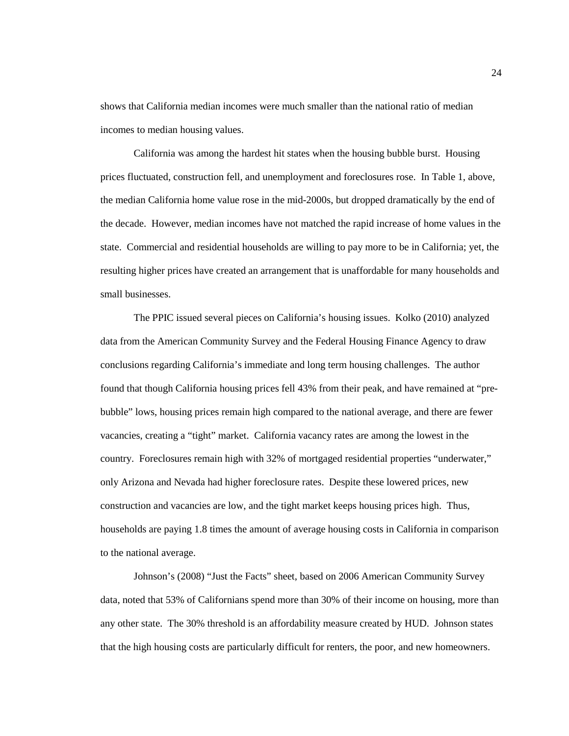shows that California median incomes were much smaller than the national ratio of median incomes to median housing values.

California was among the hardest hit states when the housing bubble burst. Housing prices fluctuated, construction fell, and unemployment and foreclosures rose. In Table 1, above, the median California home value rose in the mid-2000s, but dropped dramatically by the end of the decade. However, median incomes have not matched the rapid increase of home values in the state. Commercial and residential households are willing to pay more to be in California; yet, the resulting higher prices have created an arrangement that is unaffordable for many households and small businesses.

The PPIC issued several pieces on California's housing issues. Kolko (2010) analyzed data from the American Community Survey and the Federal Housing Finance Agency to draw conclusions regarding California's immediate and long term housing challenges. The author found that though California housing prices fell 43% from their peak, and have remained at "pre-bubble" lows, housing prices remain high compared to the national average, and there are fewer vacancies, creating a "tight" market. California vacancy rates are among the lowest in the country. Foreclosures remain high with 32% of mortgaged residential properties "underwater," only Arizona and Nevada had higher foreclosure rates. Despite these lowered prices, new construction and vacancies are low, and the tight market keeps housing prices high. Thus, households are paying 1.8 times the amount of average housing costs in California in comparison to the national average.

Johnson's (2008) "Just the Facts" sheet, based on 2006 American Community Survey data, noted that 53% of Californians spend more than 30% of their income on housing, more than any other state. The 30% threshold is an affordability measure created by HUD. Johnson states that the high housing costs are particularly difficult for renters, the poor, and new homeowners.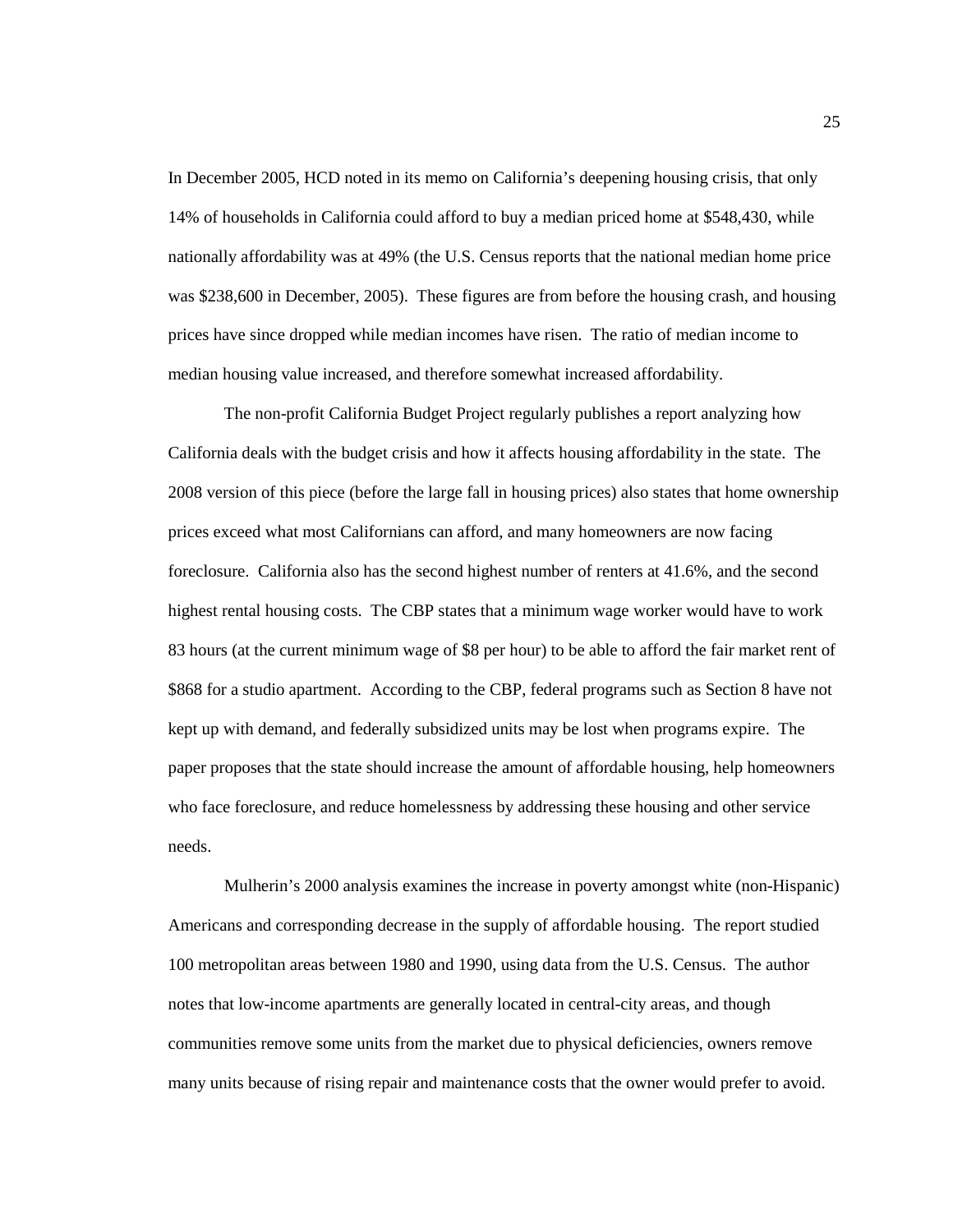In December 2005, HCD noted in its memo on California's deepening housing crisis, that only 14% of households in California could afford to buy a median priced home at $548,430, while nationally affordability was at 49% (the U.S. Census reports that the national median home price was $238,600 in December, 2005). These figures are from before the housing crash, and housing prices have since dropped while median incomes have risen. The ratio of median income to median housing value increased, and therefore somewhat increased affordability.

The non-profit California Budget Project regularly publishes a report analyzing how California deals with the budget crisis and how it affects housing affordability in the state. The 2008 version of this piece (before the large fall in housing prices) also states that home ownership prices exceed what most Californians can afford, and many homeowners are now facing foreclosure. California also has the second highest number of renters at 41.6%, and the second highest rental housing costs. The CBP states that a minimum wage worker would have to work 83 hours (at the current minimum wage of $8 per hour) to be able to afford the fair market rent of $868 for a studio apartment. According to the CBP, federal programs such as Section 8 have not kept up with demand, and federally subsidized units may be lost when programs expire. The paper proposes that the state should increase the amount of affordable housing, help homeowners who face foreclosure, and reduce homelessness by addressing these housing and other service needs.

Mulherin's 2000 analysis examines the increase in poverty amongst white (non-Hispanic) Americans and corresponding decrease in the supply of affordable housing. The report studied 100 metropolitan areas between 1980 and 1990, using data from the U.S. Census. The author notes that low-income apartments are generally located in central-city areas, and though communities remove some units from the market due to physical deficiencies, owners remove many units because of rising repair and maintenance costs that the owner would prefer to avoid.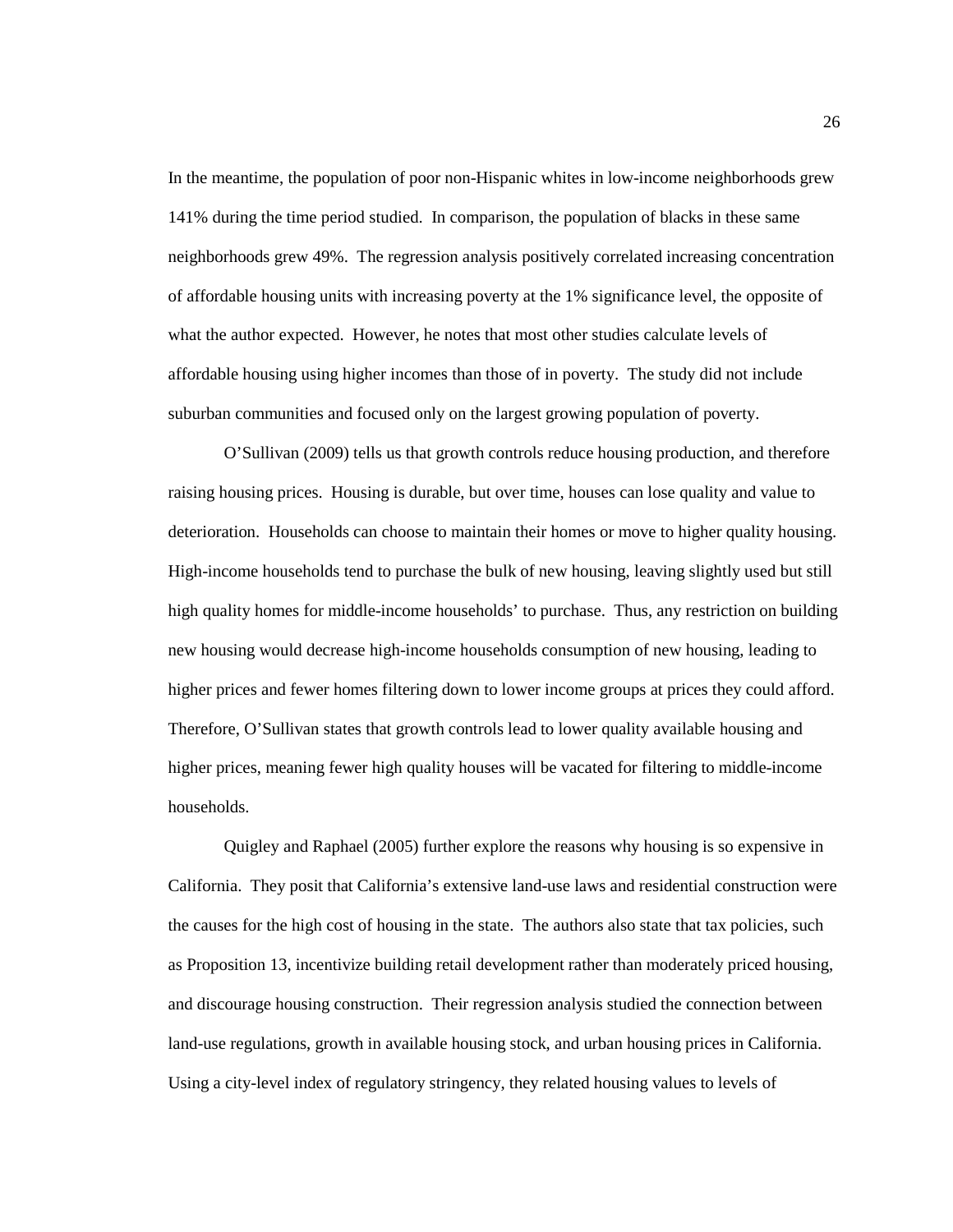In the meantime, the population of poor non-Hispanic whites in low-income neighborhoods grew 141% during the time period studied. In comparison, the population of blacks in these same neighborhoods grew 49%. The regression analysis positively correlated increasing concentration of affordable housing units with increasing poverty at the 1% significance level, the opposite of what the author expected. However, he notes that most other studies calculate levels of affordable housing using higher incomes than those of in poverty. The study did not include suburban communities and focused only on the largest growing population of poverty.

O'Sullivan (2009) tells us that growth controls reduce housing production, and therefore raising housing prices. Housing is durable, but over time, houses can lose quality and value to deterioration. Households can choose to maintain their homes or move to higher quality housing. High-income households tend to purchase the bulk of new housing, leaving slightly used but still high quality homes for middle-income households' to purchase. Thus, any restriction on building new housing would decrease high-income households consumption of new housing, leading to higher prices and fewer homes filtering down to lower income groups at prices they could afford. Therefore, O'Sullivan states that growth controls lead to lower quality available housing and higher prices, meaning fewer high quality houses will be vacated for filtering to middle-income households.

Quigley and Raphael (2005) further explore the reasons why housing is so expensive in California. They posit that California's extensive land-use laws and residential construction were the causes for the high cost of housing in the state. The authors also state that tax policies, such as Proposition 13, incentivize building retail development rather than moderately priced housing, and discourage housing construction. Their regression analysis studied the connection between land-use regulations, growth in available housing stock, and urban housing prices in California. Using a city-level index of regulatory stringency, they related housing values to levels of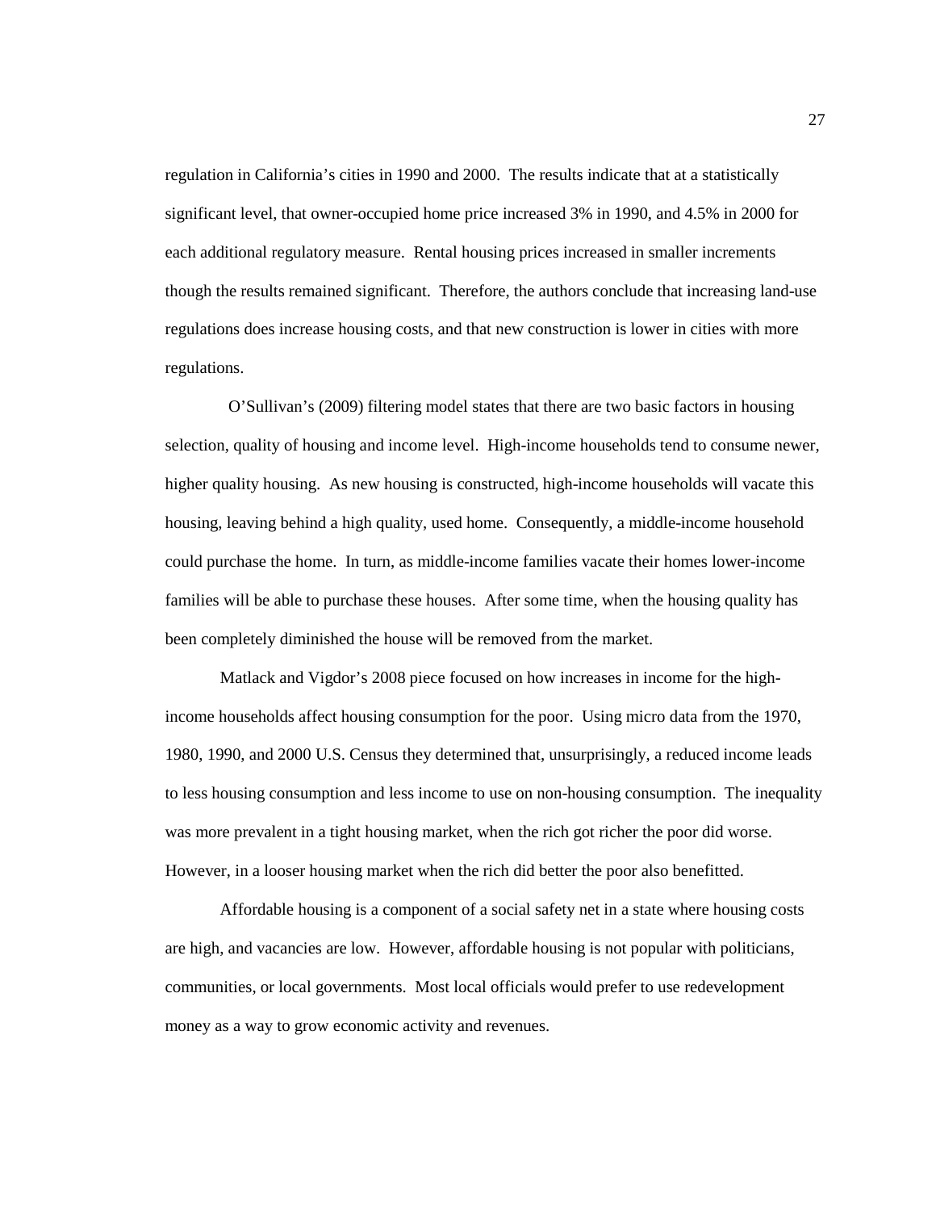regulation in California's cities in 1990 and 2000. The results indicate that at a statistically significant level, that owner-occupied home price increased 3% in 1990, and 4.5% in 2000 for each additional regulatory measure. Rental housing prices increased in smaller increments though the results remained significant. Therefore, the authors conclude that increasing land-use regulations does increase housing costs, and that new construction is lower in cities with more regulations.

O'Sullivan's (2009) filtering model states that there are two basic factors in housing selection, quality of housing and income level. High-income households tend to consume newer, higher quality housing. As new housing is constructed, high-income households will vacate this housing, leaving behind a high quality, used home. Consequently, a middle-income household could purchase the home. In turn, as middle-income families vacate their homes lower-income families will be able to purchase these houses. After some time, when the housing quality has been completely diminished the house will be removed from the market.

Matlack and Vigdor's 2008 piece focused on how increases in income for the high-income households affect housing consumption for the poor. Using micro data from the 1970, 1980, 1990, and 2000 U.S. Census they determined that, unsurprisingly, a reduced income leads to less housing consumption and less income to use on non-housing consumption. The inequality was more prevalent in a tight housing market, when the rich got richer the poor did worse. However, in a looser housing market when the rich did better the poor also benefitted.

Affordable housing is a component of a social safety net in a state where housing costs are high, and vacancies are low. However, affordable housing is not popular with politicians, communities, or local governments. Most local officials would prefer to use redevelopment money as a way to grow economic activity and revenues.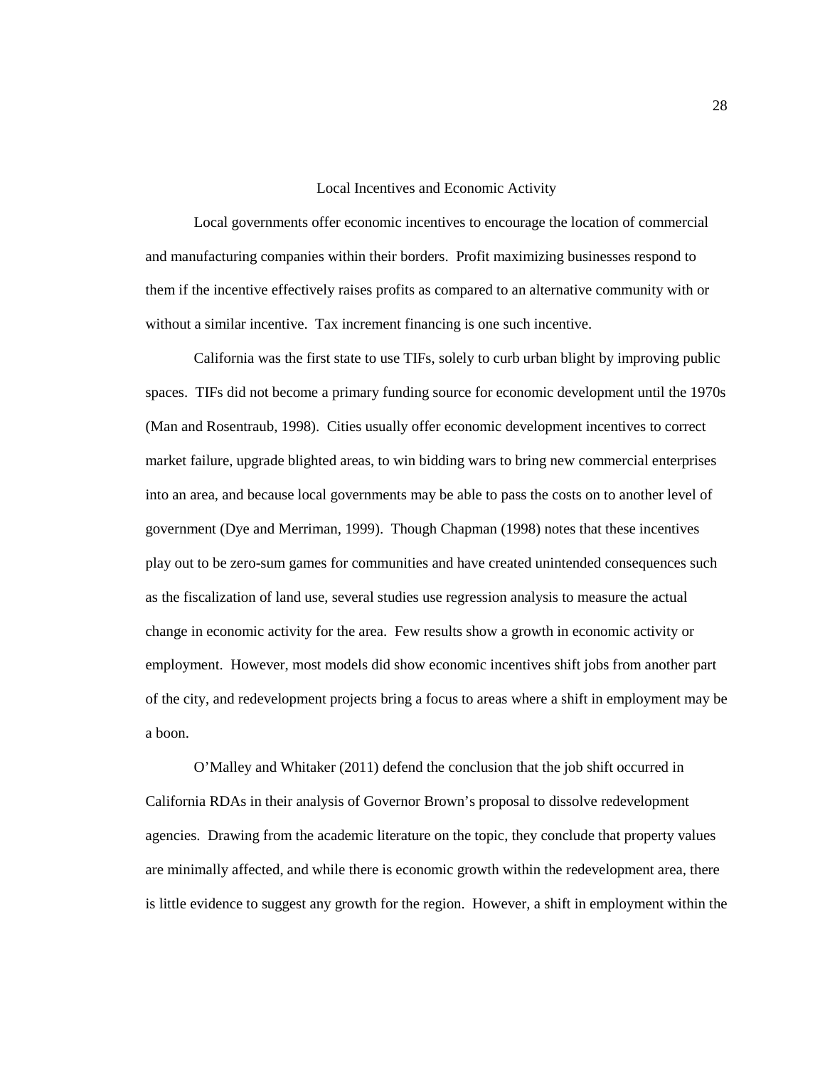## Local Incentives and Economic Activity

Local governments offer economic incentives to encourage the location of commercial and manufacturing companies within their borders. Profit maximizing businesses respond to them if the incentive effectively raises profits as compared to an alternative community with or without a similar incentive. Tax increment financing is one such incentive.

California was the first state to use TIFs, solely to curb urban blight by improving public spaces. TIFs did not become a primary funding source for economic development until the 1970s (Man and Rosentraub, 1998). Cities usually offer economic development incentives to correct market failure, upgrade blighted areas, to win bidding wars to bring new commercial enterprises into an area, and because local governments may be able to pass the costs on to another level of government (Dye and Merriman, 1999). Though Chapman (1998) notes that these incentives play out to be zero-sum games for communities and have created unintended consequences such as the fiscalization of land use, several studies use regression analysis to measure the actual change in economic activity for the area. Few results show a growth in economic activity or employment. However, most models did show economic incentives shift jobs from another part of the city, and redevelopment projects bring a focus to areas where a shift in employment may be a boon.

O'Malley and Whitaker (2011) defend the conclusion that the job shift occurred in California RDAs in their analysis of Governor Brown's proposal to dissolve redevelopment agencies. Drawing from the academic literature on the topic, they conclude that property values are minimally affected, and while there is economic growth within the redevelopment area, there is little evidence to suggest any growth for the region. However, a shift in employment within the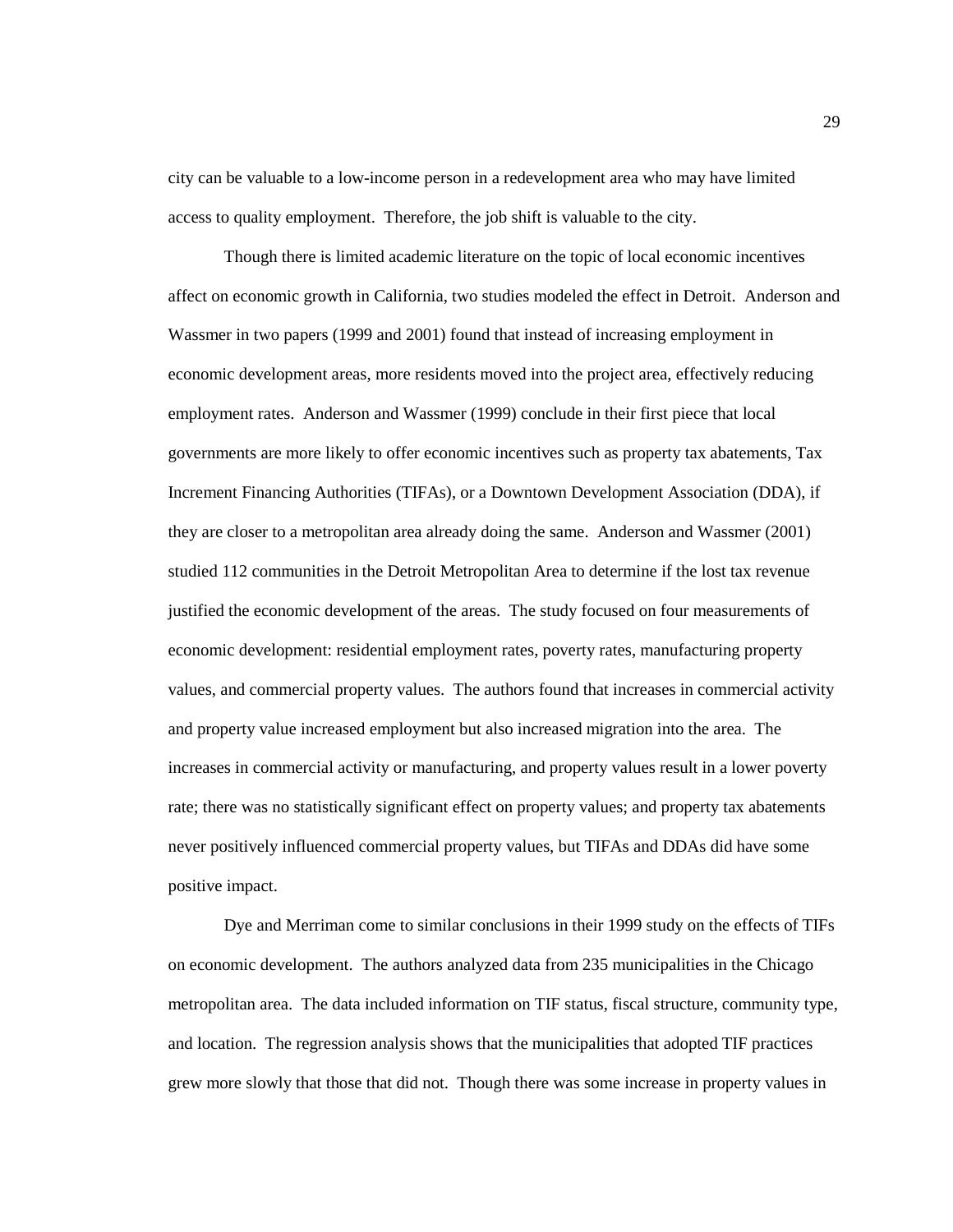city can be valuable to a low-income person in a redevelopment area who may have limited access to quality employment. Therefore, the job shift is valuable to the city.

Though there is limited academic literature on the topic of local economic incentives affect on economic growth in California, two studies modeled the effect in Detroit. Anderson and Wassmer in two papers (1999 and 2001) found that instead of increasing employment in economic development areas, more residents moved into the project area, effectively reducing employment rates. Anderson and Wassmer (1999) conclude in their first piece that local governments are more likely to offer economic incentives such as property tax abatements, Tax Increment Financing Authorities (TIFAs), or a Downtown Development Association (DDA), if they are closer to a metropolitan area already doing the same. Anderson and Wassmer (2001) studied 112 communities in the Detroit Metropolitan Area to determine if the lost tax revenue justified the economic development of the areas. The study focused on four measurements of economic development: residential employment rates, poverty rates, manufacturing property values, and commercial property values. The authors found that increases in commercial activity and property value increased employment but also increased migration into the area. The increases in commercial activity or manufacturing, and property values result in a lower poverty rate; there was no statistically significant effect on property values; and property tax abatements never positively influenced commercial property values, but TIFAs and DDAs did have some positive impact.

Dye and Merriman come to similar conclusions in their 1999 study on the effects of TIFs on economic development. The authors analyzed data from 235 municipalities in the Chicago metropolitan area. The data included information on TIF status, fiscal structure, community type, and location. The regression analysis shows that the municipalities that adopted TIF practices grew more slowly that those that did not. Though there was some increase in property values in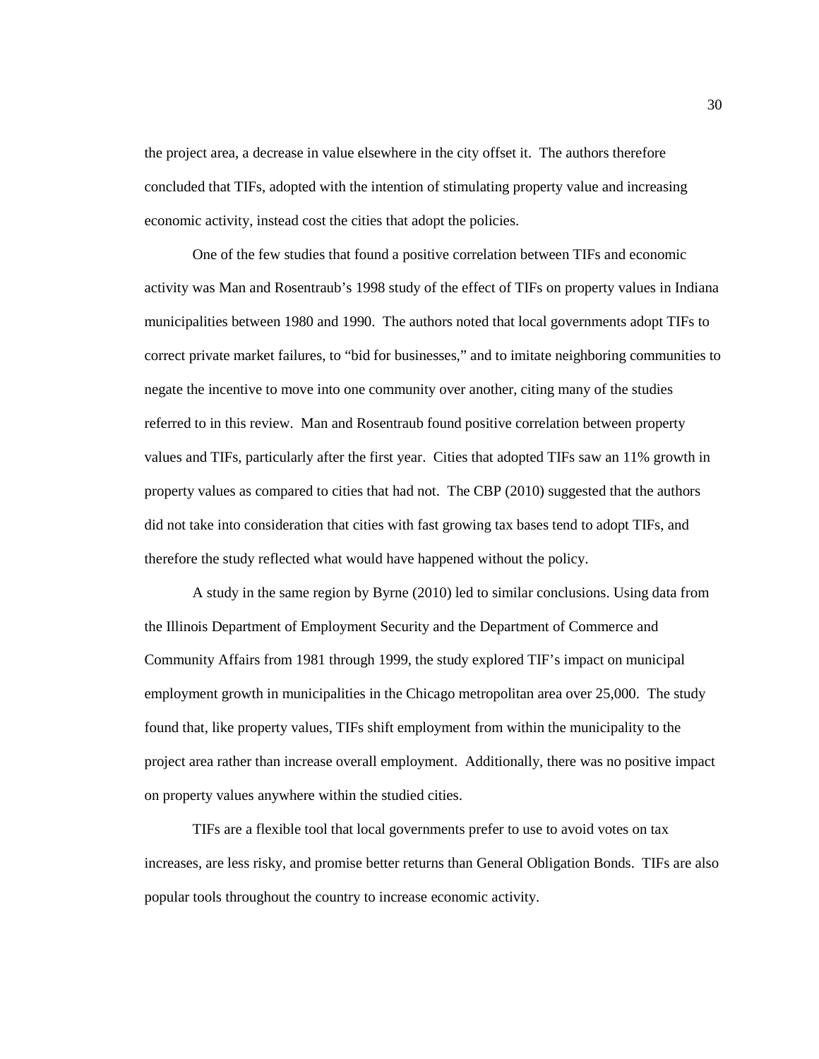the project area, a decrease in value elsewhere in the city offset it. The authors therefore concluded that TIFs, adopted with the intention of stimulating property value and increasing economic activity, instead cost the cities that adopt the policies.

One of the few studies that found a positive correlation between TIFs and economic activity was Man and Rosentraub's 1998 study of the effect of TIFs on property values in Indiana municipalities between 1980 and 1990. The authors noted that local governments adopt TIFs to correct private market failures, to "bid for businesses," and to imitate neighboring communities to negate the incentive to move into one community over another, citing many of the studies referred to in this review. Man and Rosentraub found positive correlation between property values and TIFs, particularly after the first year. Cities that adopted TIFs saw an 11% growth in property values as compared to cities that had not. The CBP (2010) suggested that the authors did not take into consideration that cities with fast growing tax bases tend to adopt TIFs, and therefore the study reflected what would have happened without the policy.

A study in the same region by Byrne (2010) led to similar conclusions. Using data from the Illinois Department of Employment Security and the Department of Commerce and Community Affairs from 1981 through 1999, the study explored TIF's impact on municipal employment growth in municipalities in the Chicago metropolitan area over 25,000. The study found that, like property values, TIFs shift employment from within the municipality to the project area rather than increase overall employment. Additionally, there was no positive impact on property values anywhere within the studied cities.

TIFs are a flexible tool that local governments prefer to use to avoid votes on tax increases, are less risky, and promise better returns than General Obligation Bonds. TIFs are also popular tools throughout the country to increase economic activity.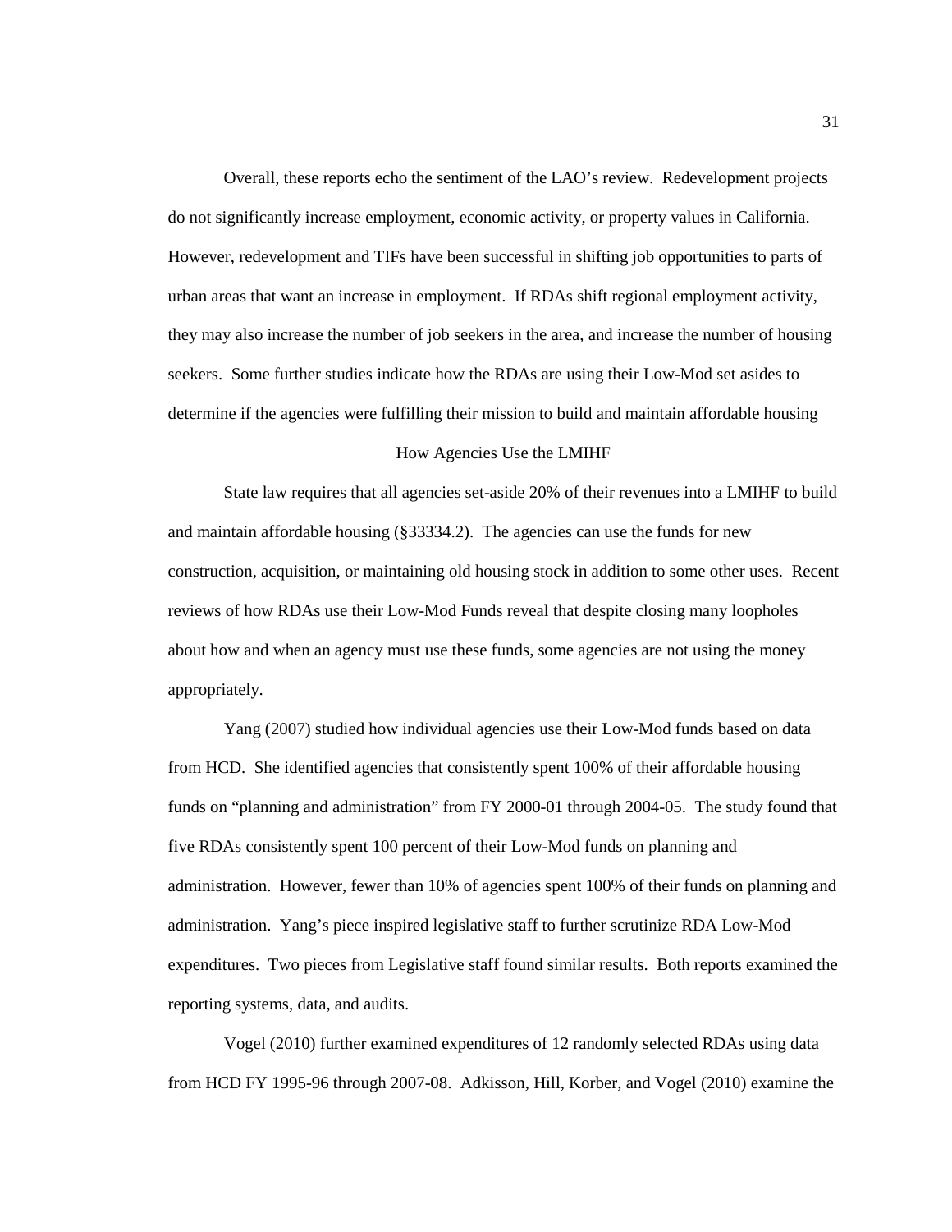Overall, these reports echo the sentiment of the LAO's review. Redevelopment projects do not significantly increase employment, economic activity, or property values in California. However, redevelopment and TIFs have been successful in shifting job opportunities to parts of urban areas that want an increase in employment. If RDAs shift regional employment activity, they may also increase the number of job seekers in the area, and increase the number of housing seekers. Some further studies indicate how the RDAs are using their Low-Mod set asides to determine if the agencies were fulfilling their mission to build and maintain affordable housing

## How Agencies Use the LMIHF

State law requires that all agencies set-aside 20% of their revenues into a LMIHF to build and maintain affordable housing (§33334.2). The agencies can use the funds for new construction, acquisition, or maintaining old housing stock in addition to some other uses. Recent reviews of how RDAs use their Low-Mod Funds reveal that despite closing many loopholes about how and when an agency must use these funds, some agencies are not using the money appropriately.

Yang (2007) studied how individual agencies use their Low-Mod funds based on data from HCD. She identified agencies that consistently spent 100% of their affordable housing funds on "planning and administration" from FY 2000-01 through 2004-05. The study found that five RDAs consistently spent 100 percent of their Low-Mod funds on planning and administration. However, fewer than 10% of agencies spent 100% of their funds on planning and administration. Yang's piece inspired legislative staff to further scrutinize RDA Low-Mod expenditures. Two pieces from Legislative staff found similar results. Both reports examined the reporting systems, data, and audits.

Vogel (2010) further examined expenditures of 12 randomly selected RDAs using data from HCD FY 1995-96 through 2007-08. Adkisson, Hill, Korber, and Vogel (2010) examine the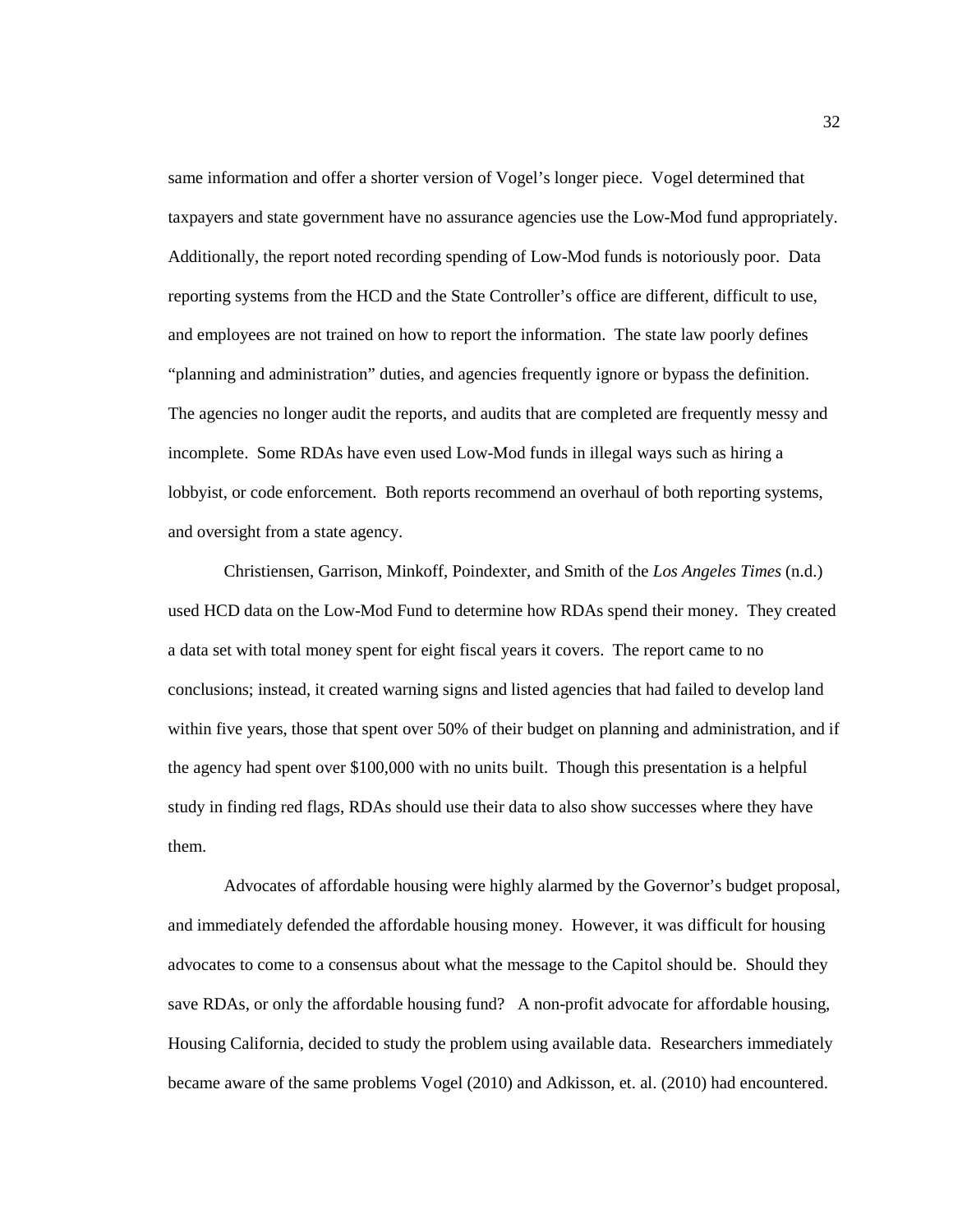same information and offer a shorter version of Vogel's longer piece. Vogel determined that taxpayers and state government have no assurance agencies use the Low-Mod fund appropriately. Additionally, the report noted recording spending of Low-Mod funds is notoriously poor. Data reporting systems from the HCD and the State Controller's office are different, difficult to use, and employees are not trained on how to report the information. The state law poorly defines "planning and administration" duties, and agencies frequently ignore or bypass the definition. The agencies no longer audit the reports, and audits that are completed are frequently messy and incomplete. Some RDAs have even used Low-Mod funds in illegal ways such as hiring a lobbyist, or code enforcement. Both reports recommend an overhaul of both reporting systems, and oversight from a state agency.

Christiensen, Garrison, Minkoff, Poindexter, and Smith of the *Los Angeles Times* (n.d.) used HCD data on the Low-Mod Fund to determine how RDAs spend their money. They created a data set with total money spent for eight fiscal years it covers. The report came to no conclusions; instead, it created warning signs and listed agencies that had failed to develop land within five years, those that spent over 50% of their budget on planning and administration, and if the agency had spent over $100,000 with no units built. Though this presentation is a helpful study in finding red flags, RDAs should use their data to also show successes where they have them.

Advocates of affordable housing were highly alarmed by the Governor's budget proposal, and immediately defended the affordable housing money. However, it was difficult for housing advocates to come to a consensus about what the message to the Capitol should be. Should they save RDAs, or only the affordable housing fund? A non-profit advocate for affordable housing, Housing California, decided to study the problem using available data. Researchers immediately became aware of the same problems Vogel (2010) and Adkisson, et. al. (2010) had encountered.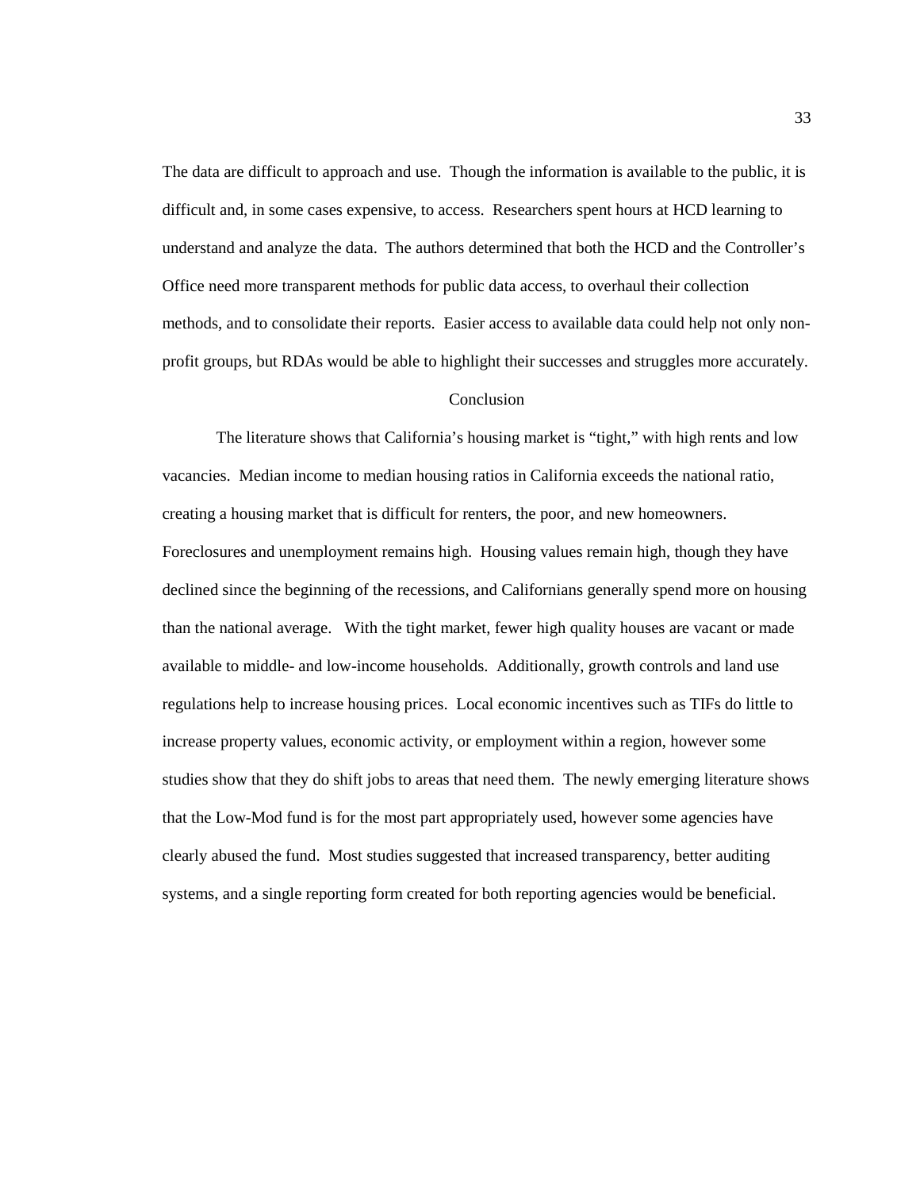The data are difficult to approach and use. Though the information is available to the public, it is difficult and, in some cases expensive, to access. Researchers spent hours at HCD learning to understand and analyze the data. The authors determined that both the HCD and the Controller's Office need more transparent methods for public data access, to overhaul their collection methods, and to consolidate their reports. Easier access to available data could help not only non-profit groups, but RDAs would be able to highlight their successes and struggles more accurately.

## Conclusion

The literature shows that California's housing market is "tight," with high rents and low vacancies. Median income to median housing ratios in California exceeds the national ratio, creating a housing market that is difficult for renters, the poor, and new homeowners. Foreclosures and unemployment remains high. Housing values remain high, though they have declined since the beginning of the recessions, and Californians generally spend more on housing than the national average. With the tight market, fewer high quality houses are vacant or made available to middle- and low-income households. Additionally, growth controls and land use regulations help to increase housing prices. Local economic incentives such as TIFs do little to increase property values, economic activity, or employment within a region, however some studies show that they do shift jobs to areas that need them. The newly emerging literature shows that the Low-Mod fund is for the most part appropriately used, however some agencies have clearly abused the fund. Most studies suggested that increased transparency, better auditing systems, and a single reporting form created for both reporting agencies would be beneficial.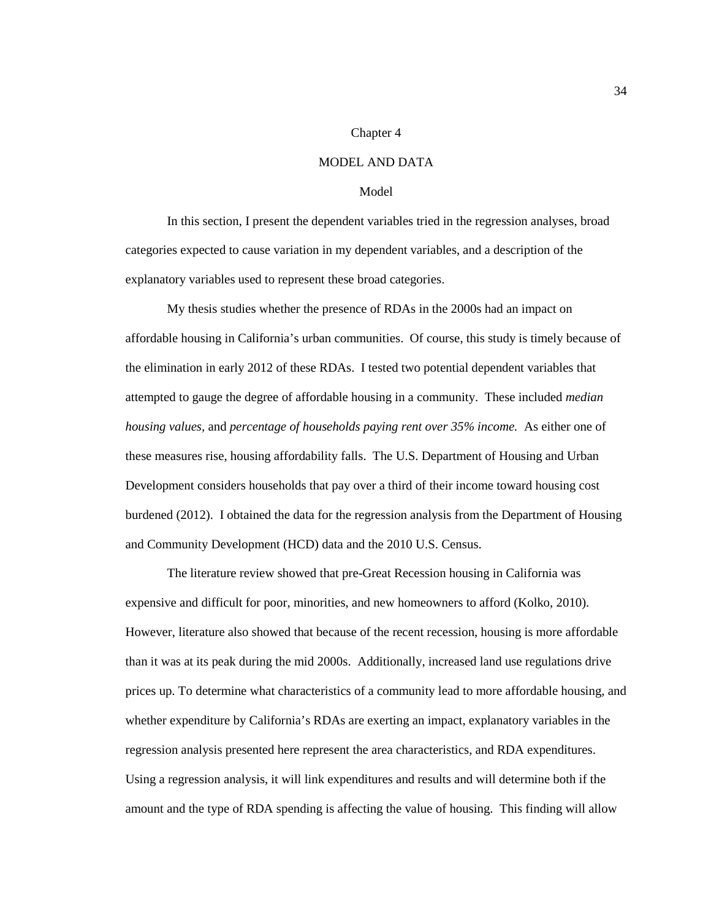# Chapter 4

# MODEL AND DATA

## Model

In this section, I present the dependent variables tried in the regression analyses, broad categories expected to cause variation in my dependent variables, and a description of the explanatory variables used to represent these broad categories.

My thesis studies whether the presence of RDAs in the 2000s had an impact on affordable housing in California's urban communities. Of course, this study is timely because of the elimination in early 2012 of these RDAs. I tested two potential dependent variables that attempted to gauge the degree of affordable housing in a community. These included *median housing values*, and *percentage of households paying rent over 35% income.* As either one of these measures rise, housing affordability falls. The U.S. Department of Housing and Urban Development considers households that pay over a third of their income toward housing cost burdened (2012). I obtained the data for the regression analysis from the Department of Housing and Community Development (HCD) data and the 2010 U.S. Census.

The literature review showed that pre-Great Recession housing in California was expensive and difficult for poor, minorities, and new homeowners to afford (Kolko, 2010). However, literature also showed that because of the recent recession, housing is more affordable than it was at its peak during the mid 2000s. Additionally, increased land use regulations drive prices up. To determine what characteristics of a community lead to more affordable housing, and whether expenditure by California's RDAs are exerting an impact, explanatory variables in the regression analysis presented here represent the area characteristics, and RDA expenditures. Using a regression analysis, it will link expenditures and results and will determine both if the amount and the type of RDA spending is affecting the value of housing. This finding will allow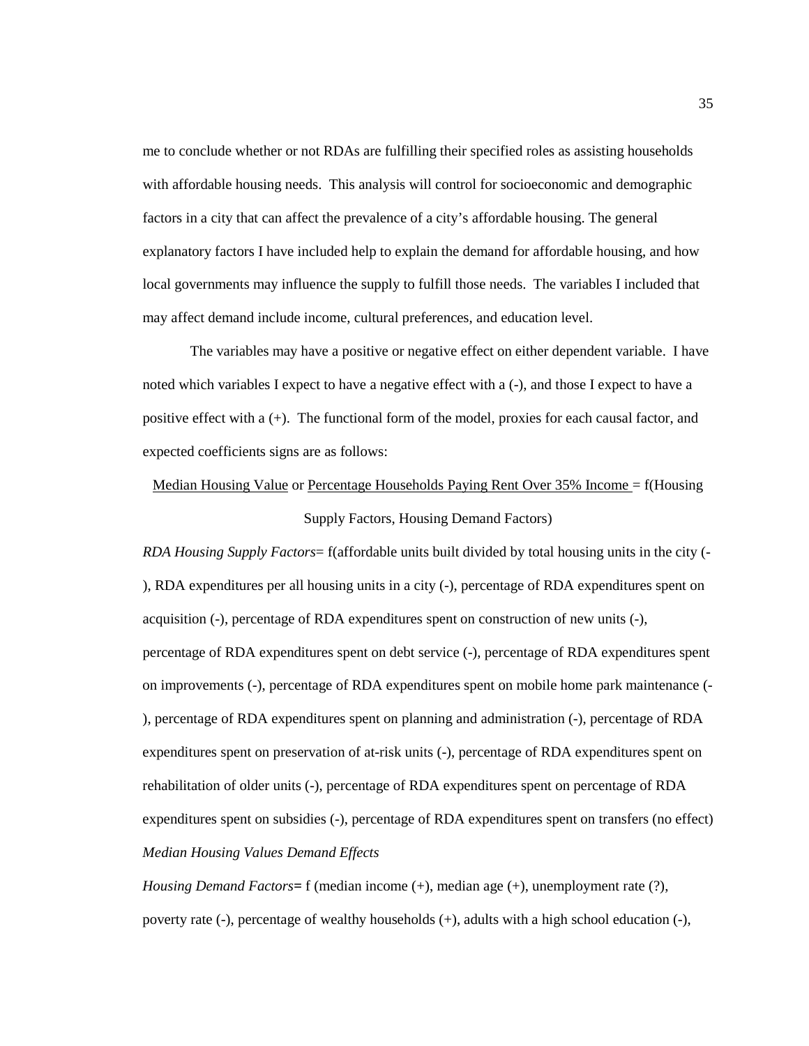me to conclude whether or not RDAs are fulfilling their specified roles as assisting households with affordable housing needs. This analysis will control for socioeconomic and demographic factors in a city that can affect the prevalence of a city's affordable housing. The general explanatory factors I have included help to explain the demand for affordable housing, and how local governments may influence the supply to fulfill those needs. The variables I included that may affect demand include income, cultural preferences, and education level.

The variables may have a positive or negative effect on either dependent variable. I have noted which variables I expect to have a negative effect with a (-), and those I expect to have a positive effect with a (+). The functional form of the model, proxies for each causal factor, and expected coefficients signs are as follows:

<u>Median Housing Value</u> or <u>Percentage Households Paying Rent Over 35% Income</u> = f(Housing Supply Factors, Housing Demand Factors)

*RDA Housing Supply Factors*= f(affordable units built divided by total housing units in the city (-), RDA expenditures per all housing units in a city (-), percentage of RDA expenditures spent on acquisition (-), percentage of RDA expenditures spent on construction of new units (-), percentage of RDA expenditures spent on debt service (-), percentage of RDA expenditures spent on improvements (-), percentage of RDA expenditures spent on mobile home park maintenance (-), percentage of RDA expenditures spent on planning and administration (-), percentage of RDA expenditures spent on preservation of at-risk units (-), percentage of RDA expenditures spent on rehabilitation of older units (-), percentage of RDA expenditures spent on percentage of RDA expenditures spent on subsidies (-), percentage of RDA expenditures spent on transfers (no effect)

*Median Housing Values Demand Effects*

*Housing Demand Factors*= f (median income (+), median age (+), unemployment rate (?), poverty rate (-), percentage of wealthy households (+), adults with a high school education (-),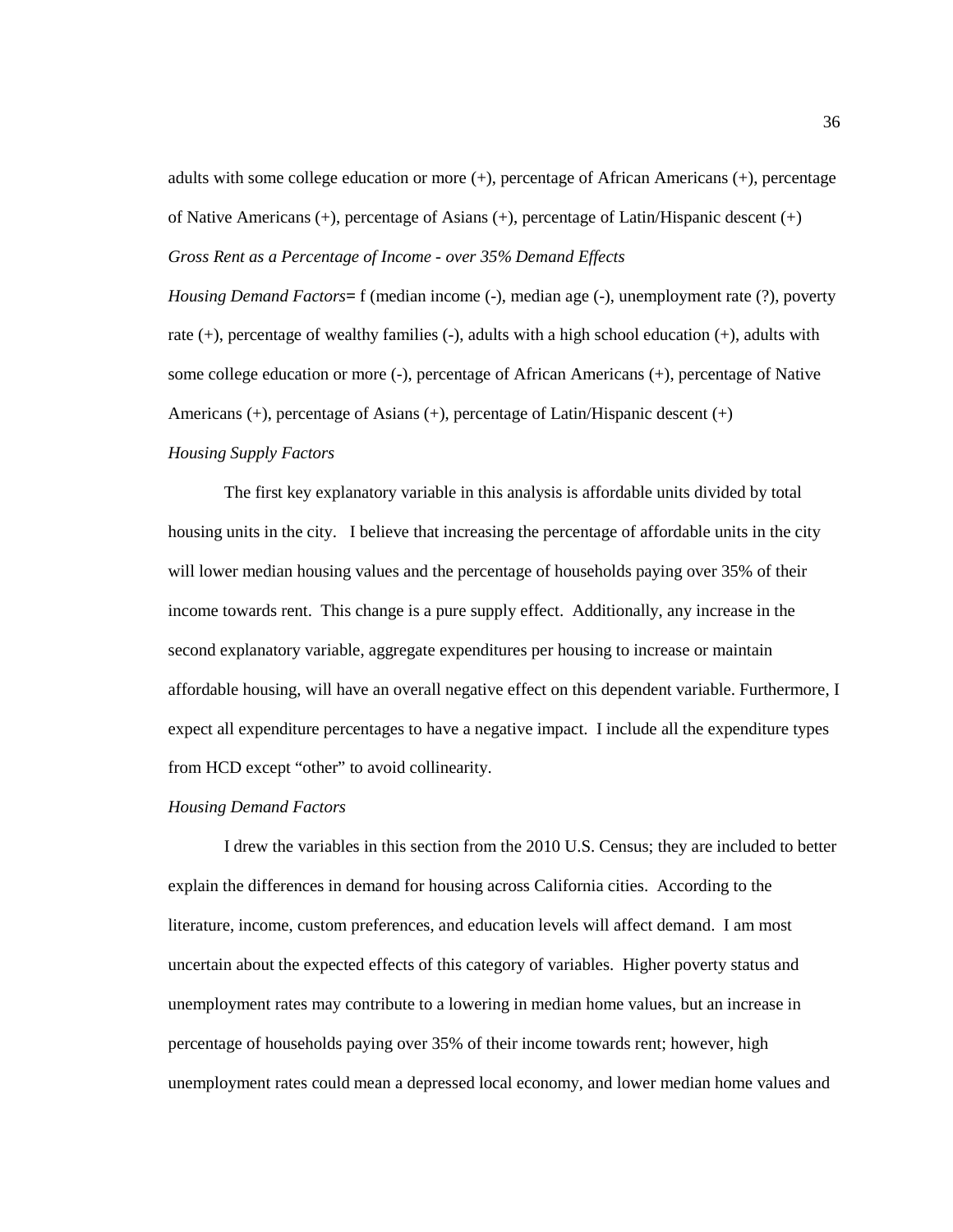adults with some college education or more (+), percentage of African Americans (+), percentage of Native Americans (+), percentage of Asians (+), percentage of Latin/Hispanic descent (+)

*Gross Rent as a Percentage of Income - over 35% Demand Effects*

*Housing Demand Factors*= f (median income (-), median age (-), unemployment rate (?), poverty rate (+), percentage of wealthy families (-), adults with a high school education (+), adults with some college education or more (-), percentage of African Americans (+), percentage of Native Americans (+), percentage of Asians (+), percentage of Latin/Hispanic descent (+)

*Housing Supply Factors*

The first key explanatory variable in this analysis is affordable units divided by total housing units in the city. I believe that increasing the percentage of affordable units in the city will lower median housing values and the percentage of households paying over 35% of their income towards rent. This change is a pure supply effect. Additionally, any increase in the second explanatory variable, aggregate expenditures per housing to increase or maintain affordable housing, will have an overall negative effect on this dependent variable. Furthermore, I expect all expenditure percentages to have a negative impact. I include all the expenditure types from HCD except "other" to avoid collinearity.

*Housing Demand Factors*

I drew the variables in this section from the 2010 U.S. Census; they are included to better explain the differences in demand for housing across California cities. According to the literature, income, custom preferences, and education levels will affect demand. I am most uncertain about the expected effects of this category of variables. Higher poverty status and unemployment rates may contribute to a lowering in median home values, but an increase in percentage of households paying over 35% of their income towards rent; however, high unemployment rates could mean a depressed local economy, and lower median home values and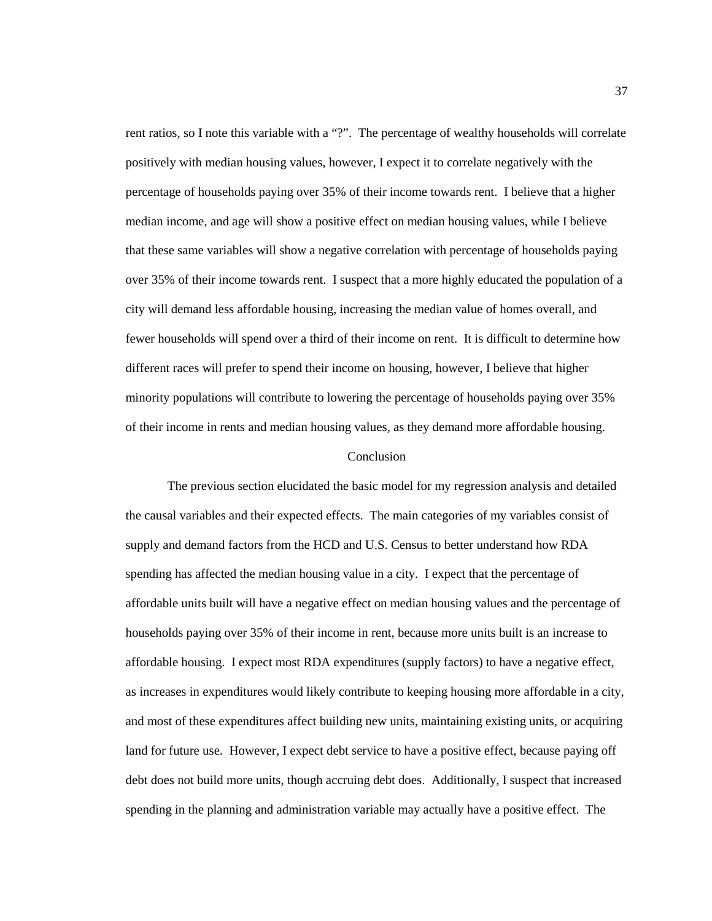rent ratios, so I note this variable with a "?". The percentage of wealthy households will correlate positively with median housing values, however, I expect it to correlate negatively with the percentage of households paying over 35% of their income towards rent. I believe that a higher median income, and age will show a positive effect on median housing values, while I believe that these same variables will show a negative correlation with percentage of households paying over 35% of their income towards rent. I suspect that a more highly educated the population of a city will demand less affordable housing, increasing the median value of homes overall, and fewer households will spend over a third of their income on rent. It is difficult to determine how different races will prefer to spend their income on housing, however, I believe that higher minority populations will contribute to lowering the percentage of households paying over 35% of their income in rents and median housing values, as they demand more affordable housing.

## Conclusion

The previous section elucidated the basic model for my regression analysis and detailed the causal variables and their expected effects. The main categories of my variables consist of supply and demand factors from the HCD and U.S. Census to better understand how RDA spending has affected the median housing value in a city. I expect that the percentage of affordable units built will have a negative effect on median housing values and the percentage of households paying over 35% of their income in rent, because more units built is an increase to affordable housing. I expect most RDA expenditures (supply factors) to have a negative effect, as increases in expenditures would likely contribute to keeping housing more affordable in a city, and most of these expenditures affect building new units, maintaining existing units, or acquiring land for future use. However, I expect debt service to have a positive effect, because paying off debt does not build more units, though accruing debt does. Additionally, I suspect that increased spending in the planning and administration variable may actually have a positive effect. The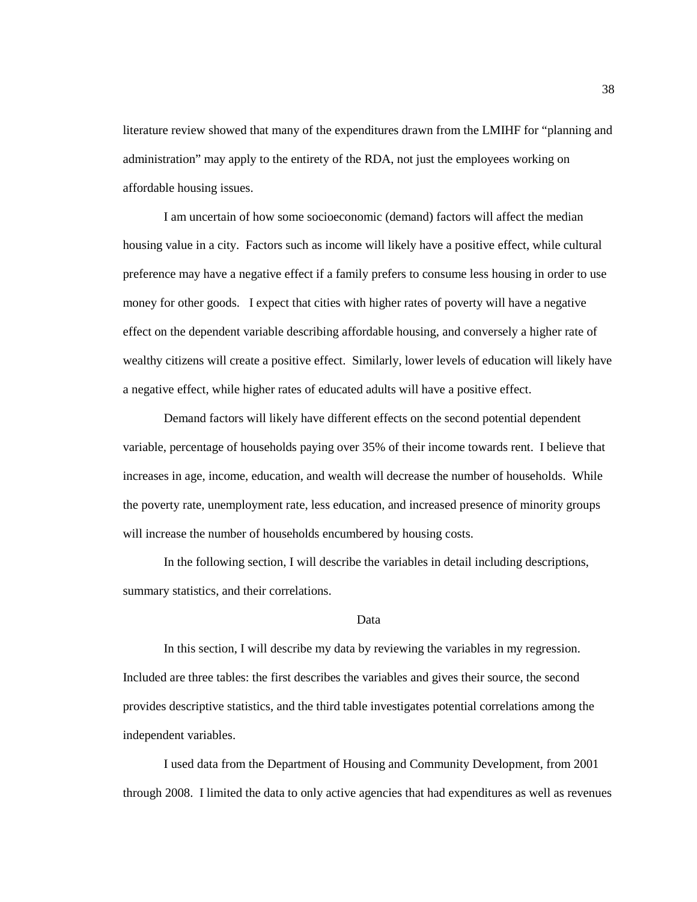literature review showed that many of the expenditures drawn from the LMIHF for "planning and administration" may apply to the entirety of the RDA, not just the employees working on affordable housing issues.

I am uncertain of how some socioeconomic (demand) factors will affect the median housing value in a city. Factors such as income will likely have a positive effect, while cultural preference may have a negative effect if a family prefers to consume less housing in order to use money for other goods. I expect that cities with higher rates of poverty will have a negative effect on the dependent variable describing affordable housing, and conversely a higher rate of wealthy citizens will create a positive effect. Similarly, lower levels of education will likely have a negative effect, while higher rates of educated adults will have a positive effect.

Demand factors will likely have different effects on the second potential dependent variable, percentage of households paying over 35% of their income towards rent. I believe that increases in age, income, education, and wealth will decrease the number of households. While the poverty rate, unemployment rate, less education, and increased presence of minority groups will increase the number of households encumbered by housing costs.

In the following section, I will describe the variables in detail including descriptions, summary statistics, and their correlations.

## Data

In this section, I will describe my data by reviewing the variables in my regression. Included are three tables: the first describes the variables and gives their source, the second provides descriptive statistics, and the third table investigates potential correlations among the independent variables.

I used data from the Department of Housing and Community Development, from 2001 through 2008. I limited the data to only active agencies that had expenditures as well as revenues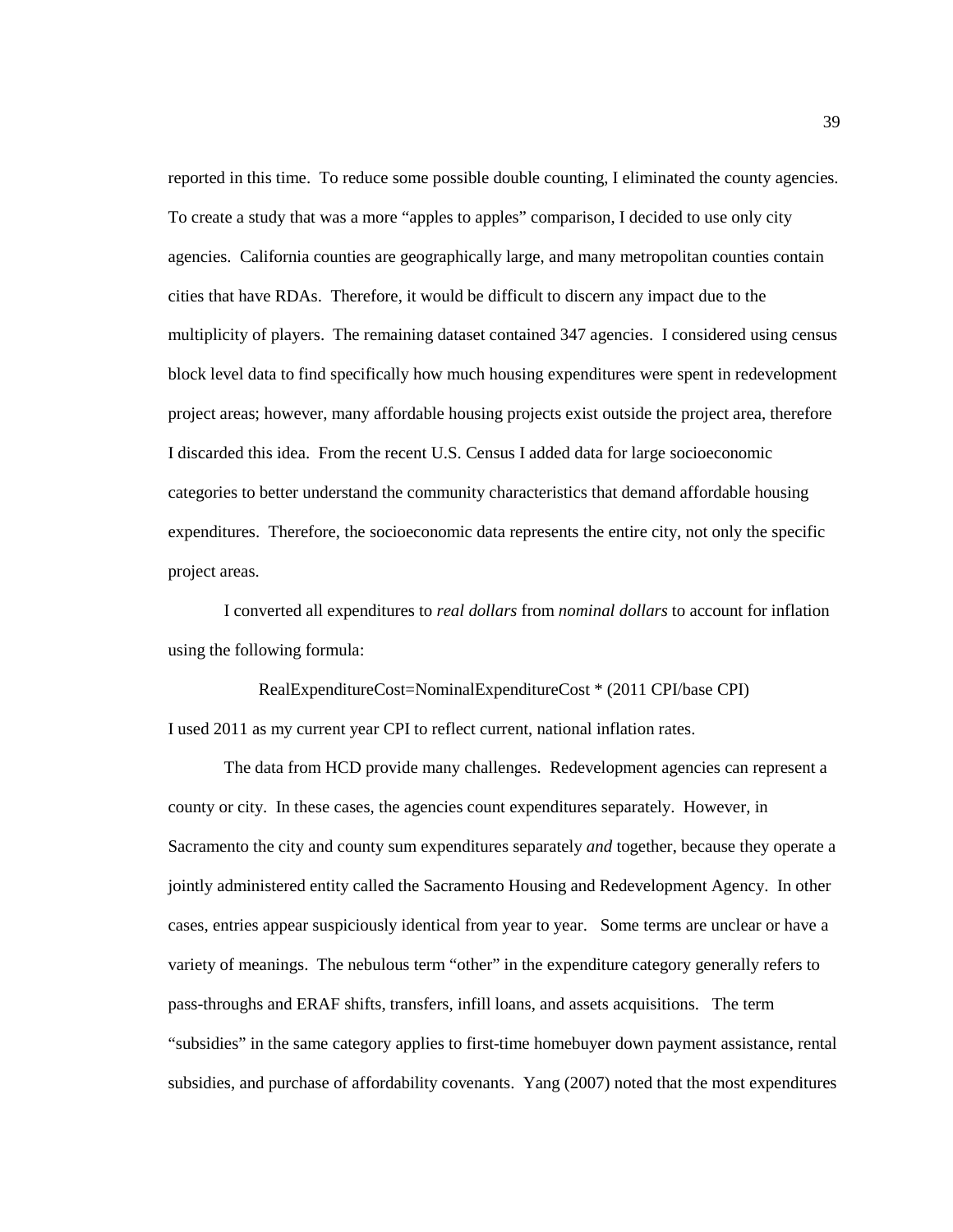reported in this time. To reduce some possible double counting, I eliminated the county agencies. To create a study that was a more "apples to apples" comparison, I decided to use only city agencies. California counties are geographically large, and many metropolitan counties contain cities that have RDAs. Therefore, it would be difficult to discern any impact due to the multiplicity of players. The remaining dataset contained 347 agencies. I considered using census block level data to find specifically how much housing expenditures were spent in redevelopment project areas; however, many affordable housing projects exist outside the project area, therefore I discarded this idea. From the recent U.S. Census I added data for large socioeconomic categories to better understand the community characteristics that demand affordable housing expenditures. Therefore, the socioeconomic data represents the entire city, not only the specific project areas.

I converted all expenditures to *real dollars* from *nominal dollars* to account for inflation using the following formula:

RealExpenditureCost=NominalExpenditureCost * (2011 CPI/base CPI)

I used 2011 as my current year CPI to reflect current, national inflation rates.

The data from HCD provide many challenges. Redevelopment agencies can represent a county or city. In these cases, the agencies count expenditures separately. However, in Sacramento the city and county sum expenditures separately *and* together, because they operate a jointly administered entity called the Sacramento Housing and Redevelopment Agency. In other cases, entries appear suspiciously identical from year to year. Some terms are unclear or have a variety of meanings. The nebulous term "other" in the expenditure category generally refers to pass-throughs and ERAF shifts, transfers, infill loans, and assets acquisitions. The term "subsidies" in the same category applies to first-time homebuyer down payment assistance, rental subsidies, and purchase of affordability covenants. Yang (2007) noted that the most expenditures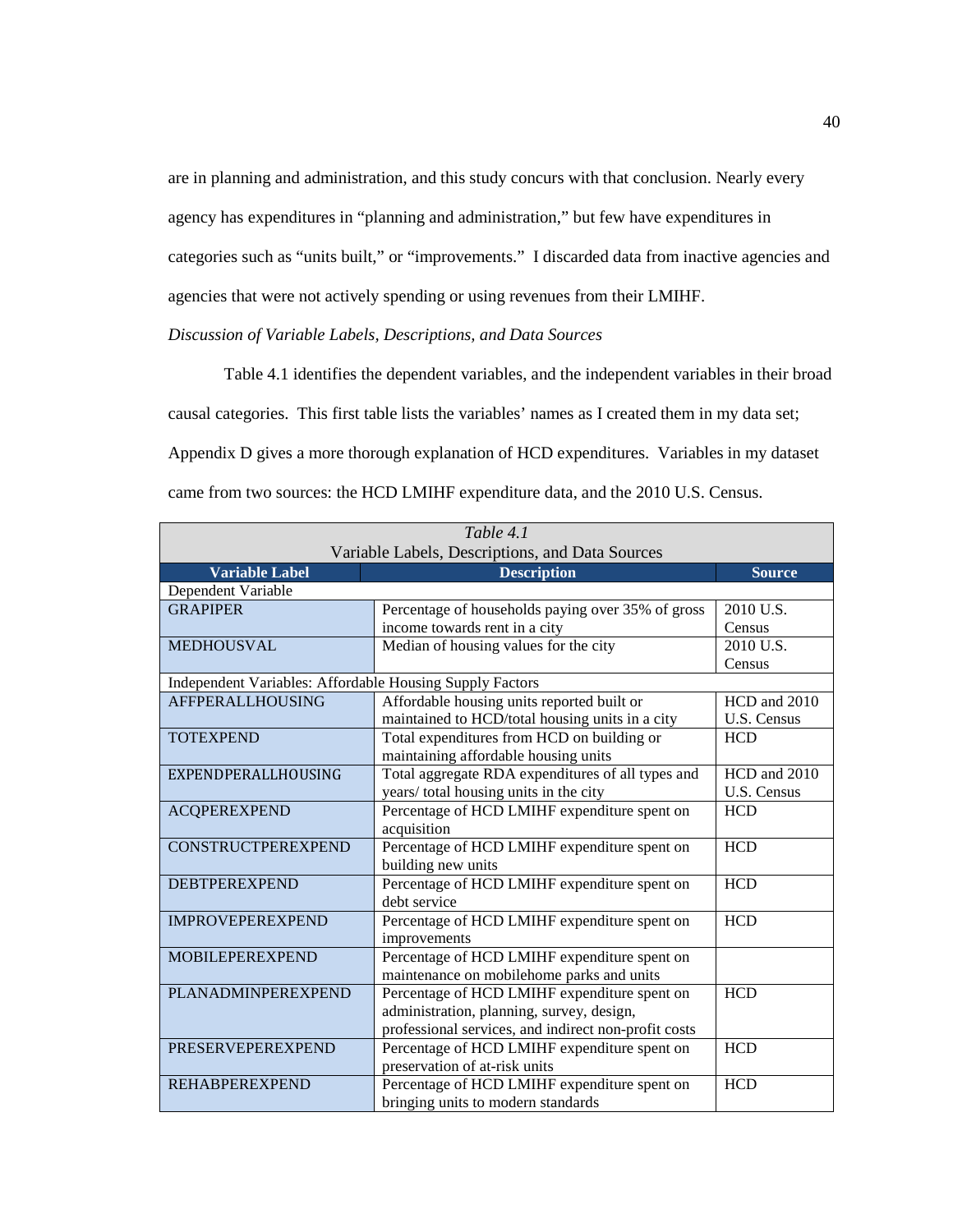are in planning and administration, and this study concurs with that conclusion. Nearly every agency has expenditures in "planning and administration," but few have expenditures in categories such as "units built," or "improvements." I discarded data from inactive agencies and agencies that were not actively spending or using revenues from their LMIHF.

*Discussion of Variable Labels, Descriptions, and Data Sources*

Table 4.1 identifies the dependent variables, and the independent variables in their broad causal categories. This first table lists the variables' names as I created them in my data set; Appendix D gives a more thorough explanation of HCD expenditures. Variables in my dataset came from two sources: the HCD LMIHF expenditure data, and the 2010 U.S. Census.

*Table 4.1*
Variable Labels, Descriptions, and Data Sources

| Variable Label | Description | Source |
|---|---|---|
| Dependent Variable | | |
| GRAPIPER | Percentage of households paying over 35% of gross income towards rent in a city | 2010 U.S. Census |
| MEDHOUSVAL | Median of housing values for the city | 2010 U.S. Census |
| Independent Variables: Affordable Housing Supply Factors | | |
| AFFPERALLHOUSING | Affordable housing units reported built or maintained to HCD/total housing units in a city | HCD and 2010 U.S. Census |
| TOTEXPEND | Total expenditures from HCD on building or maintaining affordable housing units | HCD |
| EXPENDPERALLHOUSING | Total aggregate RDA expenditures of all types and years/ total housing units in the city | HCD and 2010 U.S. Census |
| ACQPEREXPEND | Percentage of HCD LMIHF expenditure spent on acquisition | HCD |
| CONSTRUCTPEREXPEND | Percentage of HCD LMIHF expenditure spent on building new units | HCD |
| DEBTPEREXPEND | Percentage of HCD LMIHF expenditure spent on debt service | HCD |
| IMPROVEPEREXPEND | Percentage of HCD LMIHF expenditure spent on improvements | HCD |
| MOBILEPEREXPEND | Percentage of HCD LMIHF expenditure spent on maintenance on mobilehome parks and units | |
| PLANADMINPEREXPEND | Percentage of HCD LMIHF expenditure spent on administration, planning, survey, design, professional services, and indirect non-profit costs | HCD |
| PRESERVEPEREXPEND | Percentage of HCD LMIHF expenditure spent on preservation of at-risk units | HCD |
| REHABPEREXPEND | Percentage of HCD LMIHF expenditure spent on bringing units to modern standards | HCD |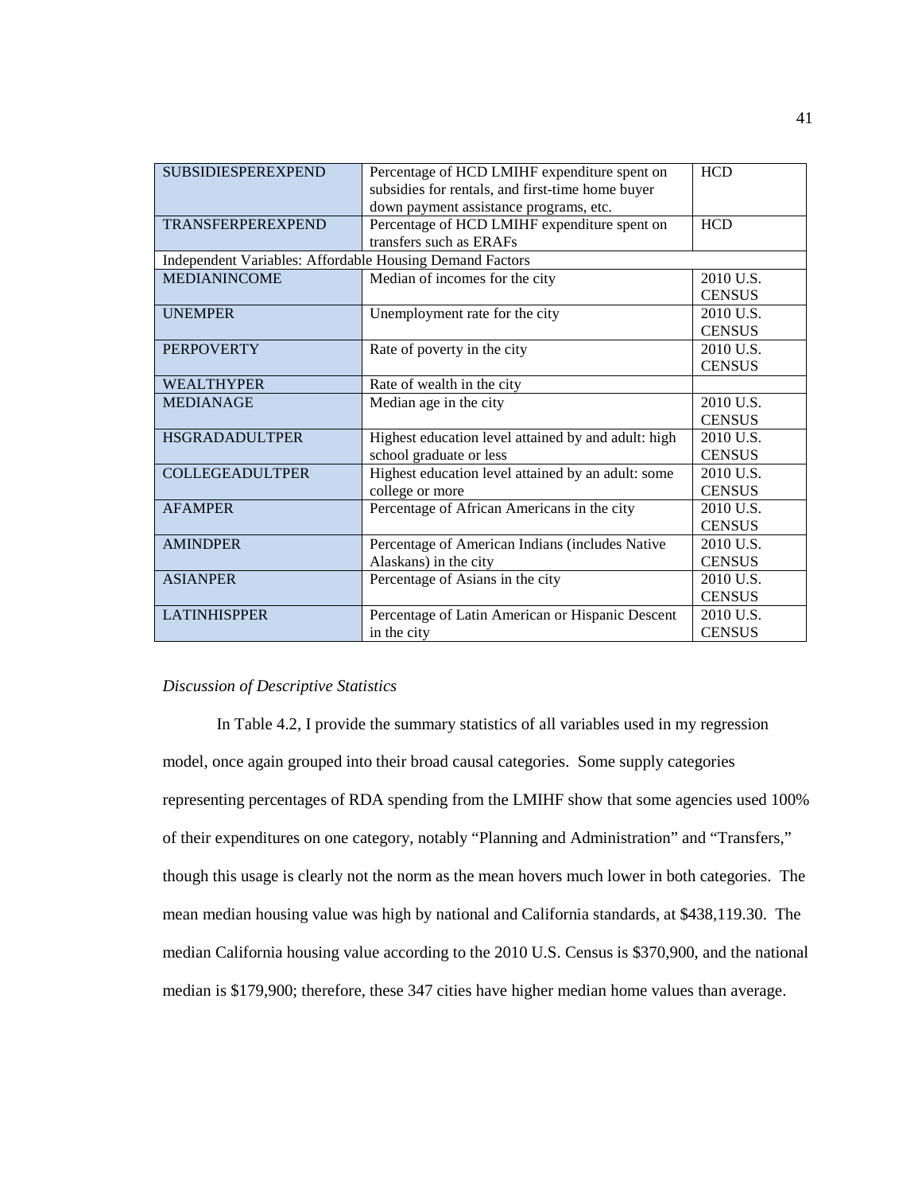| SUBSIDIESPEREXPEND | Percentage of HCD LMIHF expenditure spent on subsidies for rentals, and first-time home buyer down payment assistance programs, etc. | HCD |
|---|---|---|
| TRANSFERPEREXPEND | Percentage of HCD LMIHF expenditure spent on transfers such as ERAFs | HCD |
| Independent Variables: Affordable Housing Demand Factors | | |
| MEDIANINCOME | Median of incomes for the city | 2010 U.S. CENSUS |
| UNEMPER | Unemployment rate for the city | 2010 U.S. CENSUS |
| PERPOVERTY | Rate of poverty in the city | 2010 U.S. CENSUS |
| WEALTHYPER | Rate of wealth in the city | |
| MEDIANAGE | Median age in the city | 2010 U.S. CENSUS |
| HSGRADADULTPER | Highest education level attained by and adult: high school graduate or less | 2010 U.S. CENSUS |
| COLLEGEADULTPER | Highest education level attained by an adult: some college or more | 2010 U.S. CENSUS |
| AFAMPER | Percentage of African Americans in the city | 2010 U.S. CENSUS |
| AMINDPER | Percentage of American Indians (includes Native Alaskans) in the city | 2010 U.S. CENSUS |
| ASIANPER | Percentage of Asians in the city | 2010 U.S. CENSUS |
| LATINHISPPER | Percentage of Latin American or Hispanic Descent in the city | 2010 U.S. CENSUS |

*Discussion of Descriptive Statistics*

In Table 4.2, I provide the summary statistics of all variables used in my regression model, once again grouped into their broad causal categories. Some supply categories representing percentages of RDA spending from the LMIHF show that some agencies used 100% of their expenditures on one category, notably "Planning and Administration" and "Transfers," though this usage is clearly not the norm as the mean hovers much lower in both categories. The mean median housing value was high by national and California standards, at $438,119.30. The median California housing value according to the 2010 U.S. Census is $370,900, and the national median is $179,900; therefore, these 347 cities have higher median home values than average.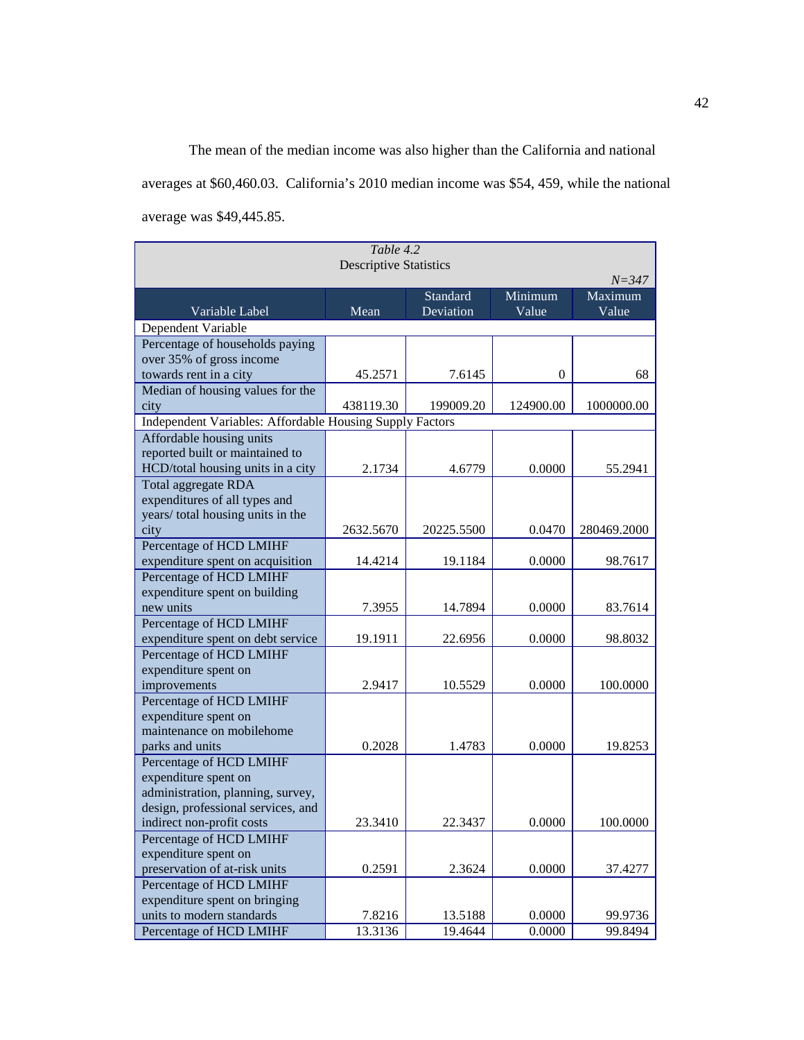The mean of the median income was also higher than the California and national averages at $60,460.03. California's 2010 median income was $54, 459, while the national average was $49,445.85.

*Table 4.2*
Descriptive Statistics

*N=347*

| Variable Label | Mean | Standard Deviation | Minimum Value | Maximum Value |
|---|---|---|---|---|
| Dependent Variable | | | | |
| Percentage of households paying over 35% of gross income towards rent in a city | 45.2571 | 7.6145 | 0 | 68 |
| Median of housing values for the city | 438119.30 | 199009.20 | 124900.00 | 1000000.00 |
| Independent Variables: Affordable Housing Supply Factors | | | | |
| Affordable housing units reported built or maintained to HCD/total housing units in a city | 2.1734 | 4.6779 | 0.0000 | 55.2941 |
| Total aggregate RDA expenditures of all types and years/ total housing units in the city | 2632.5670 | 20225.5500 | 0.0470 | 280469.2000 |
| Percentage of HCD LMIHF expenditure spent on acquisition | 14.4214 | 19.1184 | 0.0000 | 98.7617 |
| Percentage of HCD LMIHF expenditure spent on building new units | 7.3955 | 14.7894 | 0.0000 | 83.7614 |
| Percentage of HCD LMIHF expenditure spent on debt service | 19.1911 | 22.6956 | 0.0000 | 98.8032 |
| Percentage of HCD LMIHF expenditure spent on improvements | 2.9417 | 10.5529 | 0.0000 | 100.0000 |
| Percentage of HCD LMIHF expenditure spent on maintenance on mobilehome parks and units | 0.2028 | 1.4783 | 0.0000 | 19.8253 |
| Percentage of HCD LMIHF expenditure spent on administration, planning, survey, design, professional services, and indirect non-profit costs | 23.3410 | 22.3437 | 0.0000 | 100.0000 |
| Percentage of HCD LMIHF expenditure spent on preservation of at-risk units | 0.2591 | 2.3624 | 0.0000 | 37.4277 |
| Percentage of HCD LMIHF expenditure spent on bringing units to modern standards | 7.8216 | 13.5188 | 0.0000 | 99.9736 |
| Percentage of HCD LMIHF | 13.3136 | 19.4644 | 0.0000 | 99.8494 |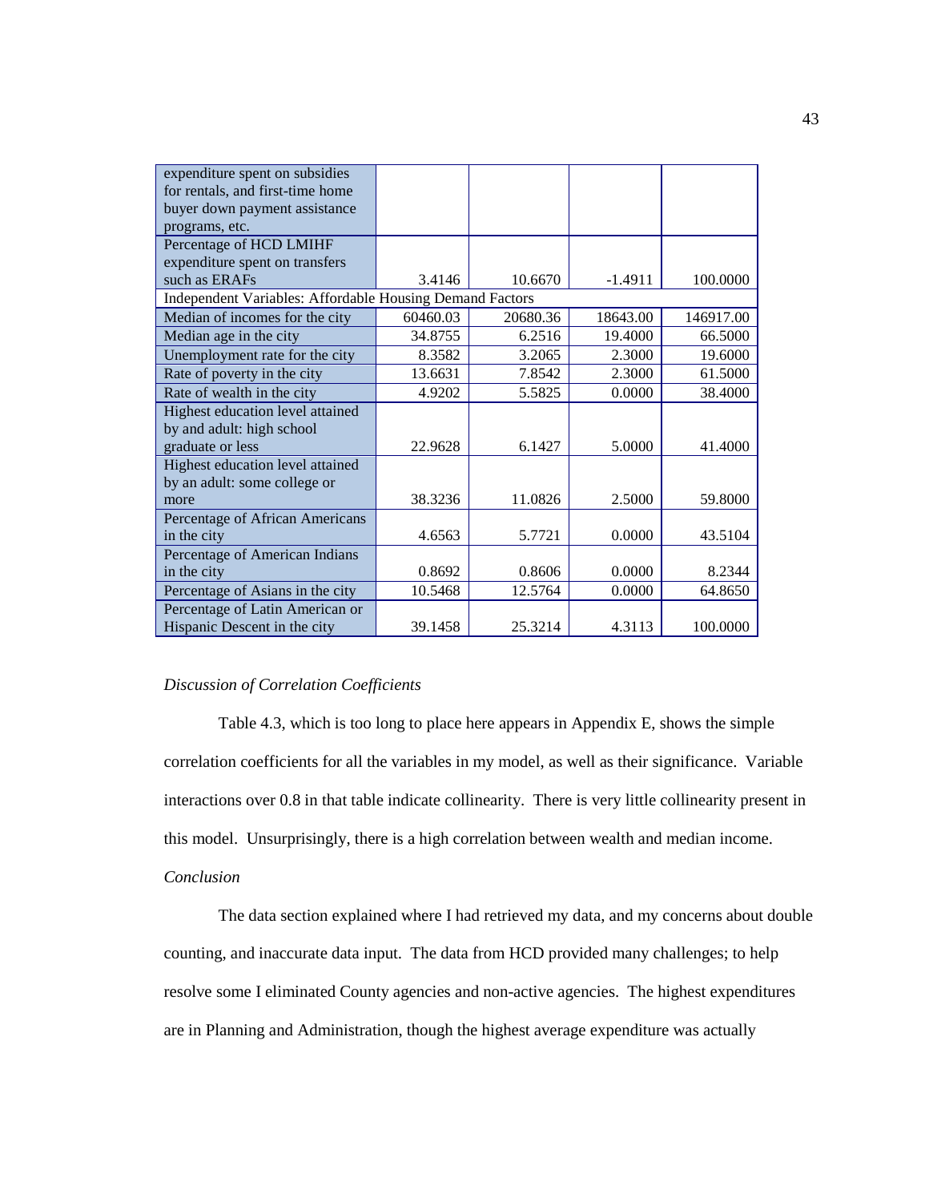| | | | | |
|---|---|---|---|---|
| expenditure spent on subsidies for rentals, and first-time home buyer down payment assistance programs, etc. | | | | |
| Percentage of HCD LMIHF expenditure spent on transfers such as ERAFs | 3.4146 | 10.6670 | -1.4911 | 100.0000 |
| Independent Variables: Affordable Housing Demand Factors | | | | |
| Median of incomes for the city | 60460.03 | 20680.36 | 18643.00 | 146917.00 |
| Median age in the city | 34.8755 | 6.2516 | 19.4000 | 66.5000 |
| Unemployment rate for the city | 8.3582 | 3.2065 | 2.3000 | 19.6000 |
| Rate of poverty in the city | 13.6631 | 7.8542 | 2.3000 | 61.5000 |
| Rate of wealth in the city | 4.9202 | 5.5825 | 0.0000 | 38.4000 |
| Highest education level attained by and adult: high school graduate or less | 22.9628 | 6.1427 | 5.0000 | 41.4000 |
| Highest education level attained by an adult: some college or more | 38.3236 | 11.0826 | 2.5000 | 59.8000 |
| Percentage of African Americans in the city | 4.6563 | 5.7721 | 0.0000 | 43.5104 |
| Percentage of American Indians in the city | 0.8692 | 0.8606 | 0.0000 | 8.2344 |
| Percentage of Asians in the city | 10.5468 | 12.5764 | 0.0000 | 64.8650 |
| Percentage of Latin American or Hispanic Descent in the city | 39.1458 | 25.3214 | 4.3113 | 100.0000 |

*Discussion of Correlation Coefficients*

Table 4.3, which is too long to place here appears in Appendix E, shows the simple correlation coefficients for all the variables in my model, as well as their significance. Variable interactions over 0.8 in that table indicate collinearity. There is very little collinearity present in this model. Unsurprisingly, there is a high correlation between wealth and median income.

*Conclusion*

The data section explained where I had retrieved my data, and my concerns about double counting, and inaccurate data input. The data from HCD provided many challenges; to help resolve some I eliminated County agencies and non-active agencies. The highest expenditures are in Planning and Administration, though the highest average expenditure was actually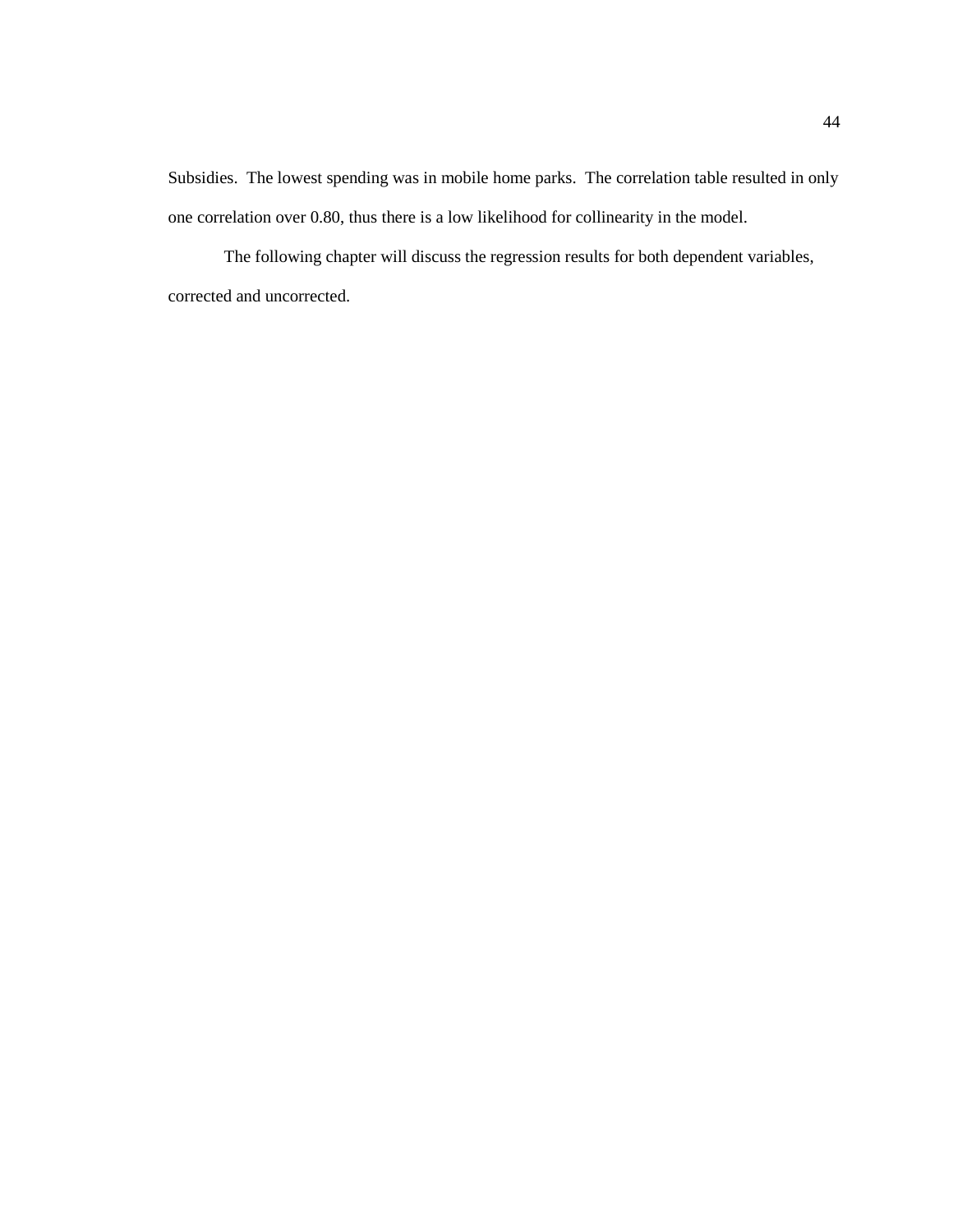Subsidies. The lowest spending was in mobile home parks. The correlation table resulted in only one correlation over 0.80, thus there is a low likelihood for collinearity in the model.

The following chapter will discuss the regression results for both dependent variables, corrected and uncorrected.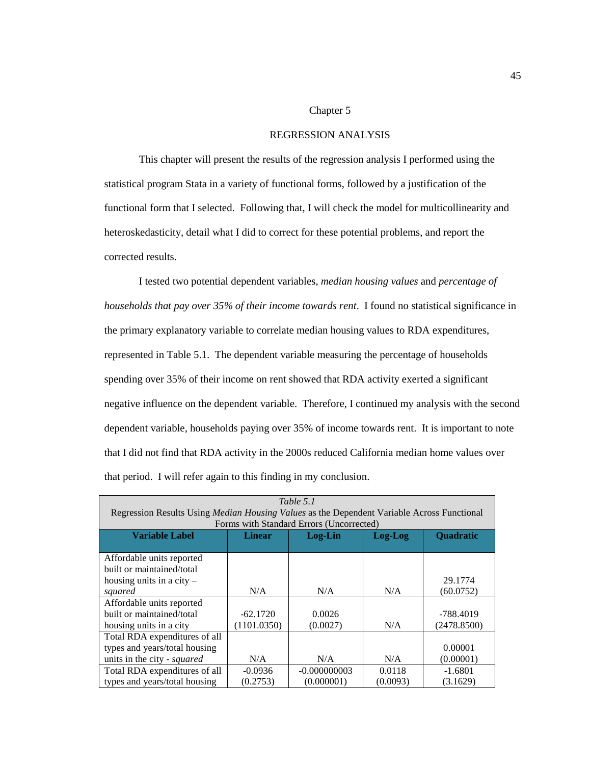# Chapter 5

## REGRESSION ANALYSIS

This chapter will present the results of the regression analysis I performed using the statistical program Stata in a variety of functional forms, followed by a justification of the functional form that I selected. Following that, I will check the model for multicollinearity and heteroskedasticity, detail what I did to correct for these potential problems, and report the corrected results.

I tested two potential dependent variables, *median housing values* and *percentage of households that pay over 35% of their income towards rent*. I found no statistical significance in the primary explanatory variable to correlate median housing values to RDA expenditures, represented in Table 5.1. The dependent variable measuring the percentage of households spending over 35% of their income on rent showed that RDA activity exerted a significant negative influence on the dependent variable. Therefore, I continued my analysis with the second dependent variable, households paying over 35% of income towards rent. It is important to note that I did not find that RDA activity in the 2000s reduced California median home values over that period. I will refer again to this finding in my conclusion.

*Table 5.1*
Regression Results Using *Median Housing Values* as the Dependent Variable Across Functional Forms with Standard Errors (Uncorrected)

| Variable Label | Linear | Log-Lin | Log-Log | Quadratic |
|---|---|---|---|---|
| Affordable units reported built or maintained/total housing units in a city – *squared* | N/A | N/A | N/A | 29.1774 (60.0752) |
| Affordable units reported built or maintained/total housing units in a city | -62.1720 (1101.0350) | 0.0026 (0.0027) | N/A | -788.4019 (2478.8500) |
| Total RDA expenditures of all types and years/total housing units in the city - *squared* | N/A | N/A | N/A | 0.00001 (0.00001) |
| Total RDA expenditures of all types and years/total housing | -0.0936 (0.2753) | -0.000000003 (0.000001) | 0.0118 (0.0093) | -1.6801 (3.1629) |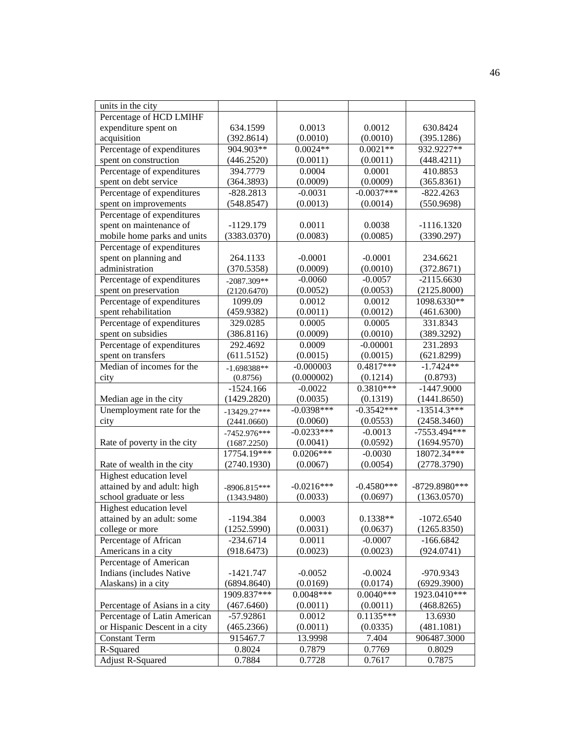| | | | | |
|---|---|---|---|---|
| units in the city | | | | |
| Percentage of HCD LMIHF expenditure spent on acquisition | 634.1599 (392.8614) | 0.0013 (0.0010) | 0.0012 (0.0010) | 630.8424 (395.1286) |
| Percentage of expenditures spent on construction | 904.903** (446.2520) | 0.0024** (0.0011) | 0.0021** (0.0011) | 932.9227** (448.4211) |
| Percentage of expenditures spent on debt service | 394.7779 (364.3893) | 0.0004 (0.0009) | 0.0001 (0.0009) | 410.8853 (365.8361) |
| Percentage of expenditures spent on improvements | -828.2813 (548.8547) | -0.0031 (0.0013) | -0.0037*** (0.0014) | -822.4263 (550.9698) |
| Percentage of expenditures spent on maintenance of mobile home parks and units | -1129.179 (3383.0370) | 0.0011 (0.0083) | 0.0038 (0.0085) | -1116.1320 (3390.297) |
| Percentage of expenditures spent on planning and administration | 264.1133 (370.5358) | -0.0001 (0.0009) | -0.0001 (0.0010) | 234.6621 (372.8671) |
| Percentage of expenditures spent on preservation | -2087.309** (2120.6470) | -0.0060 (0.0052) | -0.0057 (0.0053) | -2115.6630 (2125.8000) |
| Percentage of expenditures spent rehabilitation | 1099.09 (459.9382) | 0.0012 (0.0011) | 0.0012 (0.0012) | 1098.6330** (461.6300) |
| Percentage of expenditures spent on subsidies | 329.0285 (386.8116) | 0.0005 (0.0009) | 0.0005 (0.0010) | 331.8343 (389.3292) |
| Percentage of expenditures spent on transfers | 292.4692 (611.5152) | 0.0009 (0.0015) | -0.00001 (0.0015) | 231.2893 (621.8299) |
| Median of incomes for the city | -1.698388** (0.8756) | -0.000003 (0.000002) | 0.4817*** (0.1214) | -1.7424** (0.8793) |
| Median age in the city | -1524.166 (1429.2820) | -0.0022 (0.0035) | 0.3810*** (0.1319) | -1447.9000 (1441.8650) |
| Unemployment rate for the city | -13429.27*** (2441.0660) | -0.0398*** (0.0060) | -0.3542*** (0.0553) | -13514.3*** (2458.3460) |
| Rate of poverty in the city | -7452.976*** (1687.2250) | -0.0233*** (0.0041) | -0.0013 (0.0592) | -7553.494*** (1694.9570) |
| Rate of wealth in the city | 17754.19*** (2740.1930) | 0.0206*** (0.0067) | -0.0030 (0.0054) | 18072.34*** (2778.3790) |
| Highest education level attained by and adult: high school graduate or less | -8906.815*** (1343.9480) | -0.0216*** (0.0033) | -0.4580*** (0.0697) | -8729.8980*** (1363.0570) |
| Highest education level attained by an adult: some college or more | -1194.384 (1252.5990) | 0.0003 (0.0031) | 0.1338** (0.0637) | -1072.6540 (1265.8350) |
| Percentage of African Americans in a city | -234.6714 (918.6473) | 0.0011 (0.0023) | -0.0007 (0.0023) | -166.6842 (924.0741) |
| Percentage of American Indians (includes Native Alaskans) in a city | -1421.747 (6894.8640) | -0.0052 (0.0169) | -0.0024 (0.0174) | -970.9343 (6929.3900) |
| Percentage of Asians in a city | 1909.837*** (467.6460) | 0.0048*** (0.0011) | 0.0040*** (0.0011) | 1923.0410*** (468.8265) |
| Percentage of Latin American or Hispanic Descent in a city | -57.92861 (465.2366) | 0.0012 (0.0011) | 0.1135*** (0.0335) | 13.6930 (481.1081) |
| Constant Term | 915467.7 | 13.9998 | 7.404 | 906487.3000 |
| R-Squared | 0.8024 | 0.7879 | 0.7769 | 0.8029 |
| Adjust R-Squared | 0.7884 | 0.7728 | 0.7617 | 0.7875 |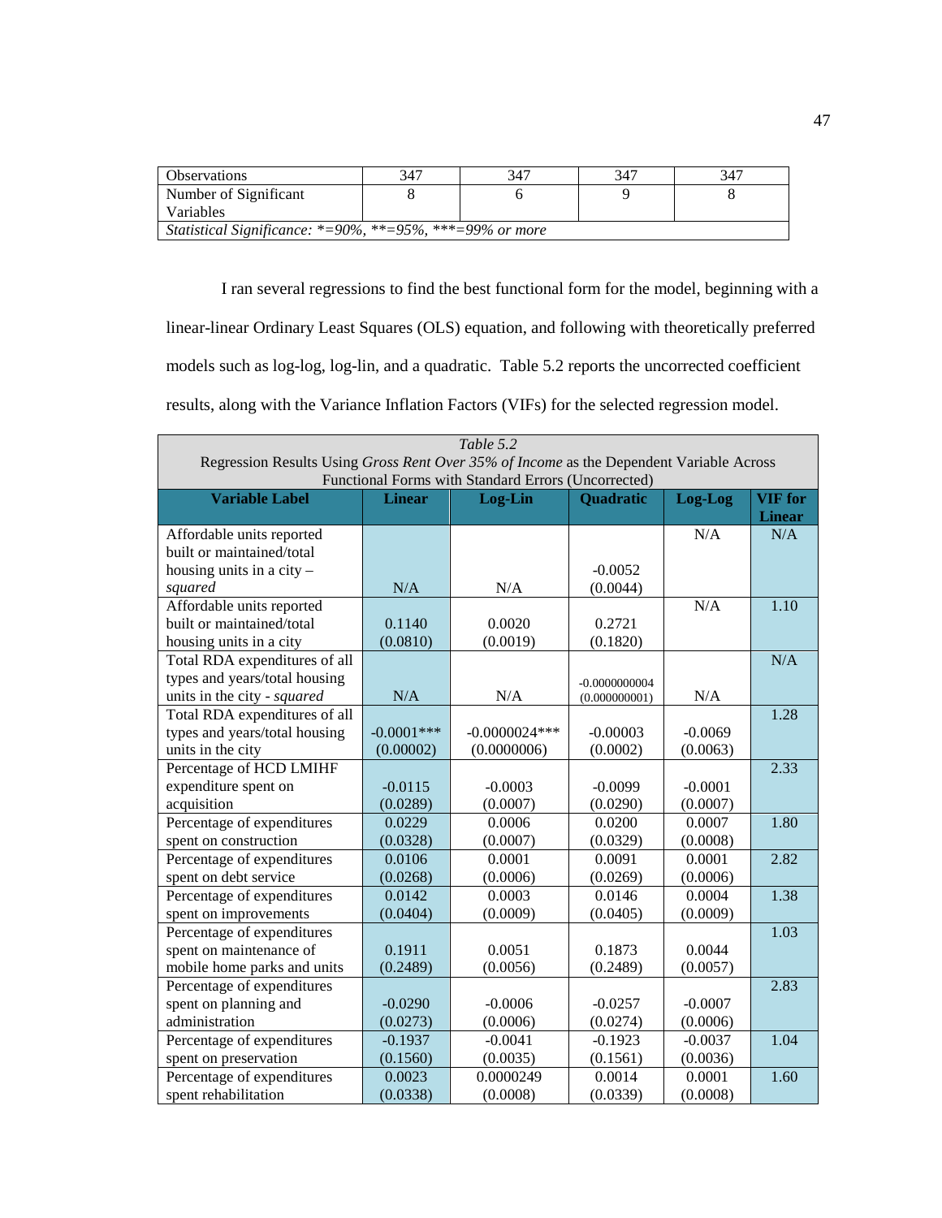| Observations | 347 | 347 | 347 | 347 |
|---|---|---|---|---|
| Number of Significant Variables | 8 | 6 | 9 | 8 |
| *Statistical Significance: \*=90%, \*\*=95%, \*\*\*=99% or more* | | | | |

I ran several regressions to find the best functional form for the model, beginning with a linear-linear Ordinary Least Squares (OLS) equation, and following with theoretically preferred models such as log-log, log-lin, and a quadratic. Table 5.2 reports the uncorrected coefficient results, along with the Variance Inflation Factors (VIFs) for the selected regression model.

*Table 5.2*

Regression Results Using *Gross Rent Over 35% of Income* as the Dependent Variable Across Functional Forms with Standard Errors (Uncorrected)

| Variable Label | Linear | Log-Lin | Quadratic | Log-Log | VIF for Linear |
|---|---|---|---|---|---|
| Affordable units reported built or maintained/total housing units in a city – *squared* | N/A | N/A | -0.0052 (0.0044) | N/A | N/A |
| Affordable units reported built or maintained/total housing units in a city | 0.1140 (0.0810) | 0.0020 (0.0019) | 0.2721 (0.1820) | N/A | 1.10 |
| Total RDA expenditures of all types and years/total housing units in the city - *squared* | N/A | N/A | -0.0000000004 (0.000000001) | N/A | N/A |
| Total RDA expenditures of all types and years/total housing units in the city | -0.0001*** (0.00002) | -0.0000024*** (0.0000006) | -0.00003 (0.0002) | -0.0069 (0.0063) | 1.28 |
| Percentage of HCD LMIHF expenditure spent on acquisition | -0.0115 (0.0289) | -0.0003 (0.0007) | -0.0099 (0.0290) | -0.0001 (0.0007) | 2.33 |
| Percentage of expenditures spent on construction | 0.0229 (0.0328) | 0.0006 (0.0007) | 0.0200 (0.0329) | 0.0007 (0.0008) | 1.80 |
| Percentage of expenditures spent on debt service | 0.0106 (0.0268) | 0.0001 (0.0006) | 0.0091 (0.0269) | 0.0001 (0.0006) | 2.82 |
| Percentage of expenditures spent on improvements | 0.0142 (0.0404) | 0.0003 (0.0009) | 0.0146 (0.0405) | 0.0004 (0.0009) | 1.38 |
| Percentage of expenditures spent on maintenance of mobile home parks and units | 0.1911 (0.2489) | 0.0051 (0.0056) | 0.1873 (0.2489) | 0.0044 (0.0057) | 1.03 |
| Percentage of expenditures spent on planning and administration | -0.0290 (0.0273) | -0.0006 (0.0006) | -0.0257 (0.0274) | -0.0007 (0.0006) | 2.83 |
| Percentage of expenditures spent on preservation | -0.1937 (0.1560) | -0.0041 (0.0035) | -0.1923 (0.1561) | -0.0037 (0.0036) | 1.04 |
| Percentage of expenditures spent rehabilitation | 0.0023 (0.0338) | 0.0000249 (0.0008) | 0.0014 (0.0339) | 0.0001 (0.0008) | 1.60 |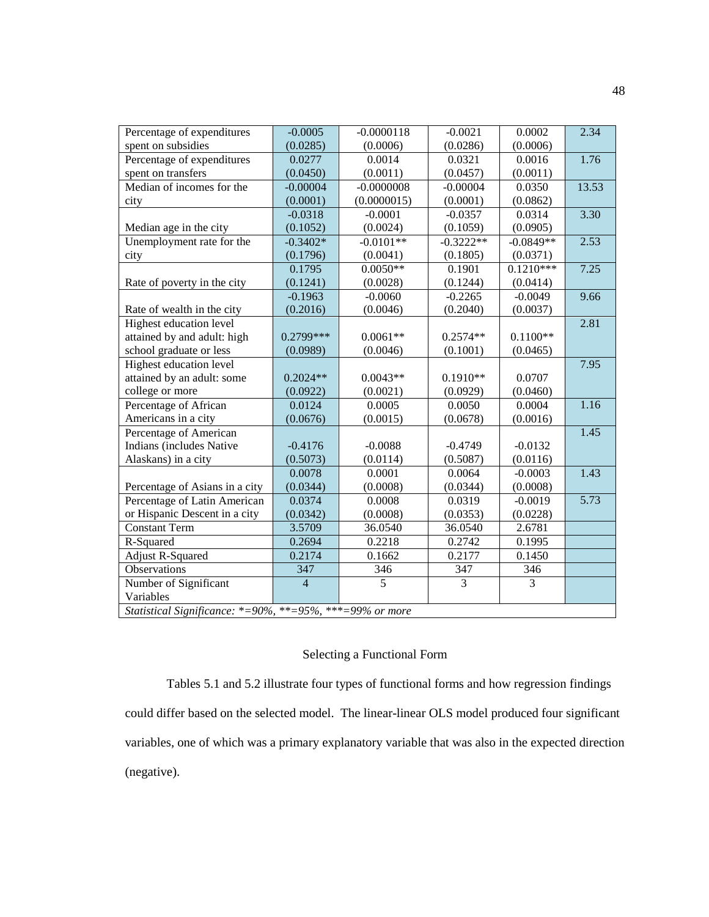| | | | | | |
|---|---|---|---|---|---|
| Percentage of expenditures spent on subsidies | -0.0005 (0.0285) | -0.0000118 (0.0006) | -0.0021 (0.0286) | 0.0002 (0.0006) | 2.34 |
| Percentage of expenditures spent on transfers | 0.0277 (0.0450) | 0.0014 (0.0011) | 0.0321 (0.0457) | 0.0016 (0.0011) | 1.76 |
| Median of incomes for the city | -0.00004 (0.0001) | -0.0000008 (0.0000015) | -0.00004 (0.0001) | 0.0350 (0.0862) | 13.53 |
| Median age in the city | -0.0318 (0.1052) | -0.0001 (0.0024) | -0.0357 (0.1059) | 0.0314 (0.0905) | 3.30 |
| Unemployment rate for the city | -0.3402* (0.1796) | -0.0101** (0.0041) | -0.3222** (0.1805) | -0.0849** (0.0371) | 2.53 |
| Rate of poverty in the city | 0.1795 (0.1241) | 0.0050** (0.0028) | 0.1901 (0.1244) | 0.1210*** (0.0414) | 7.25 |
| Rate of wealth in the city | -0.1963 (0.2016) | -0.0060 (0.0046) | -0.2265 (0.2040) | -0.0049 (0.0037) | 9.66 |
| Highest education level attained by and adult: high school graduate or less | 0.2799*** (0.0989) | 0.0061** (0.0046) | 0.2574** (0.1001) | 0.1100** (0.0465) | 2.81 |
| Highest education level attained by an adult: some college or more | 0.2024** (0.0922) | 0.0043** (0.0021) | 0.1910** (0.0929) | 0.0707 (0.0460) | 7.95 |
| Percentage of African Americans in a city | 0.0124 (0.0676) | 0.0005 (0.0015) | 0.0050 (0.0678) | 0.0004 (0.0016) | 1.16 |
| Percentage of American Indians (includes Native Alaskans) in a city | -0.4176 (0.5073) | -0.0088 (0.0114) | -0.4749 (0.5087) | -0.0132 (0.0116) | 1.45 |
| Percentage of Asians in a city | 0.0078 (0.0344) | 0.0001 (0.0008) | 0.0064 (0.0344) | -0.0003 (0.0008) | 1.43 |
| Percentage of Latin American or Hispanic Descent in a city | 0.0374 (0.0342) | 0.0008 (0.0008) | 0.0319 (0.0353) | -0.0019 (0.0228) | 5.73 |
| Constant Term | 3.5709 | 36.0540 | 36.0540 | 2.6781 | |
| R-Squared | 0.2694 | 0.2218 | 0.2742 | 0.1995 | |
| Adjust R-Squared | 0.2174 | 0.1662 | 0.2177 | 0.1450 | |
| Observations | 347 | 346 | 347 | 346 | |
| Number of Significant Variables | 4 | 5 | 3 | 3 | |

*Statistical Significance: *=90%, **=95%, ***=99% or more*

## Selecting a Functional Form

Tables 5.1 and 5.2 illustrate four types of functional forms and how regression findings could differ based on the selected model. The linear-linear OLS model produced four significant variables, one of which was a primary explanatory variable that was also in the expected direction (negative).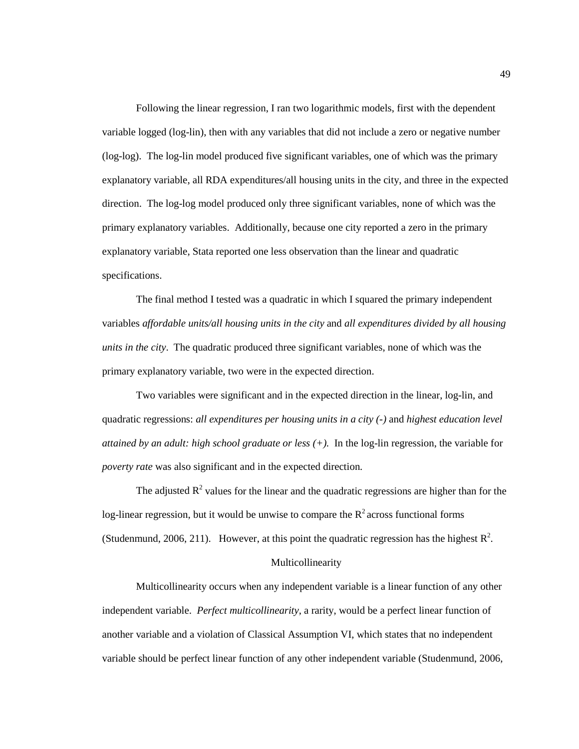Following the linear regression, I ran two logarithmic models, first with the dependent variable logged (log-lin), then with any variables that did not include a zero or negative number (log-log). The log-lin model produced five significant variables, one of which was the primary explanatory variable, all RDA expenditures/all housing units in the city, and three in the expected direction. The log-log model produced only three significant variables, none of which was the primary explanatory variables. Additionally, because one city reported a zero in the primary explanatory variable, Stata reported one less observation than the linear and quadratic specifications.

The final method I tested was a quadratic in which I squared the primary independent variables *affordable units/all housing units in the city* and *all expenditures divided by all housing units in the city*. The quadratic produced three significant variables, none of which was the primary explanatory variable, two were in the expected direction.

Two variables were significant and in the expected direction in the linear, log-lin, and quadratic regressions: *all expenditures per housing units in a city (-)* and *highest education level attained by an adult: high school graduate or less (+).* In the log-lin regression, the variable for *poverty rate* was also significant and in the expected direction.

The adjusted $R^2$ values for the linear and the quadratic regressions are higher than for the log-linear regression, but it would be unwise to compare the $R^2$ across functional forms (Studenmund, 2006, 211). However, at this point the quadratic regression has the highest $R^2$.

## Multicollinearity

Multicollinearity occurs when any independent variable is a linear function of any other independent variable. *Perfect multicollinearity*, a rarity, would be a perfect linear function of another variable and a violation of Classical Assumption VI, which states that no independent variable should be perfect linear function of any other independent variable (Studenmund, 2006,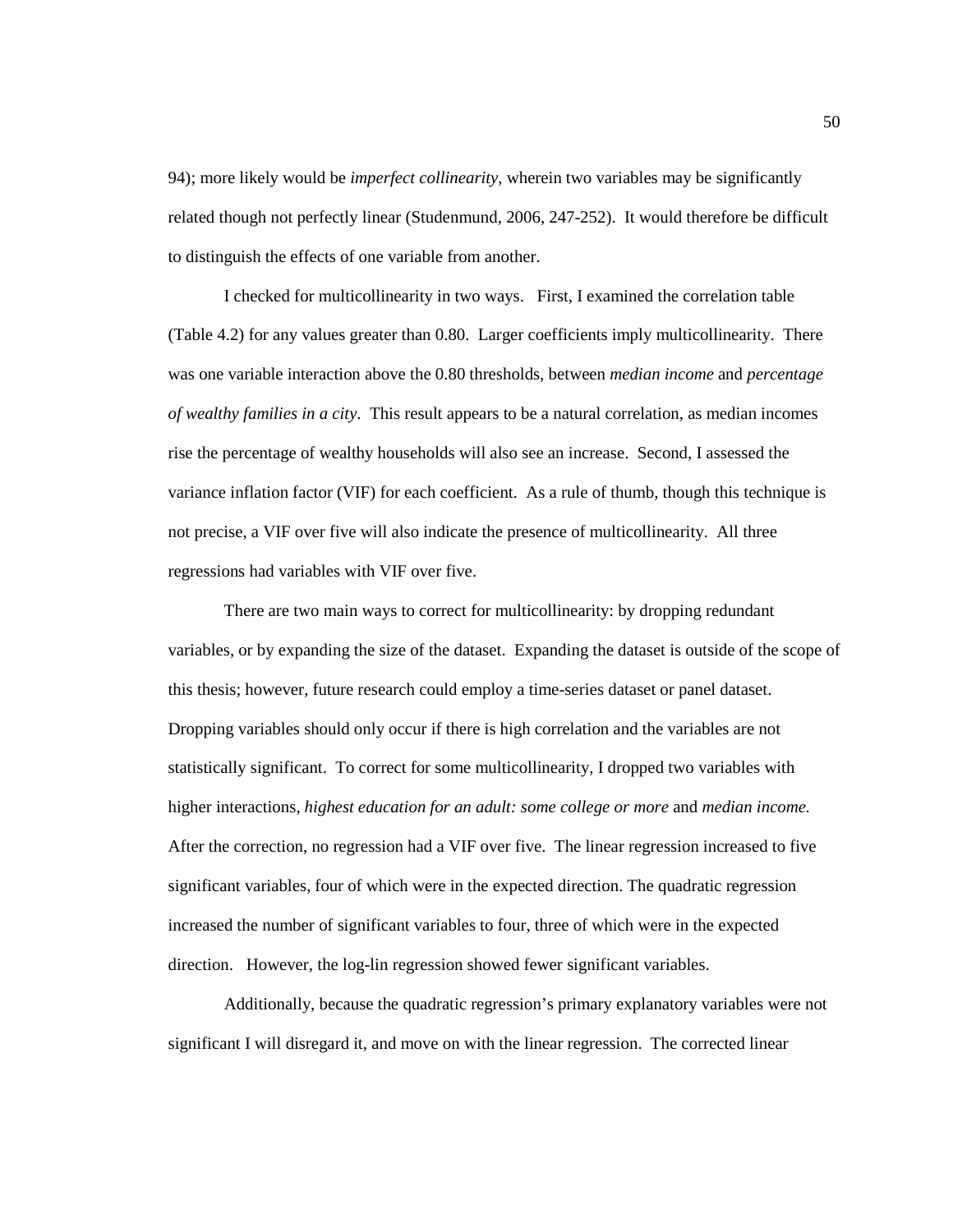94); more likely would be *imperfect collinearity*, wherein two variables may be significantly related though not perfectly linear (Studenmund, 2006, 247-252). It would therefore be difficult to distinguish the effects of one variable from another.

I checked for multicollinearity in two ways. First, I examined the correlation table (Table 4.2) for any values greater than 0.80. Larger coefficients imply multicollinearity. There was one variable interaction above the 0.80 thresholds, between *median income* and *percentage of wealthy families in a city*. This result appears to be a natural correlation, as median incomes rise the percentage of wealthy households will also see an increase. Second, I assessed the variance inflation factor (VIF) for each coefficient. As a rule of thumb, though this technique is not precise, a VIF over five will also indicate the presence of multicollinearity. All three regressions had variables with VIF over five.

There are two main ways to correct for multicollinearity: by dropping redundant variables, or by expanding the size of the dataset. Expanding the dataset is outside of the scope of this thesis; however, future research could employ a time-series dataset or panel dataset. Dropping variables should only occur if there is high correlation and the variables are not statistically significant. To correct for some multicollinearity, I dropped two variables with higher interactions, *highest education for an adult: some college or more* and *median income.* After the correction, no regression had a VIF over five. The linear regression increased to five significant variables, four of which were in the expected direction. The quadratic regression increased the number of significant variables to four, three of which were in the expected direction. However, the log-lin regression showed fewer significant variables.

Additionally, because the quadratic regression's primary explanatory variables were not significant I will disregard it, and move on with the linear regression. The corrected linear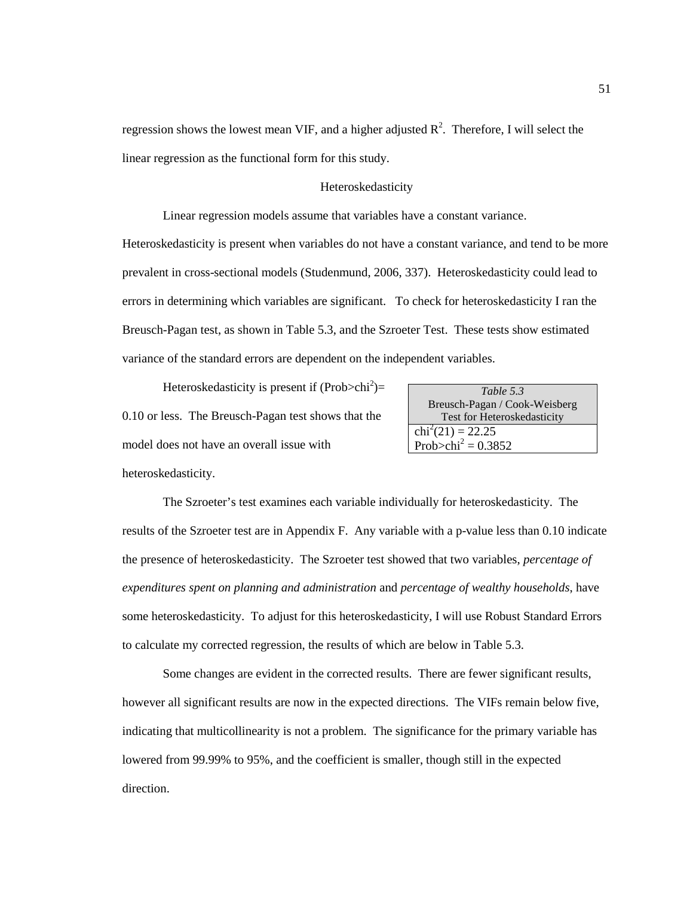regression shows the lowest mean VIF, and a higher adjusted $R^2$. Therefore, I will select the linear regression as the functional form for this study.

## Heteroskedasticity

Linear regression models assume that variables have a constant variance. Heteroskedasticity is present when variables do not have a constant variance, and tend to be more prevalent in cross-sectional models (Studenmund, 2006, 337). Heteroskedasticity could lead to errors in determining which variables are significant. To check for heteroskedasticity I ran the Breusch-Pagan test, as shown in Table 5.3, and the Szroeter Test. These tests show estimated variance of the standard errors are dependent on the independent variables.

Heteroskedasticity is present if (Prob>$chi^2$)= 0.10 or less. The Breusch-Pagan test shows that the model does not have an overall issue with heteroskedasticity.

| *Table 5.3* Breusch-Pagan / Cook-Weisberg Test for Heteroskedasticity |
|---|
| $chi^2(21) = 22.25$ |
| Prob>$chi^2$ = 0.3852 |

The Szroeter's test examines each variable individually for heteroskedasticity. The results of the Szroeter test are in Appendix F. Any variable with a p-value less than 0.10 indicate the presence of heteroskedasticity. The Szroeter test showed that two variables, *percentage of expenditures spent on planning and administration* and *percentage of wealthy households*, have some heteroskedasticity. To adjust for this heteroskedasticity, I will use Robust Standard Errors to calculate my corrected regression, the results of which are below in Table 5.3.

Some changes are evident in the corrected results. There are fewer significant results, however all significant results are now in the expected directions. The VIFs remain below five, indicating that multicollinearity is not a problem. The significance for the primary variable has lowered from 99.99% to 95%, and the coefficient is smaller, though still in the expected direction.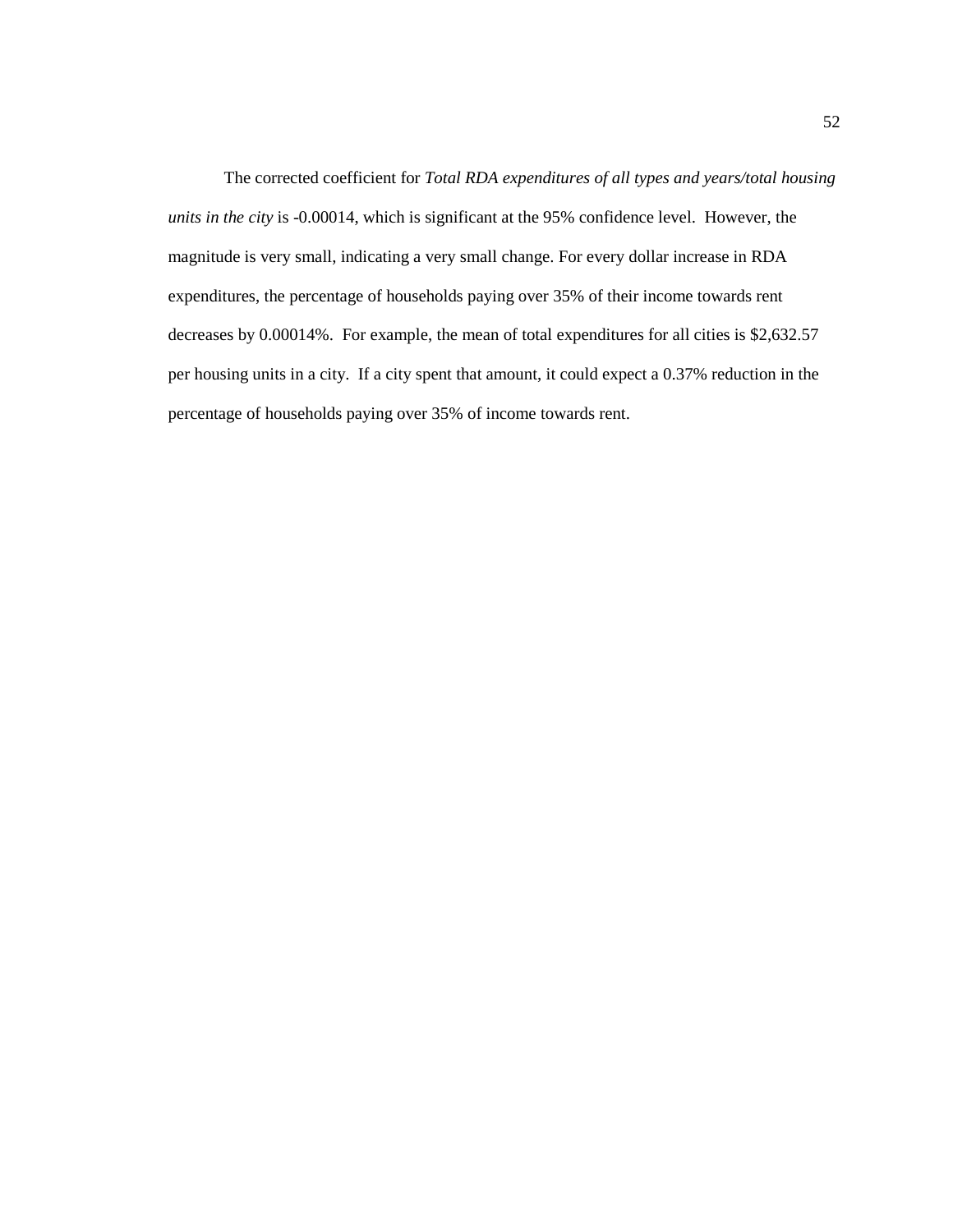The corrected coefficient for *Total RDA expenditures of all types and years/total housing units in the city* is -0.00014, which is significant at the 95% confidence level. However, the magnitude is very small, indicating a very small change. For every dollar increase in RDA expenditures, the percentage of households paying over 35% of their income towards rent decreases by 0.00014%. For example, the mean of total expenditures for all cities is $2,632.57 per housing units in a city. If a city spent that amount, it could expect a 0.37% reduction in the percentage of households paying over 35% of income towards rent.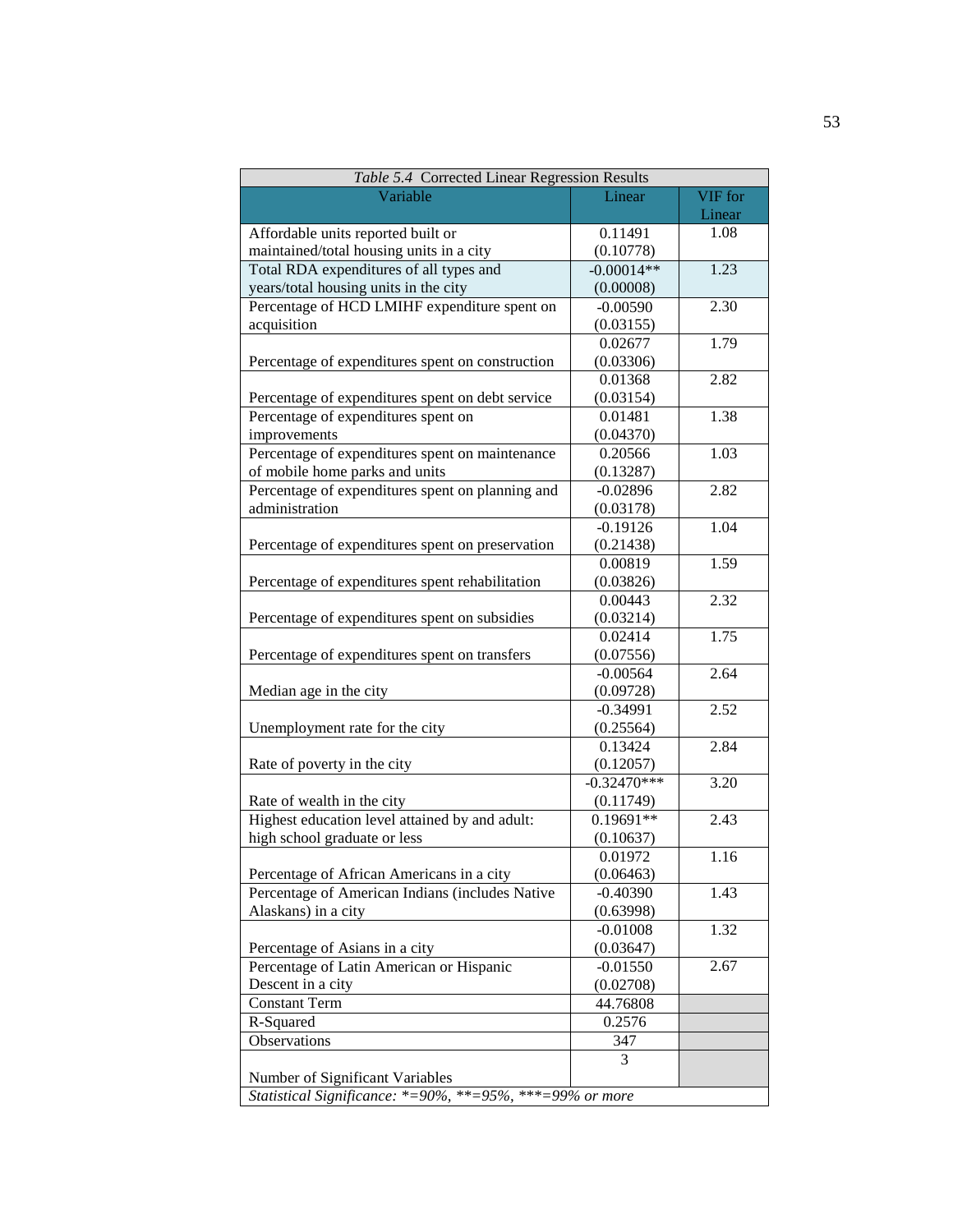*Table 5.4* Corrected Linear Regression Results

| Variable | Linear | VIF for Linear |
|---|---|---|
| Affordable units reported built or maintained/total housing units in a city | 0.11491 (0.10778) | 1.08 |
| Total RDA expenditures of all types and years/total housing units in the city | -0.00014** (0.00008) | 1.23 |
| Percentage of HCD LMIHF expenditure spent on acquisition | -0.00590 (0.03155) | 2.30 |
| Percentage of expenditures spent on construction | 0.02677 (0.03306) | 1.79 |
| Percentage of expenditures spent on debt service | 0.01368 (0.03154) | 2.82 |
| Percentage of expenditures spent on improvements | 0.01481 (0.04370) | 1.38 |
| Percentage of expenditures spent on maintenance of mobile home parks and units | 0.20566 (0.13287) | 1.03 |
| Percentage of expenditures spent on planning and administration | -0.02896 (0.03178) | 2.82 |
| Percentage of expenditures spent on preservation | -0.19126 (0.21438) | 1.04 |
| Percentage of expenditures spent rehabilitation | 0.00819 (0.03826) | 1.59 |
| Percentage of expenditures spent on subsidies | 0.00443 (0.03214) | 2.32 |
| Percentage of expenditures spent on transfers | 0.02414 (0.07556) | 1.75 |
| Median age in the city | -0.00564 (0.09728) | 2.64 |
| Unemployment rate for the city | -0.34991 (0.25564) | 2.52 |
| Rate of poverty in the city | 0.13424 (0.12057) | 2.84 |
| Rate of wealth in the city | -0.32470*** (0.11749) | 3.20 |
| Highest education level attained by and adult: high school graduate or less | 0.19691** (0.10637) | 2.43 |
| Percentage of African Americans in a city | 0.01972 (0.06463) | 1.16 |
| Percentage of American Indians (includes Native Alaskans) in a city | -0.40390 (0.63998) | 1.43 |
| Percentage of Asians in a city | -0.01008 (0.03647) | 1.32 |
| Percentage of Latin American or Hispanic Descent in a city | -0.01550 (0.02708) | 2.67 |
| Constant Term | 44.76808 | |
| R-Squared | 0.2576 | |
| Observations | 347 | |
| Number of Significant Variables | 3 | |

*Statistical Significance: *=90%, **=95%, ***=99% or more*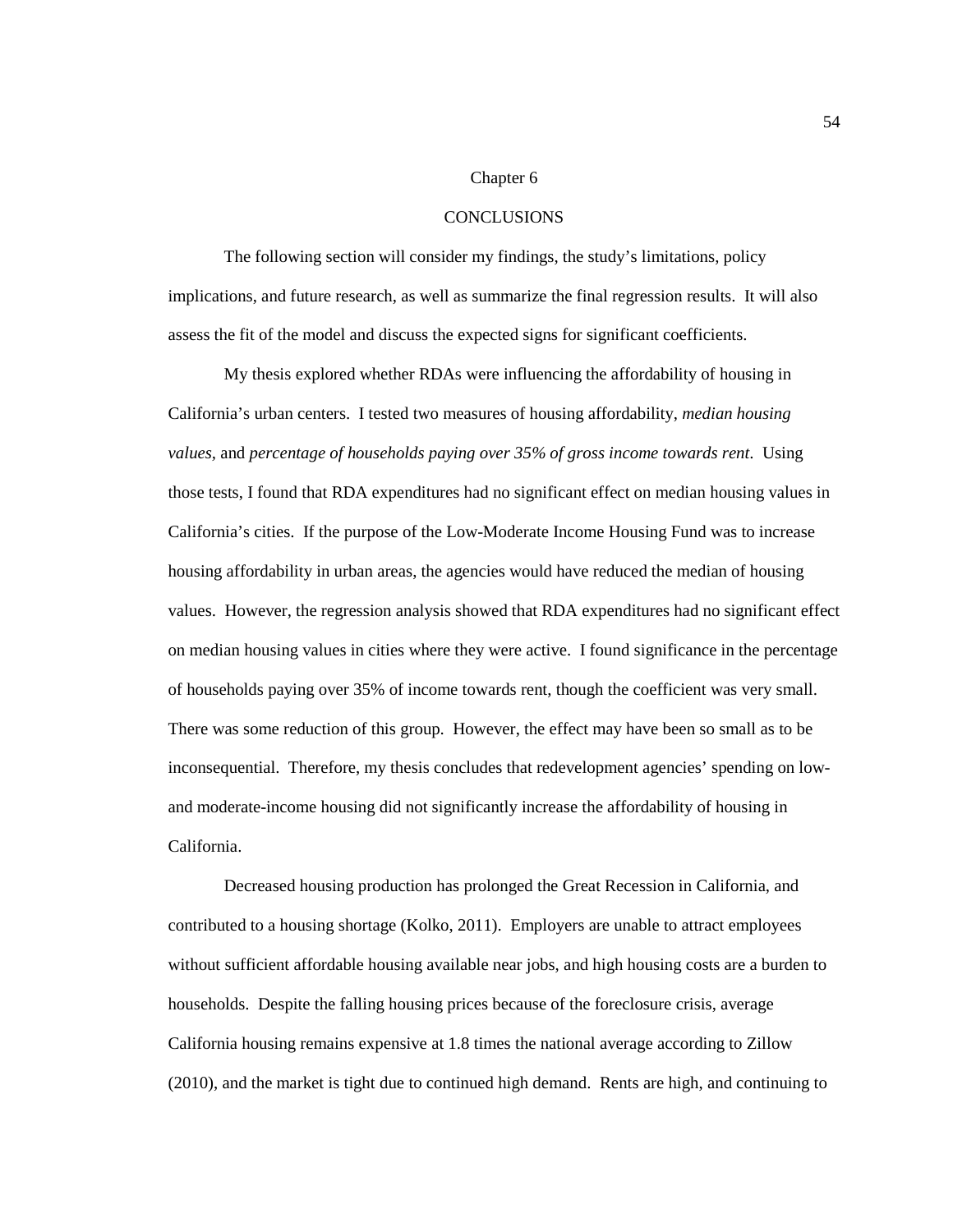# Chapter 6

# CONCLUSIONS

The following section will consider my findings, the study's limitations, policy implications, and future research, as well as summarize the final regression results. It will also assess the fit of the model and discuss the expected signs for significant coefficients.

My thesis explored whether RDAs were influencing the affordability of housing in California's urban centers. I tested two measures of housing affordability, *median housing values*, and *percentage of households paying over 35% of gross income towards rent*. Using those tests, I found that RDA expenditures had no significant effect on median housing values in California's cities. If the purpose of the Low-Moderate Income Housing Fund was to increase housing affordability in urban areas, the agencies would have reduced the median of housing values. However, the regression analysis showed that RDA expenditures had no significant effect on median housing values in cities where they were active. I found significance in the percentage of households paying over 35% of income towards rent, though the coefficient was very small. There was some reduction of this group. However, the effect may have been so small as to be inconsequential. Therefore, my thesis concludes that redevelopment agencies' spending on low- and moderate-income housing did not significantly increase the affordability of housing in California.

Decreased housing production has prolonged the Great Recession in California, and contributed to a housing shortage (Kolko, 2011). Employers are unable to attract employees without sufficient affordable housing available near jobs, and high housing costs are a burden to households. Despite the falling housing prices because of the foreclosure crisis, average California housing remains expensive at 1.8 times the national average according to Zillow (2010), and the market is tight due to continued high demand. Rents are high, and continuing to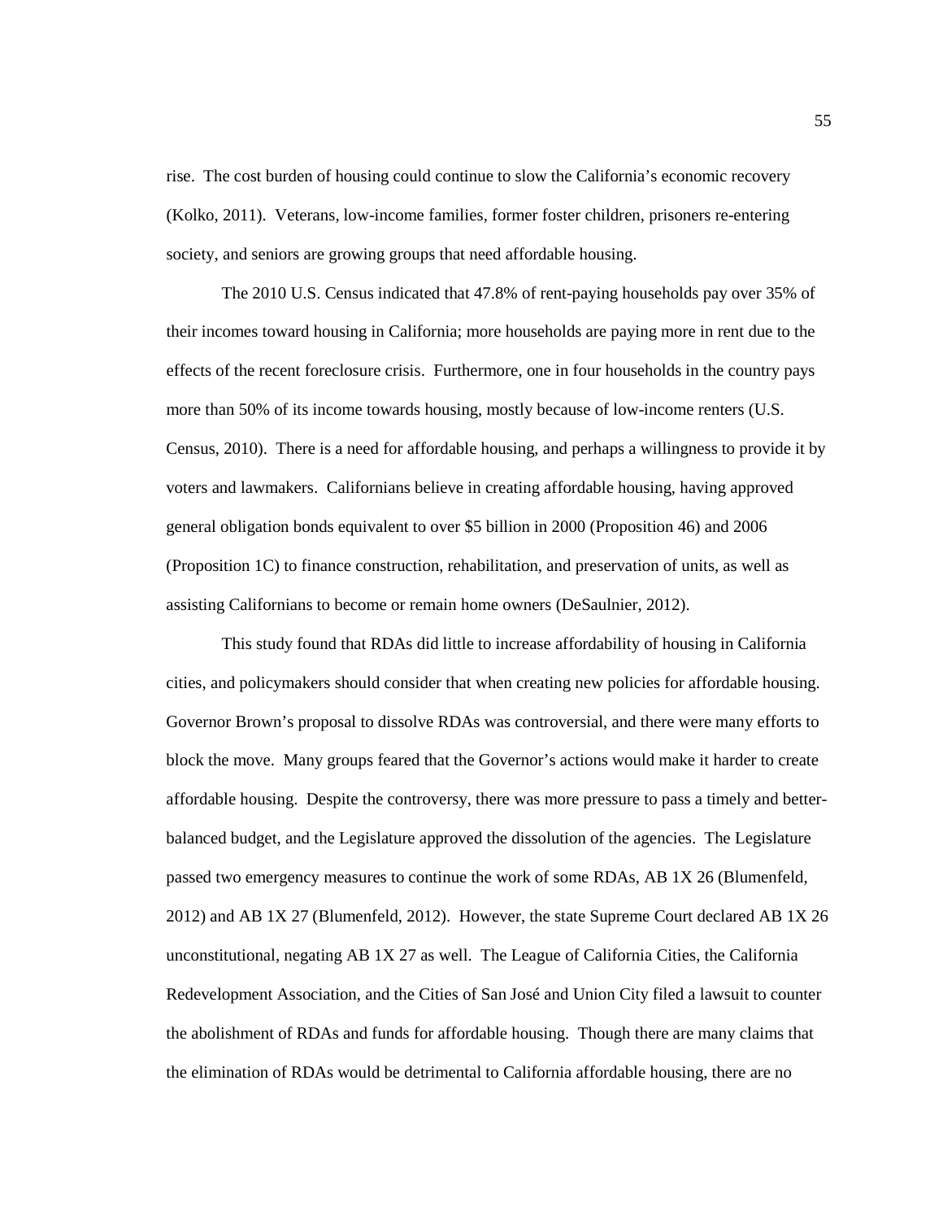rise. The cost burden of housing could continue to slow the California's economic recovery (Kolko, 2011). Veterans, low-income families, former foster children, prisoners re-entering society, and seniors are growing groups that need affordable housing.

The 2010 U.S. Census indicated that 47.8% of rent-paying households pay over 35% of their incomes toward housing in California; more households are paying more in rent due to the effects of the recent foreclosure crisis. Furthermore, one in four households in the country pays more than 50% of its income towards housing, mostly because of low-income renters (U.S. Census, 2010). There is a need for affordable housing, and perhaps a willingness to provide it by voters and lawmakers. Californians believe in creating affordable housing, having approved general obligation bonds equivalent to over $5 billion in 2000 (Proposition 46) and 2006 (Proposition 1C) to finance construction, rehabilitation, and preservation of units, as well as assisting Californians to become or remain home owners (DeSaulnier, 2012).

This study found that RDAs did little to increase affordability of housing in California cities, and policymakers should consider that when creating new policies for affordable housing. Governor Brown's proposal to dissolve RDAs was controversial, and there were many efforts to block the move. Many groups feared that the Governor's actions would make it harder to create affordable housing. Despite the controversy, there was more pressure to pass a timely and better-balanced budget, and the Legislature approved the dissolution of the agencies. The Legislature passed two emergency measures to continue the work of some RDAs, AB 1X 26 (Blumenfeld, 2012) and AB 1X 27 (Blumenfeld, 2012). However, the state Supreme Court declared AB 1X 26 unconstitutional, negating AB 1X 27 as well. The League of California Cities, the California Redevelopment Association, and the Cities of San José and Union City filed a lawsuit to counter the abolishment of RDAs and funds for affordable housing. Though there are many claims that the elimination of RDAs would be detrimental to California affordable housing, there are no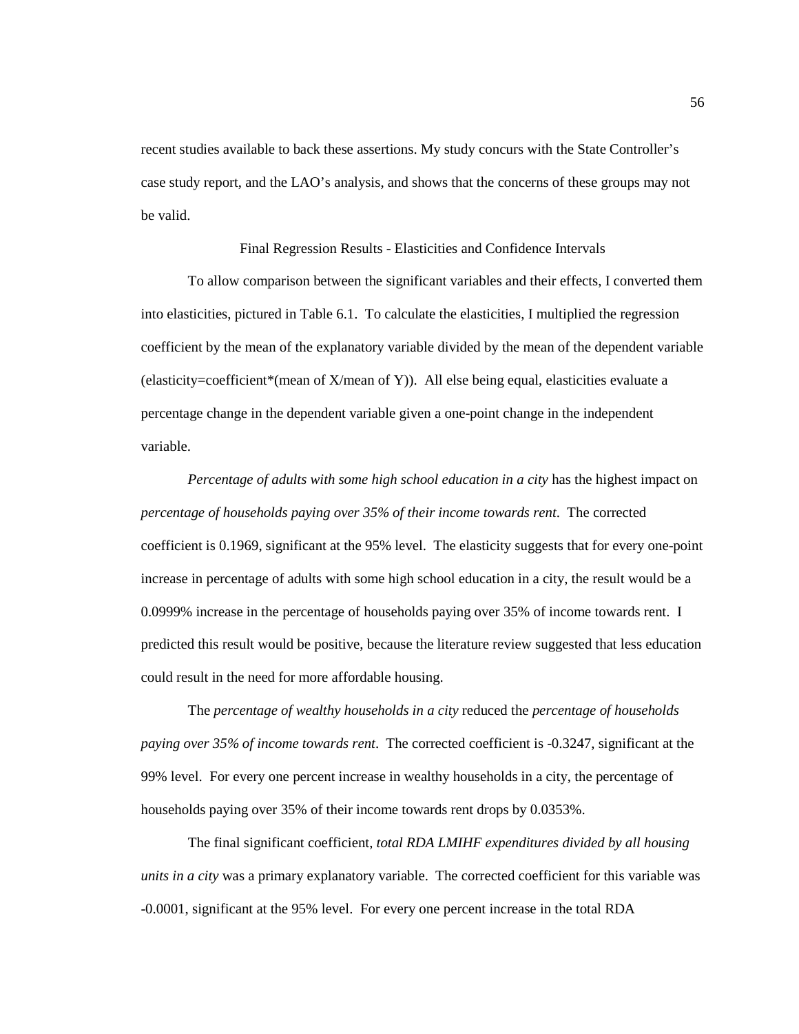recent studies available to back these assertions. My study concurs with the State Controller's case study report, and the LAO's analysis, and shows that the concerns of these groups may not be valid.

## Final Regression Results - Elasticities and Confidence Intervals

To allow comparison between the significant variables and their effects, I converted them into elasticities, pictured in Table 6.1. To calculate the elasticities, I multiplied the regression coefficient by the mean of the explanatory variable divided by the mean of the dependent variable (elasticity=coefficient*(mean of X/mean of Y)). All else being equal, elasticities evaluate a percentage change in the dependent variable given a one-point change in the independent variable.

*Percentage of adults with some high school education in a city* has the highest impact on *percentage of households paying over 35% of their income towards rent*. The corrected coefficient is 0.1969, significant at the 95% level. The elasticity suggests that for every one-point increase in percentage of adults with some high school education in a city, the result would be a 0.0999% increase in the percentage of households paying over 35% of income towards rent. I predicted this result would be positive, because the literature review suggested that less education could result in the need for more affordable housing.

The *percentage of wealthy households in a city* reduced the *percentage of households paying over 35% of income towards rent*. The corrected coefficient is -0.3247, significant at the 99% level. For every one percent increase in wealthy households in a city, the percentage of households paying over 35% of their income towards rent drops by 0.0353%.

The final significant coefficient, *total RDA LMIHF expenditures divided by all housing units in a city* was a primary explanatory variable. The corrected coefficient for this variable was -0.0001, significant at the 95% level. For every one percent increase in the total RDA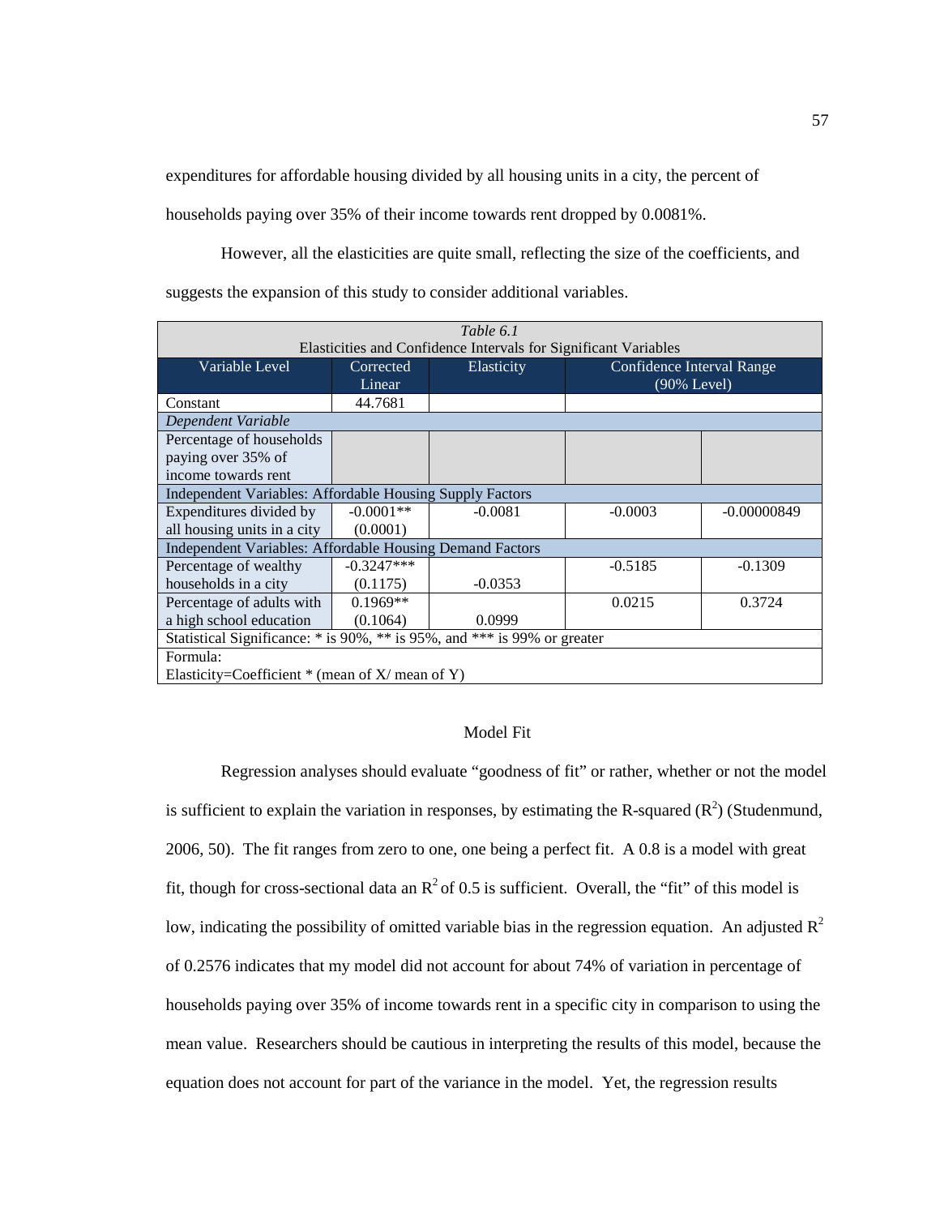expenditures for affordable housing divided by all housing units in a city, the percent of households paying over 35% of their income towards rent dropped by 0.0081%.

However, all the elasticities are quite small, reflecting the size of the coefficients, and suggests the expansion of this study to consider additional variables.

*Table 6.1*

Elasticities and Confidence Intervals for Significant Variables

| Variable Level | Corrected Linear | Elasticity | Confidence Interval Range (90% Level) | |
|---|---|---|---|---|
| Constant | 44.7681 | | | |
| *Dependent Variable* | | | | |
| Percentage of households paying over 35% of income towards rent | | | | |
| Independent Variables: Affordable Housing Supply Factors | | | | |
| Expenditures divided by all housing units in a city | -0.0001** (0.0001) | -0.0081 | -0.0003 | -0.00000849 |
| Independent Variables: Affordable Housing Demand Factors | | | | |
| Percentage of wealthy households in a city | -0.3247*** (0.1175) | -0.0353 | -0.5185 | -0.1309 |
| Percentage of adults with a high school education | 0.1969** (0.1064) | 0.0999 | 0.0215 | 0.3724 |
| Statistical Significance: * is 90%, ** is 95%, and *** is 99% or greater | | | | |
| Formula: Elasticity=Coefficient * (mean of X/ mean of Y) | | | | |

## Model Fit

Regression analyses should evaluate "goodness of fit" or rather, whether or not the model is sufficient to explain the variation in responses, by estimating the R-squared ($R^2$) (Studenmund, 2006, 50). The fit ranges from zero to one, one being a perfect fit. A 0.8 is a model with great fit, though for cross-sectional data an $R^2$ of 0.5 is sufficient. Overall, the "fit" of this model is low, indicating the possibility of omitted variable bias in the regression equation. An adjusted $R^2$ of 0.2576 indicates that my model did not account for about 74% of variation in percentage of households paying over 35% of income towards rent in a specific city in comparison to using the mean value. Researchers should be cautious in interpreting the results of this model, because the equation does not account for part of the variance in the model. Yet, the regression results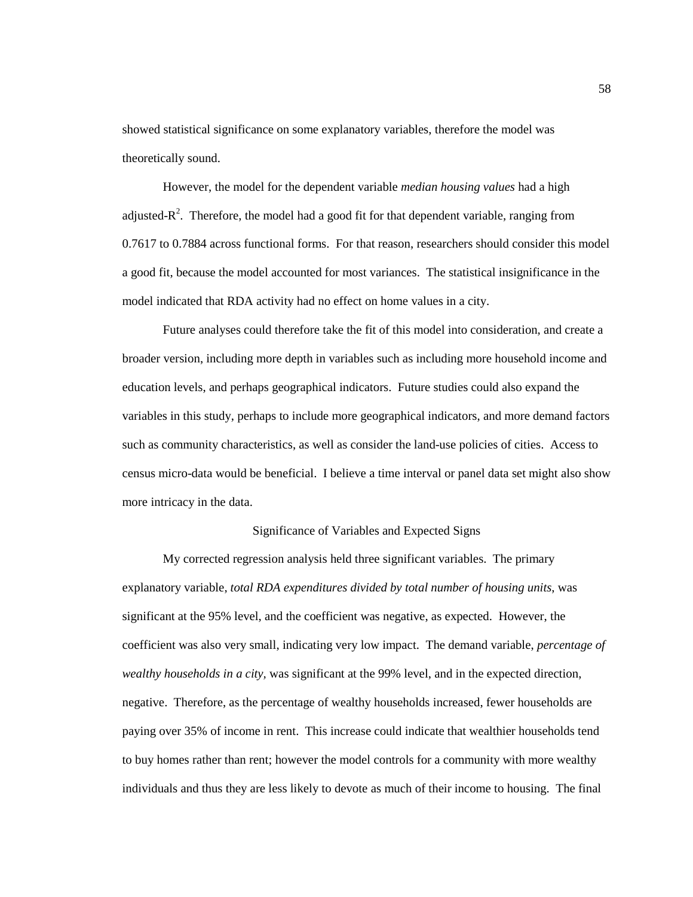showed statistical significance on some explanatory variables, therefore the model was theoretically sound.

However, the model for the dependent variable *median housing values* had a high adjusted-$R^2$. Therefore, the model had a good fit for that dependent variable, ranging from 0.7617 to 0.7884 across functional forms. For that reason, researchers should consider this model a good fit, because the model accounted for most variances. The statistical insignificance in the model indicated that RDA activity had no effect on home values in a city.

Future analyses could therefore take the fit of this model into consideration, and create a broader version, including more depth in variables such as including more household income and education levels, and perhaps geographical indicators. Future studies could also expand the variables in this study, perhaps to include more geographical indicators, and more demand factors such as community characteristics, as well as consider the land-use policies of cities. Access to census micro-data would be beneficial. I believe a time interval or panel data set might also show more intricacy in the data.

## Significance of Variables and Expected Signs

My corrected regression analysis held three significant variables. The primary explanatory variable, *total RDA expenditures divided by total number of housing units,* was significant at the 95% level, and the coefficient was negative, as expected. However, the coefficient was also very small, indicating very low impact. The demand variable, *percentage of wealthy households in a city,* was significant at the 99% level, and in the expected direction, negative. Therefore, as the percentage of wealthy households increased, fewer households are paying over 35% of income in rent. This increase could indicate that wealthier households tend to buy homes rather than rent; however the model controls for a community with more wealthy individuals and thus they are less likely to devote as much of their income to housing. The final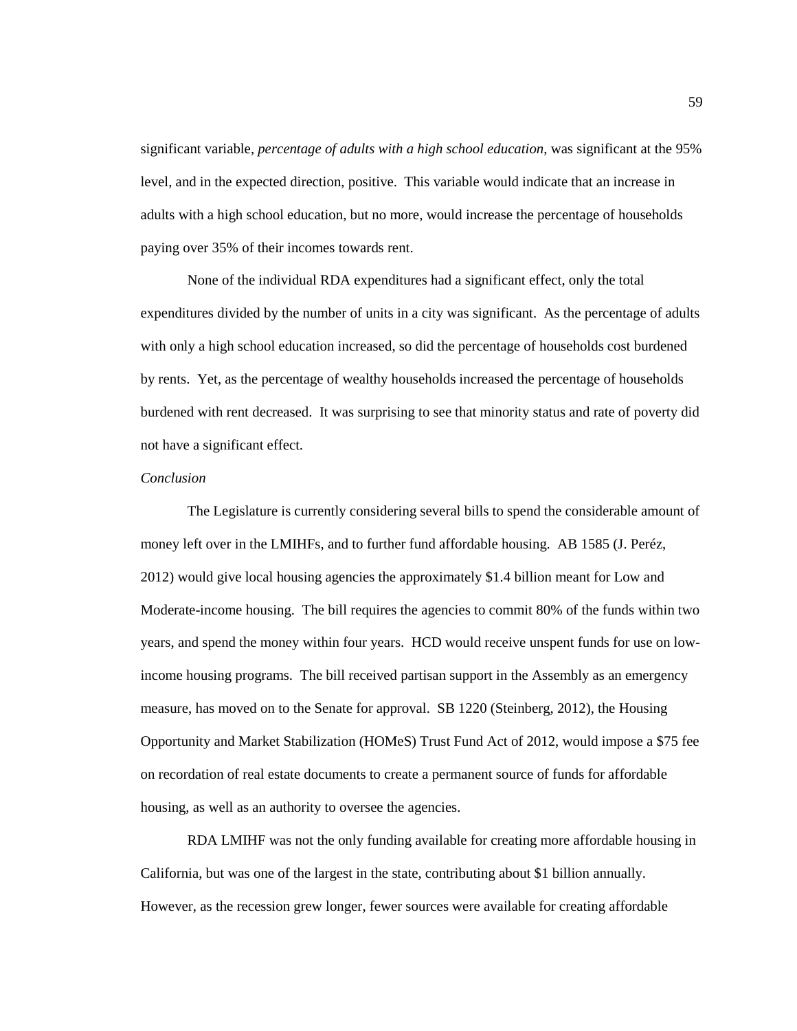significant variable, *percentage of adults with a high school education*, was significant at the 95% level, and in the expected direction, positive. This variable would indicate that an increase in adults with a high school education, but no more, would increase the percentage of households paying over 35% of their incomes towards rent.

None of the individual RDA expenditures had a significant effect, only the total expenditures divided by the number of units in a city was significant. As the percentage of adults with only a high school education increased, so did the percentage of households cost burdened by rents. Yet, as the percentage of wealthy households increased the percentage of households burdened with rent decreased. It was surprising to see that minority status and rate of poverty did not have a significant effect.

*Conclusion*

The Legislature is currently considering several bills to spend the considerable amount of money left over in the LMIHFs, and to further fund affordable housing. AB 1585 (J. Peréz, 2012) would give local housing agencies the approximately $1.4 billion meant for Low and Moderate-income housing. The bill requires the agencies to commit 80% of the funds within two years, and spend the money within four years. HCD would receive unspent funds for use on low-income housing programs. The bill received partisan support in the Assembly as an emergency measure, has moved on to the Senate for approval. SB 1220 (Steinberg, 2012), the Housing Opportunity and Market Stabilization (HOMeS) Trust Fund Act of 2012, would impose a $75 fee on recordation of real estate documents to create a permanent source of funds for affordable housing, as well as an authority to oversee the agencies.

RDA LMIHF was not the only funding available for creating more affordable housing in California, but was one of the largest in the state, contributing about $1 billion annually. However, as the recession grew longer, fewer sources were available for creating affordable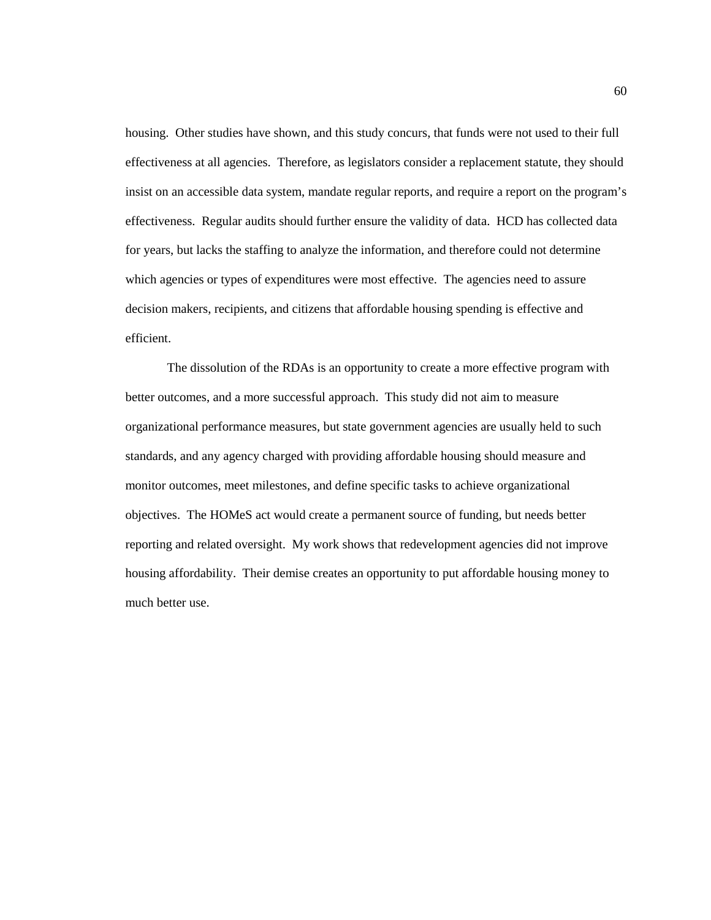housing. Other studies have shown, and this study concurs, that funds were not used to their full effectiveness at all agencies. Therefore, as legislators consider a replacement statute, they should insist on an accessible data system, mandate regular reports, and require a report on the program's effectiveness. Regular audits should further ensure the validity of data. HCD has collected data for years, but lacks the staffing to analyze the information, and therefore could not determine which agencies or types of expenditures were most effective. The agencies need to assure decision makers, recipients, and citizens that affordable housing spending is effective and efficient.

The dissolution of the RDAs is an opportunity to create a more effective program with better outcomes, and a more successful approach. This study did not aim to measure organizational performance measures, but state government agencies are usually held to such standards, and any agency charged with providing affordable housing should measure and monitor outcomes, meet milestones, and define specific tasks to achieve organizational objectives. The HOMeS act would create a permanent source of funding, but needs better reporting and related oversight. My work shows that redevelopment agencies did not improve housing affordability. Their demise creates an opportunity to put affordable housing money to much better use.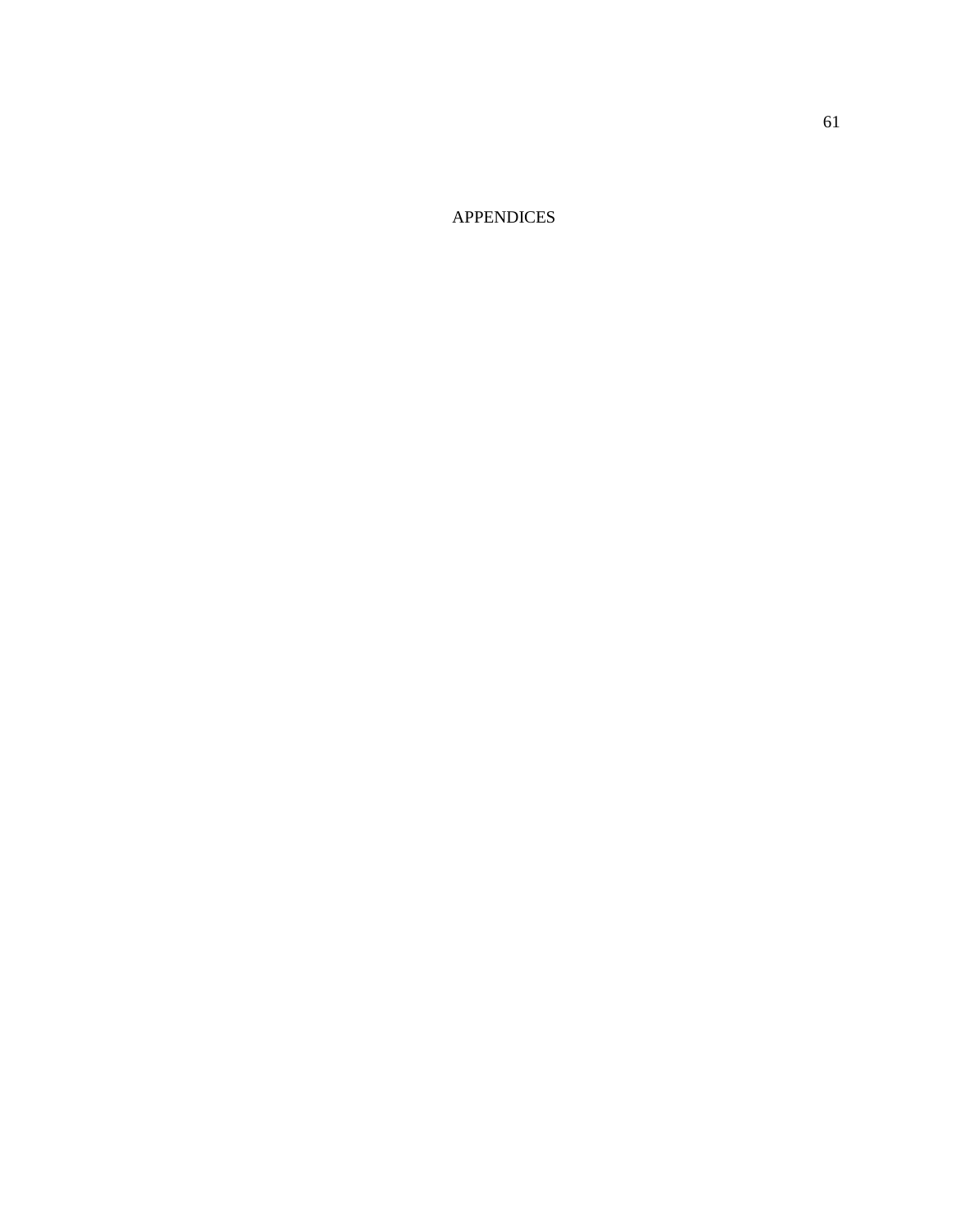# APPENDICES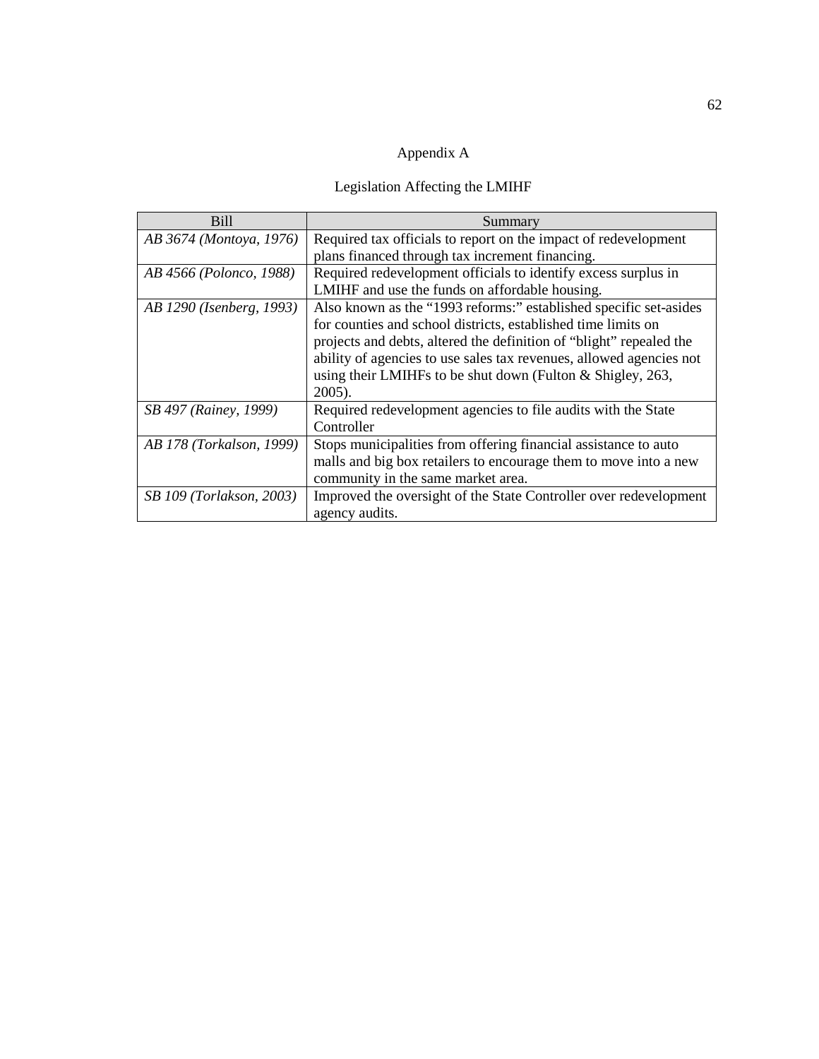# Appendix A

## Legislation Affecting the LMIHF

| Bill | Summary |
| --- | --- |
| *AB 3674 (Montoya, 1976)* | Required tax officials to report on the impact of redevelopment plans financed through tax increment financing. |
| *AB 4566 (Polonco, 1988)* | Required redevelopment officials to identify excess surplus in LMIHF and use the funds on affordable housing. |
| *AB 1290 (Isenberg, 1993)* | Also known as the "1993 reforms:" established specific set-asides for counties and school districts, established time limits on projects and debts, altered the definition of "blight" repealed the ability of agencies to use sales tax revenues, allowed agencies not using their LMIHFs to be shut down (Fulton & Shigley, 263, 2005). |
| *SB 497 (Rainey, 1999)* | Required redevelopment agencies to file audits with the State Controller |
| *AB 178 (Torkalson, 1999)* | Stops municipalities from offering financial assistance to auto malls and big box retailers to encourage them to move into a new community in the same market area. |
| *SB 109 (Torlakson, 2003)* | Improved the oversight of the State Controller over redevelopment agency audits. |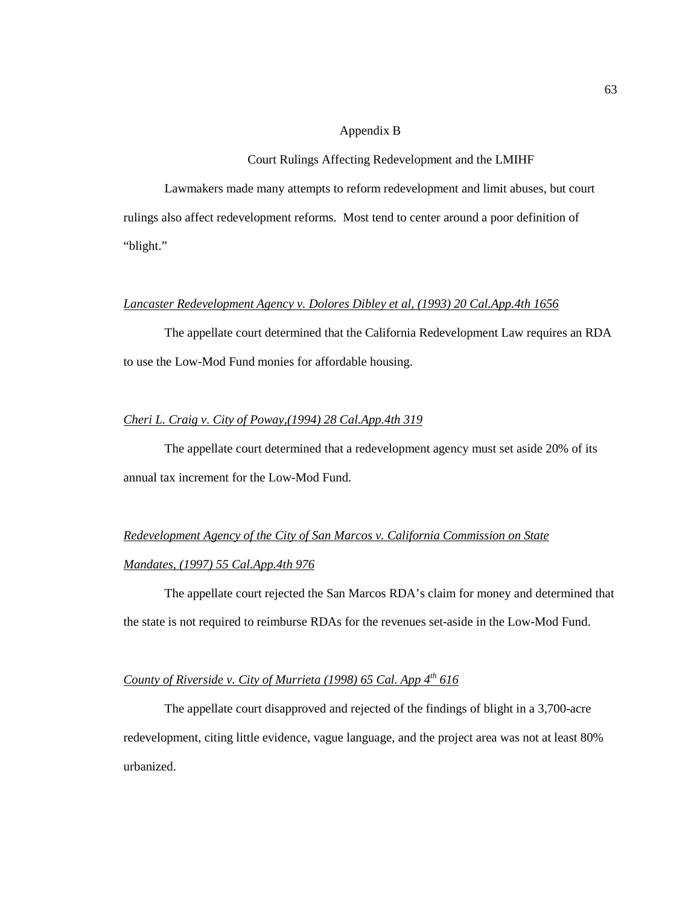# Appendix B

## Court Rulings Affecting Redevelopment and the LMIHF

Lawmakers made many attempts to reform redevelopment and limit abuses, but court rulings also affect redevelopment reforms. Most tend to center around a poor definition of "blight."

*Lancaster Redevelopment Agency v. Dolores Dibley et al, (1993) 20 Cal.App.4th 1656*

The appellate court determined that the California Redevelopment Law requires an RDA to use the Low-Mod Fund monies for affordable housing.

*Cheri L. Craig v. City of Poway,(1994) 28 Cal.App.4th 319*

The appellate court determined that a redevelopment agency must set aside 20% of its annual tax increment for the Low-Mod Fund.

*Redevelopment Agency of the City of San Marcos v. California Commission on State Mandates, (1997) 55 Cal.App.4th 976*

The appellate court rejected the San Marcos RDA's claim for money and determined that the state is not required to reimburse RDAs for the revenues set-aside in the Low-Mod Fund.

*County of Riverside v. City of Murrieta (1998) 65 Cal. App 4th 616*

The appellate court disapproved and rejected of the findings of blight in a 3,700-acre redevelopment, citing little evidence, vague language, and the project area was not at least 80% urbanized.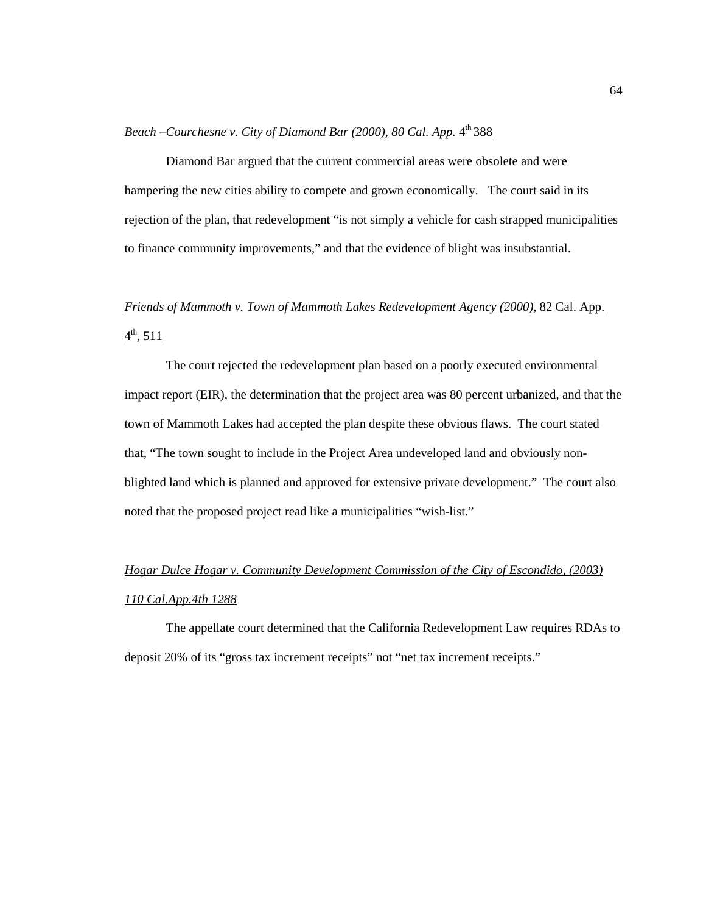*Beach –Courchesne v. City of Diamond Bar (2000), 80 Cal. App.* 4th 388

Diamond Bar argued that the current commercial areas were obsolete and were hampering the new cities ability to compete and grown economically. The court said in its rejection of the plan, that redevelopment "is not simply a vehicle for cash strapped municipalities to finance community improvements," and that the evidence of blight was insubstantial.

*Friends of Mammoth v. Town of Mammoth Lakes Redevelopment Agency (2000),* 82 Cal. App. 4th, 511

The court rejected the redevelopment plan based on a poorly executed environmental impact report (EIR), the determination that the project area was 80 percent urbanized, and that the town of Mammoth Lakes had accepted the plan despite these obvious flaws. The court stated that, "The town sought to include in the Project Area undeveloped land and obviously non-blighted land which is planned and approved for extensive private development." The court also noted that the proposed project read like a municipalities "wish-list."

*Hogar Dulce Hogar v. Community Development Commission of the City of Escondido, (2003) 110 Cal.App.4th 1288*

The appellate court determined that the California Redevelopment Law requires RDAs to deposit 20% of its "gross tax increment receipts" not "net tax increment receipts."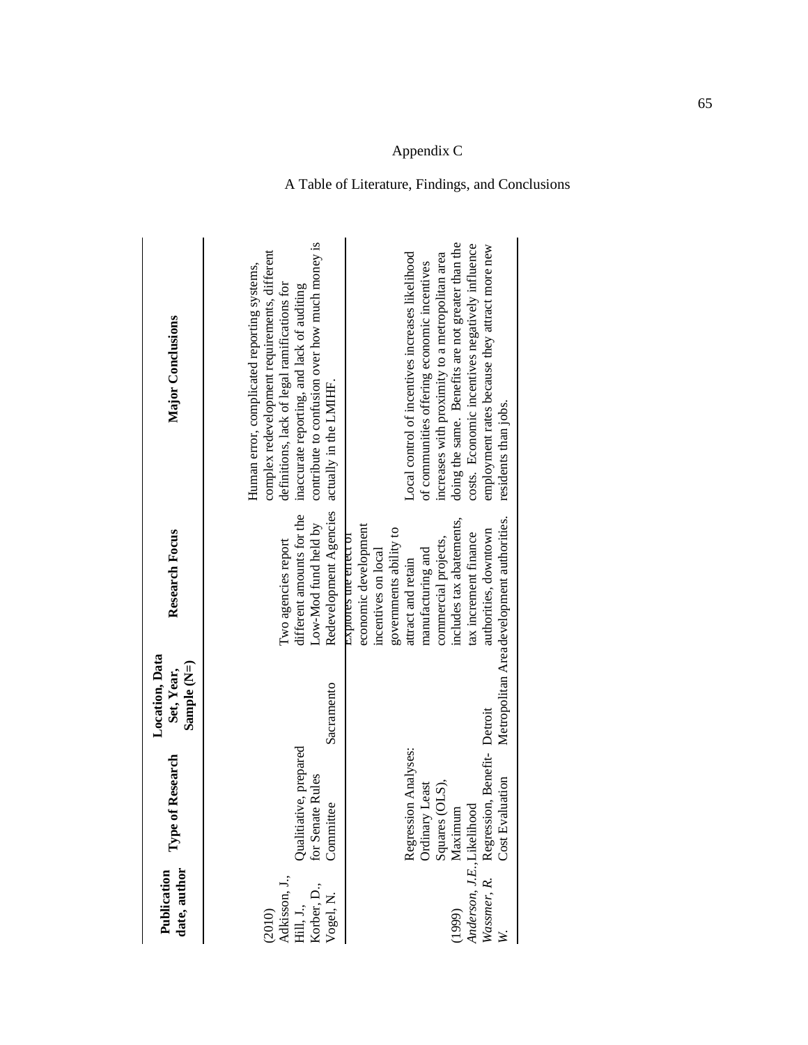# Appendix C

## A Table of Literature, Findings, and Conclusions

| Publication date, author | Type of Research | Location, Data Set, Year, Sample (N=) | Research Focus | Major Conclusions |
|---|---|---|---|---|
| (2010) Adkisson, J., Hill, J., Korber, D., Vogel, N. | Qualitiative, prepared for Senate Rules Committee | Sacramento | Two agencies report different amounts for the Low-Mod fund held by Redevelopment Agencies | Human error, complicated reporting systems, complex redevelopment requirements, different definitions, lack of legal ramifications for inaccurate reporting, and lack of auditing contribute to confusion over how much money is actually in the LMIHF. |
| (1999) *Anderson, J.E., Wassmer, R. W.* | Regression Analyses: Ordinary Least Squares (OLS), Maximum Likelihood Regression, Benefit-Cost Evaluation | Detroit Metropolitan Area | Explores the effect of economic development incentives on local governments ability to attract and retain manufacturing and commercial projects, includes tax abatements, tax increment finance authorities, downtown development authorities. | Local control of incentives increases likelihood of communities offering economic incentives increases with proximity to a metropolitan area doing the same. Benefits are not greater than the costs. Economic incentives negatively influence employment rates because they attract more new residents than jobs. |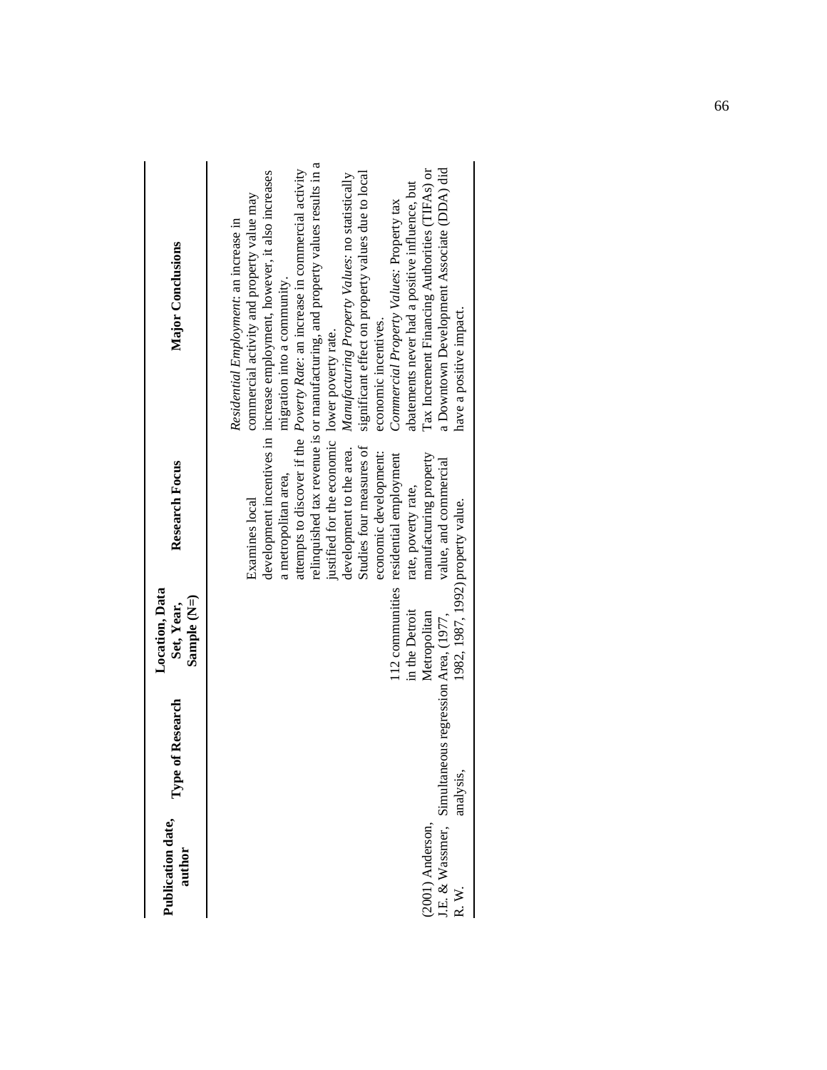| Publication date, author | Type of Research | Location, Data Set, Year, Sample (N=) | Research Focus | Major Conclusions |
|---|---|---|---|---|
| (2001) Anderson, J.E. & Wassmer, R. W. | Simultaneous regression analysis, | 112 communities in the Detroit Metropolitan Area, (1977, 1982, 1987, 1992) | Examines local development incentives in a metropolitan area, attempts to discover if the relinquished tax revenue is or justified for the economic development to the area. Studies four measures of economic development: residential employment rate, poverty rate, manufacturing property value, and commercial property value. | *Residential Employment*: an increase in commercial activity and property value may increase employment, however, it also increases migration into a community. *Poverty Rate*: an increase in commercial activity manufacturing, and property values results in a lower poverty rate. *Manufacturing Property Values*: no statistically significant effect on property values due to local economic incentives. *Commercial Property Values*: Property tax abatements never had a positive influence, but Tax Increment Financing Authorities (TIFAs) or a Downtown Development Associate (DDA) did have a positive impact. |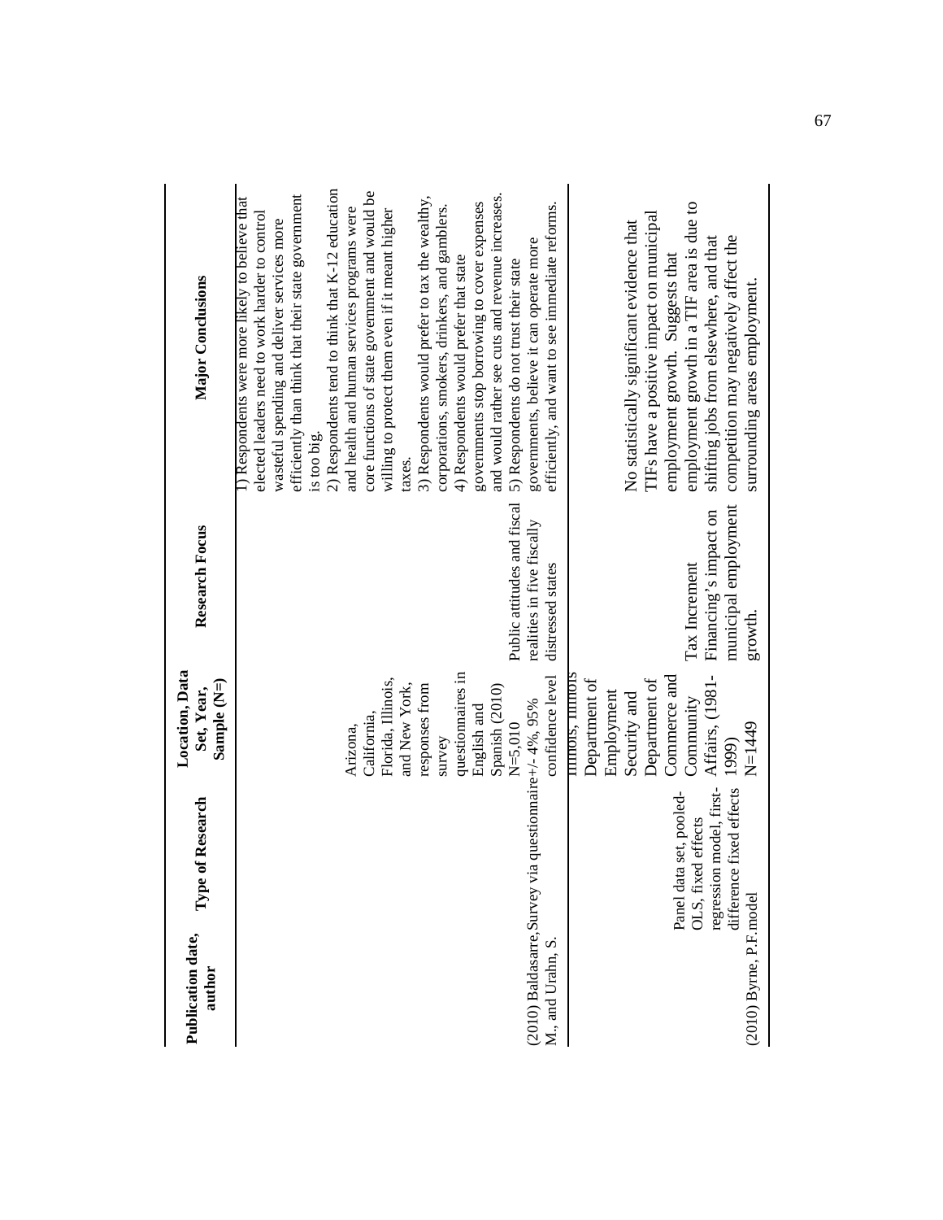| Publication date, author | Type of Research | Location, Data Set, Year, Sample (N=) | Research Focus | Major Conclusions |
|---|---|---|---|---|
| (2010) Baldasarre, M., and Urahn, S. | Survey via questionnaire | Arizona, California, Florida, Illinois, and New York, responses from survey questionnaires in English and Spanish (2010) N=5,010 +/- 4%, 95% confidence level | Public attitudes and fiscal realities in five fiscally distressed states | 1) Respondents were more likely to believe that elected leaders need to work harder to control wasteful spending and deliver services more efficiently than think that their state government is too big. 2) Respondents tend to think that K-12 education and health and human services programs were core functions of state government and would be willing to protect them even if it meant higher taxes. 3) Respondents would prefer to tax the wealthy, corporations, smokers, drinkers, and gamblers. 4) Respondents would prefer that state governments stop borrowing to cover expenses and would rather see cuts and revenue increases. 5) Respondents do not trust their state governments, believe it can operate more efficiently, and want to see immediate reforms. |
| (2010) Byrne, P.F. | Panel data set, pooled-OLS, fixed effects regression model, first-difference fixed effects model | Illinois, Illinois Department of Employment Security and Department of Commerce and Community Affairs, (1981-1999) N=1449 | Tax Increment Financing's impact on municipal employment growth. | No statistically significant evidence that TIFs have a positive impact on municipal employment growth. Suggests that employment growth in a TIF area is due to shifting jobs from elsewhere, and that competition may negatively affect the surrounding areas employment. |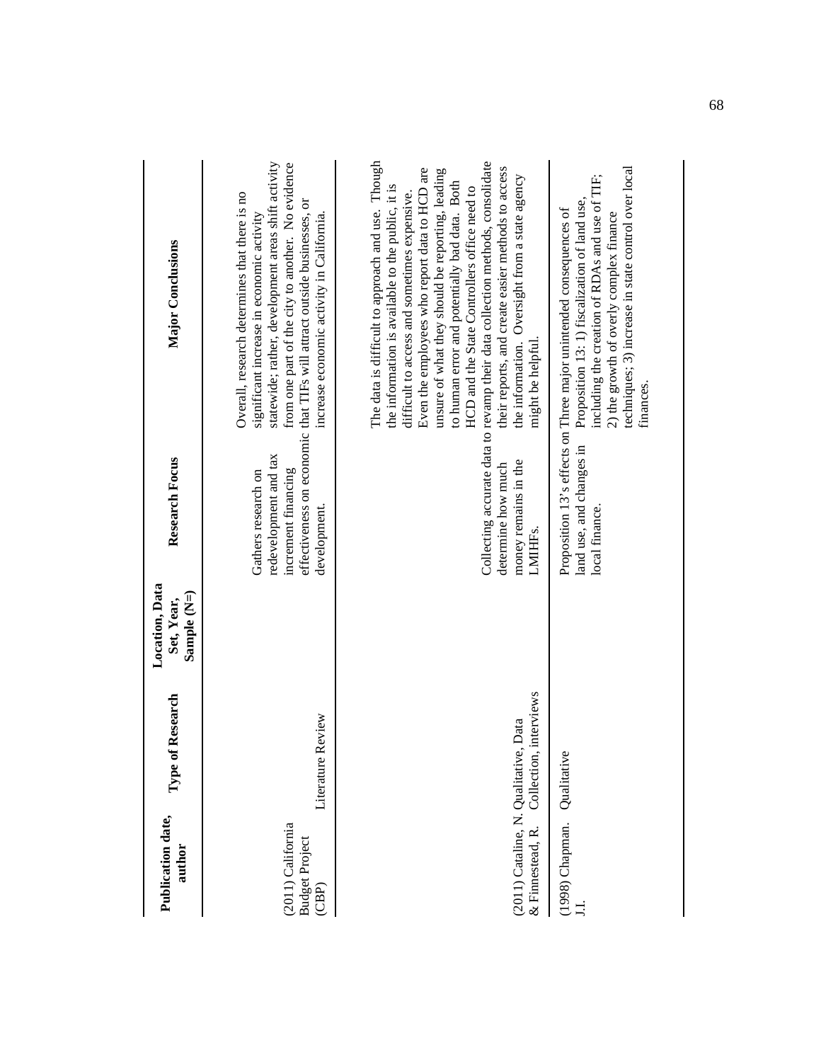| Publication date, author | Type of Research | Location, Data Set, Year, Sample (N=) | Research Focus | Major Conclusions |
|---|---|---|---|---|
| (2011) California Budget Project (CBP) | Literature Review | | Gathers research on redevelopment and tax increment financing effectiveness on economic development. | Overall, research determines that there is no significant increase in economic activity statewide; rather, development areas shift activity from one part of the city to another. No evidence that TIFs will attract outside businesses, or increase economic activity in California. |
| (2011) Cataline, N. & Finnestead, R. | Qualitative, Data Collection, interviews | | Collecting accurate data to determine how much money remains in the LMIHFs. | The data is difficult to approach and use. Though the information is available to the public, it is difficult to access and sometimes expensive. Even the employees who report data to HCD are unsure of what they should be reporting, leading to human error and potentially bad data. Both HCD and the State Controllers office need to revamp their data collection methods, consolidate their reports, and create easier methods to access the information. Oversight from a state agency might be helpful. |
| (1998) Chapman. J.I. | Qualitative | | Proposition 13's effects on land use, and changes in local finance. | Three major unintended consequences of Proposition 13: 1) fiscalization of land use, including the creation of RDAs and use of TIF; 2) the growth of overly complex finance techniques; 3) increase in state control over local finances. |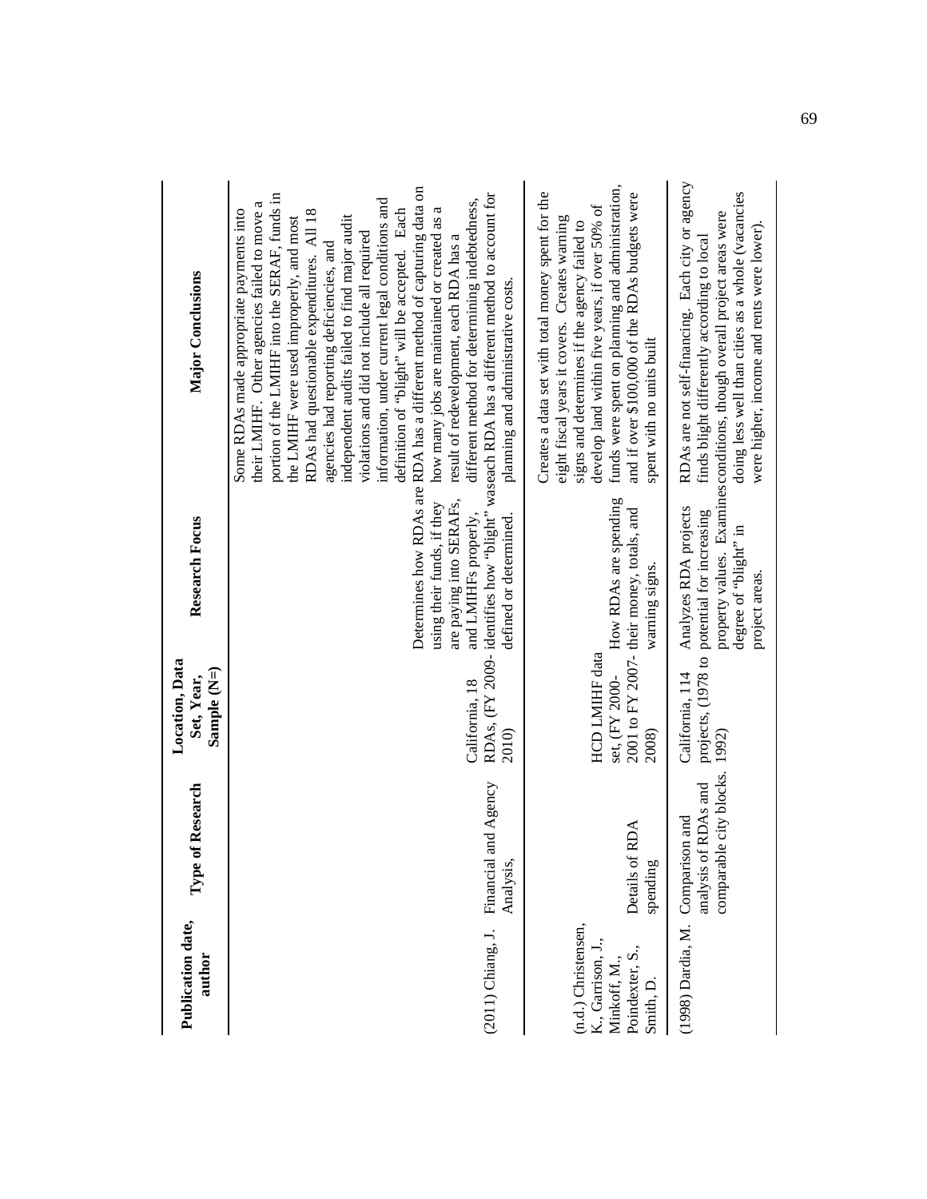| Publication date, author | Type of Research | Location, Data Set, Year, Sample (N=) | Research Focus | Major Conclusions |
| --- | --- | --- | --- | --- |
| (2011) Chiang, J. | Financial and Agency Analysis, | California, 18 RDAs, (FY 2009-2010) | Determines how RDAs are using their funds, if they are paying into SERAFs, and LMIHFs properly, identifies how "blight" was defined or determined. | Some RDAs made appropriate payments into their LMIHF. Other agencies failed to move a portion of the LMIHF into the SERAF, funds in the LMIHF were used improperly, and most RDAs had questionable expenditures. All 18 agencies had reporting deficiencies, and independent audits failed to find major audit violations and did not include all required information, under current legal conditions and definition of "blight" will be accepted. Each RDA has a different method of capturing data on how many jobs are maintained or created as a result of redevelopment, each RDA has a different method for determining indebtedness, each RDA has a different method to account for planning and administrative costs. |
| (n.d.) Christensen, K., Garrison, J., Minkoff, M., Poindexter, S., Smith, D. | Details of RDA spending | HCD LMIHF data set, (FY 2000-2001 to FY 2007-2008) | How RDAs are spending their money, totals, and warning signs. | Creates a data set with total money spent for the eight fiscal years it covers. Creates warning signs and determines if the agency failed to develop land within five years, if over 50% of funds were spent on planning and administration, and if over $100,000 of the RDAs budgets were spent with no units built |
| (1998) Dardia, M. | Comparison and analysis of RDAs and comparable city blocks. | California, 114 projects, (1978 to 1992) | Analyzes RDA projects potential for increasing property values. Examines degree of "blight" in project areas. | RDAs are not self-financing. Each city or agency finds blight differently according to local conditions, though overall project areas were doing less well than cities as a whole (vacancies were higher, income and rents were lower). |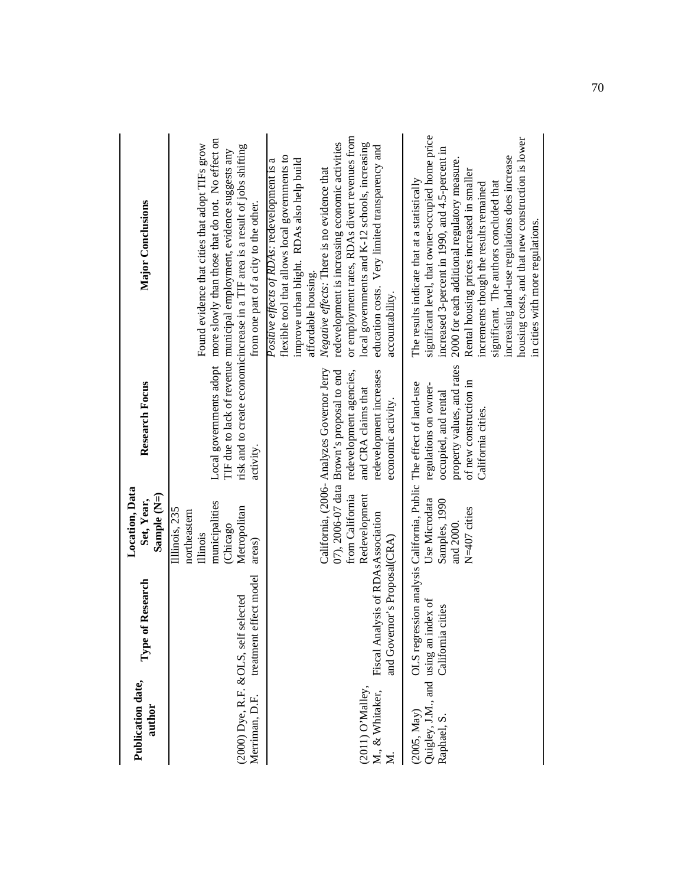| Publication date, author | Type of Research | Location, Data Set, Year, Sample (N=) | Research Focus | Major Conclusions |
|---|---|---|---|---|
| (2000) Dye, R.F. & Merriman, D.F. | OLS, self selected treatment effect model | Illinois, 235 northeastern Illinois municipalities (Chicago Metropolitan areas) | Local governments adopt TIF due to lack of revenue risk and to create economic activity. | Found evidence that cities that adopt TIFs grow more slowly than those that do not. No effect on municipal employment, evidence suggests any increase in a TIF area is a result of jobs shifting from one part of a city to the other. |
| (2011) O'Malley, M., & Whitaker, M. | Fiscal Analysis of RDAs and Governor's Proposal | California, (2006-07), 2006-07 data from California Redevelopment Association(CRA) | Analyzes Governor Jerry Brown's proposal to end redevelopment agencies, and CRA claims that redevelopment increases economic activity. | *Positive effects of RDAs*: redevelopment is a flexible tool that allows local governments to improve urban blight. RDAs also help build affordable housing. *Negative effects*: There is no evidence that redevelopment is increasing economic activities or employment rates, RDAs divert revenues from local governments and K-12 schools, increasing education costs. Very limited transparency and accountability. |
| (2005, May) Quigley, J.M., and Raphael, S. | OLS regression analysis using an index of California cities | California, Public Use Microdata Samples, 1990 and 2000. N=407 cities | The effect of land-use regulations on owner-occupied, and rental property values, and rates of new construction in California cities. | The results indicate that at a statistically significant level, that owner-occupied home price increased 3-percent in 1990, and 4.5-percent in 2000 for each additional regulatory measure. Rental housing prices increased in smaller increments though the results remained significant. The authors concluded that increasing land-use regulations does increase housing costs, and that new construction is lower in cities with more regulations. |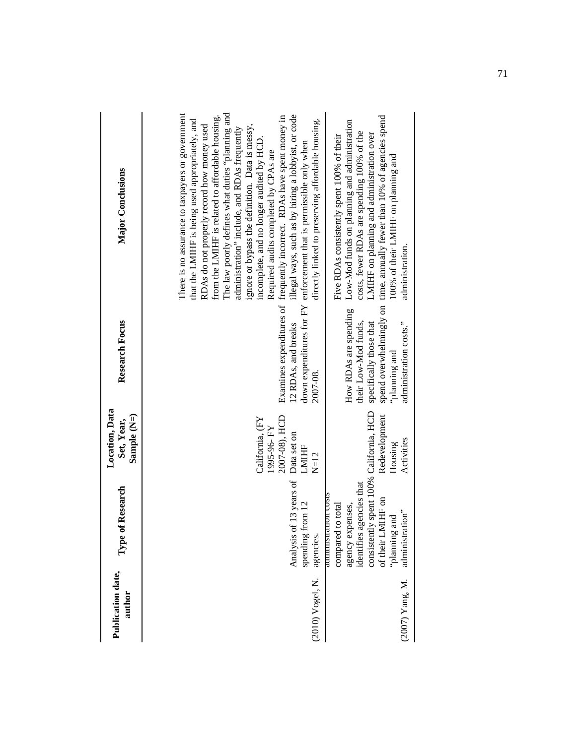| Publication date, author | Type of Research | Location, Data Set, Year, Sample (N=) | Research Focus | Major Conclusions |
|---|---|---|---|---|
| (2010) Vogel, N. | Analysis of 13 years of spending from 12 agencies. | California, (FY 1995-96- FY 2007-08), HCD Data set on LMIHF N=12 | Examines expenditures of 12 RDAs, and breaks down expenditures for FY 2007-08. | There is no assurance to taxpayers or government that the LMIHF is being used appropriately, and RDAs do not properly record how money used from the LMIHF is related to affordable housing. The law poorly defines what duties "planning and administration" include, and RDAs frequently ignore or bypass the definition. Data is messy, incomplete, and no longer audited by HCD. Required audits completed by CPAs are frequently incorrect. RDAs have spent money in illegal ways, such as by hiring a lobbyist, or code enforcement that is permissible only when directly linked to preserving affordable housing. |
| (2007) Yang, M. | administration costs compared to total agency expenses, identifies agencies that consistently spent 100% of their LMIHF on "planning and administration" | California, HCD Redevelopment Housing Activities | How RDAs are spending their Low-Mod funds, specifically those that spend overwhelmingly on "planning and administration costs." | Five RDAs consistently spent 100% of their Low-Mod funds on planning and administration costs, fewer RDAs are spending 100% of the LMIHF on planning and administration over time, annually fewer than 10% of agencies spend 100% of their LMIHF on planning and administration. |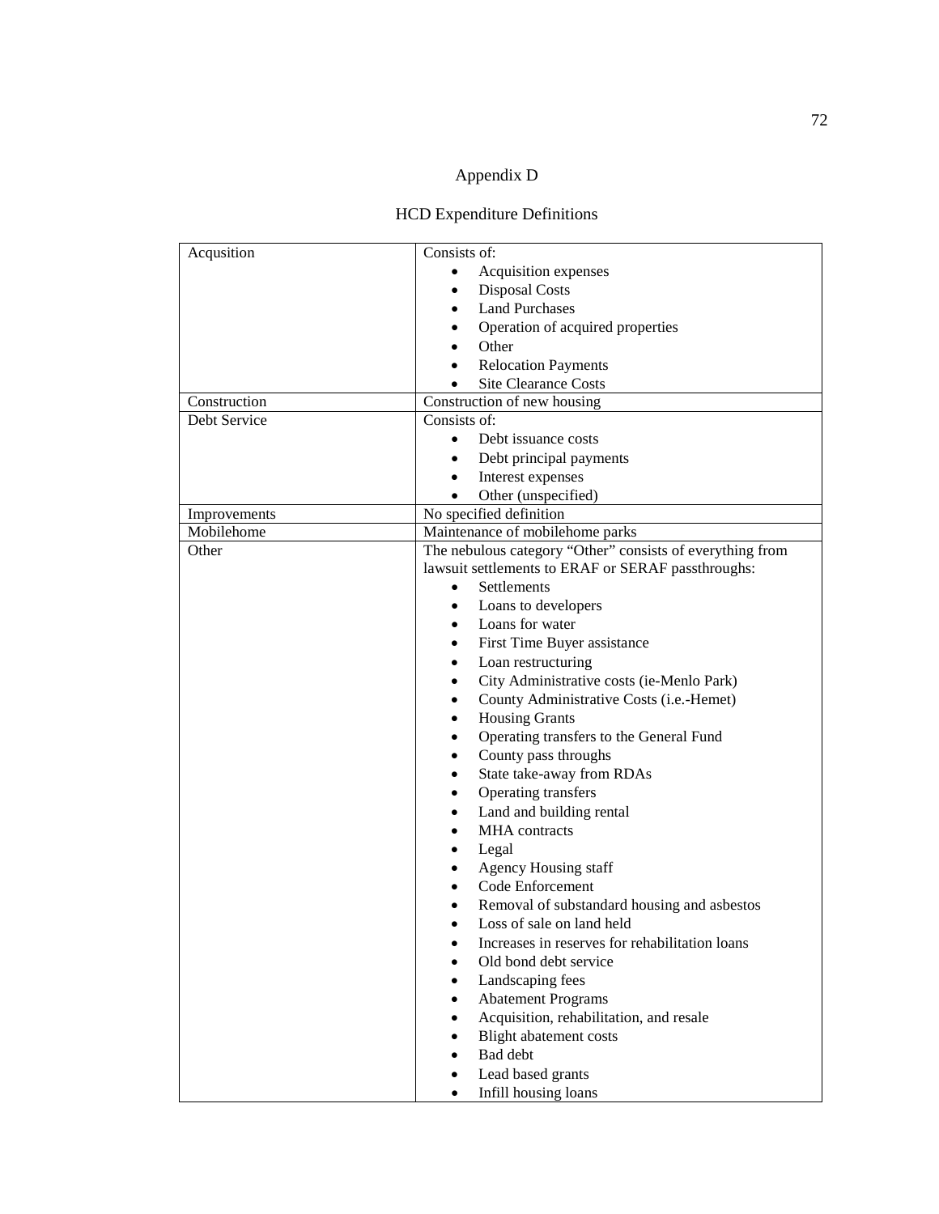# Appendix D

## HCD Expenditure Definitions

| | |
|---|---|
| Acqusition | Consists of:<br>• Acquisition expenses<br>• Disposal Costs<br>• Land Purchases<br>• Operation of acquired properties<br>• Other<br>• Relocation Payments<br>• Site Clearance Costs |
| Construction | Construction of new housing |
| Debt Service | Consists of:<br>• Debt issuance costs<br>• Debt principal payments<br>• Interest expenses<br>• Other (unspecified) |
| Improvements | No specified definition |
| Mobilehome | Maintenance of mobilehome parks |
| Other | The nebulous category "Other" consists of everything from lawsuit settlements to ERAF or SERAF passthroughs:<br>• Settlements<br>• Loans to developers<br>• Loans for water<br>• First Time Buyer assistance<br>• Loan restructuring<br>• City Administrative costs (ie-Menlo Park)<br>• County Administrative Costs (i.e.-Hemet)<br>• Housing Grants<br>• Operating transfers to the General Fund<br>• County pass throughs<br>• State take-away from RDAs<br>• Operating transfers<br>• Land and building rental<br>• MHA contracts<br>• Legal<br>• Agency Housing staff<br>• Code Enforcement<br>• Removal of substandard housing and asbestos<br>• Loss of sale on land held<br>• Increases in reserves for rehabilitation loans<br>• Old bond debt service<br>• Landscaping fees<br>• Abatement Programs<br>• Acquisition, rehabilitation, and resale<br>• Blight abatement costs<br>• Bad debt<br>• Lead based grants<br>• Infill housing loans |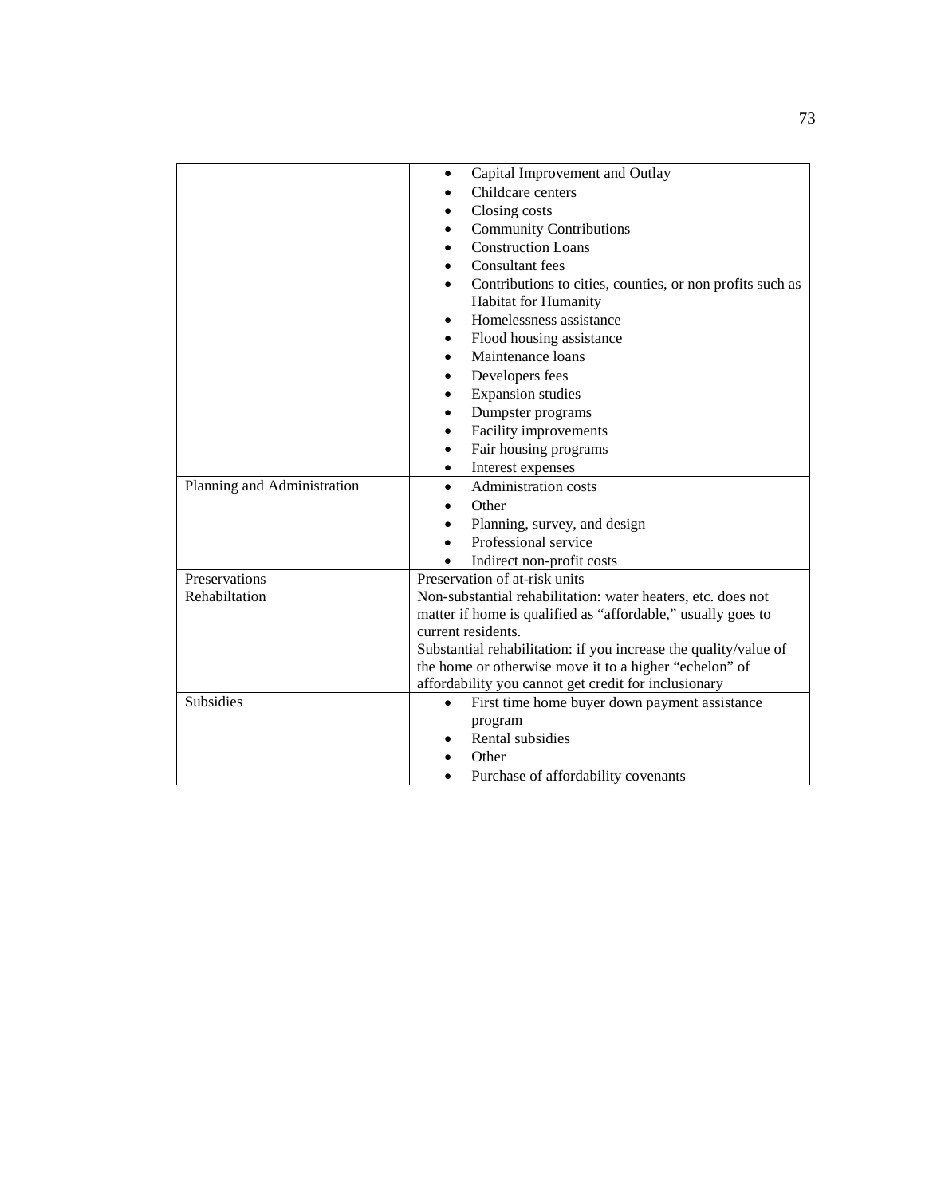| | |
|---|---|
| | • Capital Improvement and Outlay<br>• Childcare centers<br>• Closing costs<br>• Community Contributions<br>• Construction Loans<br>• Consultant fees<br>• Contributions to cities, counties, or non profits such as Habitat for Humanity<br>• Homelessness assistance<br>• Flood housing assistance<br>• Maintenance loans<br>• Developers fees<br>• Expansion studies<br>• Dumpster programs<br>• Facility improvements<br>• Fair housing programs<br>• Interest expenses |
| Planning and Administration | • Administration costs<br>• Other<br>• Planning, survey, and design<br>• Professional service<br>• Indirect non-profit costs |
| Preservations | Preservation of at-risk units |
| Rehabiltation | Non-substantial rehabilitation: water heaters, etc. does not matter if home is qualified as "affordable," usually goes to current residents.<br>Substantial rehabilitation: if you increase the quality/value of the home or otherwise move it to a higher "echelon" of affordability you cannot get credit for inclusionary |
| Subsidies | • First time home buyer down payment assistance program<br>• Rental subsidies<br>• Other<br>• Purchase of affordability covenants |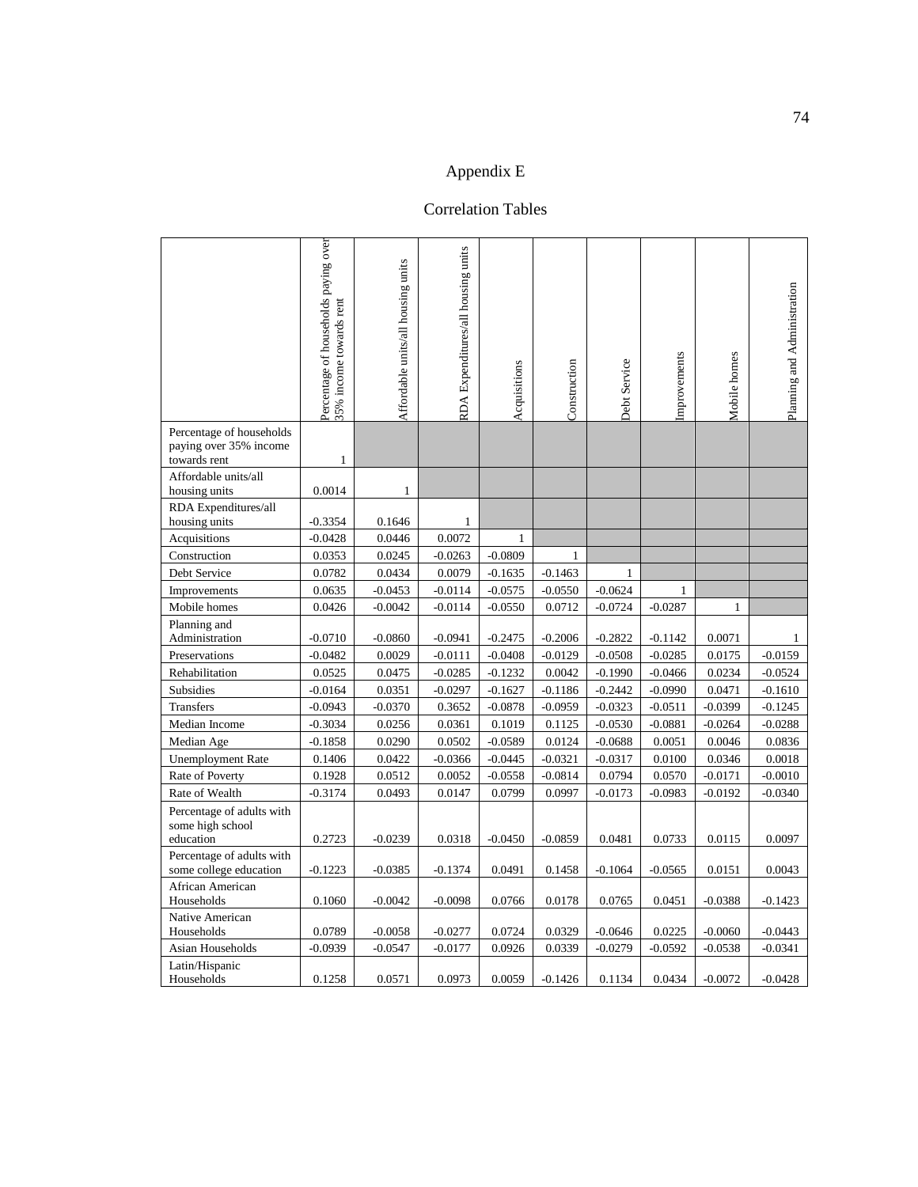# Appendix E

## Correlation Tables

| | Percentage of households paying over 35% income towards rent | Affordable units/all housing units | RDA Expenditures/all housing units | Acquisitions | Construction | Debt Service | Improvements | Mobile homes | Planning and Administration |
|---|---|---|---|---|---|---|---|---|---|
| Percentage of households paying over 35% income towards rent | 1 | | | | | | | | |
| Affordable units/all housing units | 0.0014 | 1 | | | | | | | |
| RDA Expenditures/all housing units | -0.3354 | 0.1646 | 1 | | | | | | |
| Acquisitions | -0.0428 | 0.0446 | 0.0072 | 1 | | | | | |
| Construction | 0.0353 | 0.0245 | -0.0263 | -0.0809 | 1 | | | | |
| Debt Service | 0.0782 | 0.0434 | 0.0079 | -0.1635 | -0.1463 | 1 | | | |
| Improvements | 0.0635 | -0.0453 | -0.0114 | -0.0575 | -0.0550 | -0.0624 | 1 | | |
| Mobile homes | 0.0426 | -0.0042 | -0.0114 | -0.0550 | 0.0712 | -0.0724 | -0.0287 | 1 | |
| Planning and Administration | -0.0710 | -0.0860 | -0.0941 | -0.2475 | -0.2006 | -0.2822 | -0.1142 | 0.0071 | 1 |
| Preservations | -0.0482 | 0.0029 | -0.0111 | -0.0408 | -0.0129 | -0.0508 | -0.0285 | 0.0175 | -0.0159 |
| Rehabilitation | 0.0525 | 0.0475 | -0.0285 | -0.1232 | 0.0042 | -0.1990 | -0.0466 | 0.0234 | -0.0524 |
| Subsidies | -0.0164 | 0.0351 | -0.0297 | -0.1627 | -0.1186 | -0.2442 | -0.0990 | 0.0471 | -0.1610 |
| Transfers | -0.0943 | -0.0370 | 0.3652 | -0.0878 | -0.0959 | -0.0323 | -0.0511 | -0.0399 | -0.1245 |
| Median Income | -0.3034 | 0.0256 | 0.0361 | 0.1019 | 0.1125 | -0.0530 | -0.0881 | -0.0264 | -0.0288 |
| Median Age | -0.1858 | 0.0290 | 0.0502 | -0.0589 | 0.0124 | -0.0688 | 0.0051 | 0.0046 | 0.0836 |
| Unemployment Rate | 0.1406 | 0.0422 | -0.0366 | -0.0445 | -0.0321 | -0.0317 | 0.0100 | 0.0346 | 0.0018 |
| Rate of Poverty | 0.1928 | 0.0512 | 0.0052 | -0.0558 | -0.0814 | 0.0794 | 0.0570 | -0.0171 | -0.0010 |
| Rate of Wealth | -0.3174 | 0.0493 | 0.0147 | 0.0799 | 0.0997 | -0.0173 | -0.0983 | -0.0192 | -0.0340 |
| Percentage of adults with some high school education | 0.2723 | -0.0239 | 0.0318 | -0.0450 | -0.0859 | 0.0481 | 0.0733 | 0.0115 | 0.0097 |
| Percentage of adults with some college education | -0.1223 | -0.0385 | -0.1374 | 0.0491 | 0.1458 | -0.1064 | -0.0565 | 0.0151 | 0.0043 |
| African American Households | 0.1060 | -0.0042 | -0.0098 | 0.0766 | 0.0178 | 0.0765 | 0.0451 | -0.0388 | -0.1423 |
| Native American Households | 0.0789 | -0.0058 | -0.0277 | 0.0724 | 0.0329 | -0.0646 | 0.0225 | -0.0060 | -0.0443 |
| Asian Households | -0.0939 | -0.0547 | -0.0177 | 0.0926 | 0.0339 | -0.0279 | -0.0592 | -0.0538 | -0.0341 |
| Latin/Hispanic Households | 0.1258 | 0.0571 | 0.0973 | 0.0059 | -0.1426 | 0.1134 | 0.0434 | -0.0072 | -0.0428 |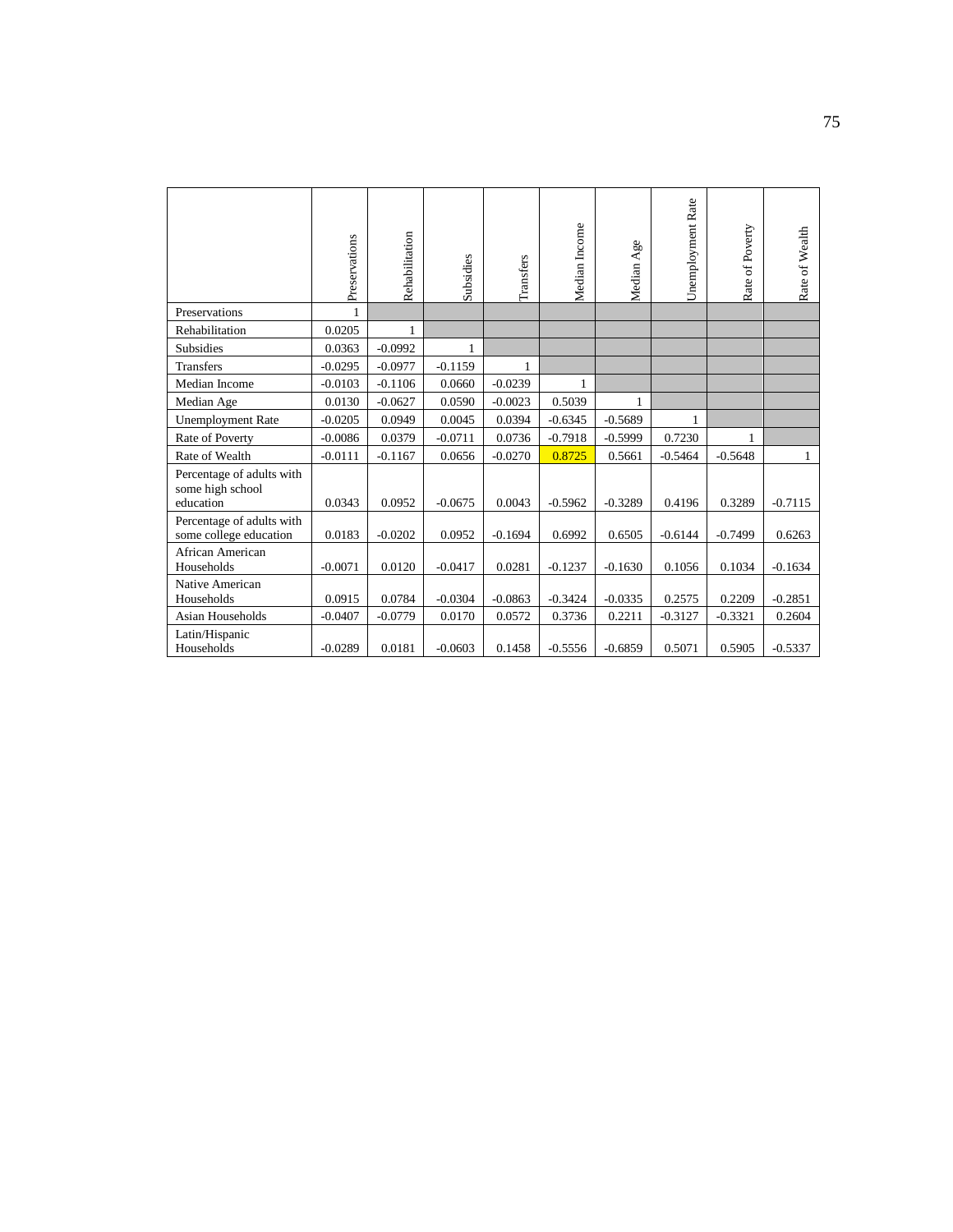| | Preservations | Rehabilitation | Subsidies | Transfers | Median Income | Median Age | Unemployment Rate | Rate of Poverty | Rate of Wealth |
|---|---|---|---|---|---|---|---|---|---|
| Preservations | 1 | | | | | | | | |
| Rehabilitation | 0.0205 | 1 | | | | | | | |
| Subsidies | 0.0363 | -0.0992 | 1 | | | | | | |
| Transfers | -0.0295 | -0.0977 | -0.1159 | 1 | | | | | |
| Median Income | -0.0103 | -0.1106 | 0.0660 | -0.0239 | 1 | | | | |
| Median Age | 0.0130 | -0.0627 | 0.0590 | -0.0023 | 0.5039 | 1 | | | |
| Unemployment Rate | -0.0205 | 0.0949 | 0.0045 | 0.0394 | -0.6345 | -0.5689 | 1 | | |
| Rate of Poverty | -0.0086 | 0.0379 | -0.0711 | 0.0736 | -0.7918 | -0.5999 | 0.7230 | 1 | |
| Rate of Wealth | -0.0111 | -0.1167 | 0.0656 | -0.0270 | 0.8725 | 0.5661 | -0.5464 | -0.5648 | 1 |
| Percentage of adults with some high school education | 0.0343 | 0.0952 | -0.0675 | 0.0043 | -0.5962 | -0.3289 | 0.4196 | 0.3289 | -0.7115 |
| Percentage of adults with some college education | 0.0183 | -0.0202 | 0.0952 | -0.1694 | 0.6992 | 0.6505 | -0.6144 | -0.7499 | 0.6263 |
| African American Households | -0.0071 | 0.0120 | -0.0417 | 0.0281 | -0.1237 | -0.1630 | 0.1056 | 0.1034 | -0.1634 |
| Native American Households | 0.0915 | 0.0784 | -0.0304 | -0.0863 | -0.3424 | -0.0335 | 0.2575 | 0.2209 | -0.2851 |
| Asian Households | -0.0407 | -0.0779 | 0.0170 | 0.0572 | 0.3736 | 0.2211 | -0.3127 | -0.3321 | 0.2604 |
| Latin/Hispanic Households | -0.0289 | 0.0181 | -0.0603 | 0.1458 | -0.5556 | -0.6859 | 0.5071 | 0.5905 | -0.5337 |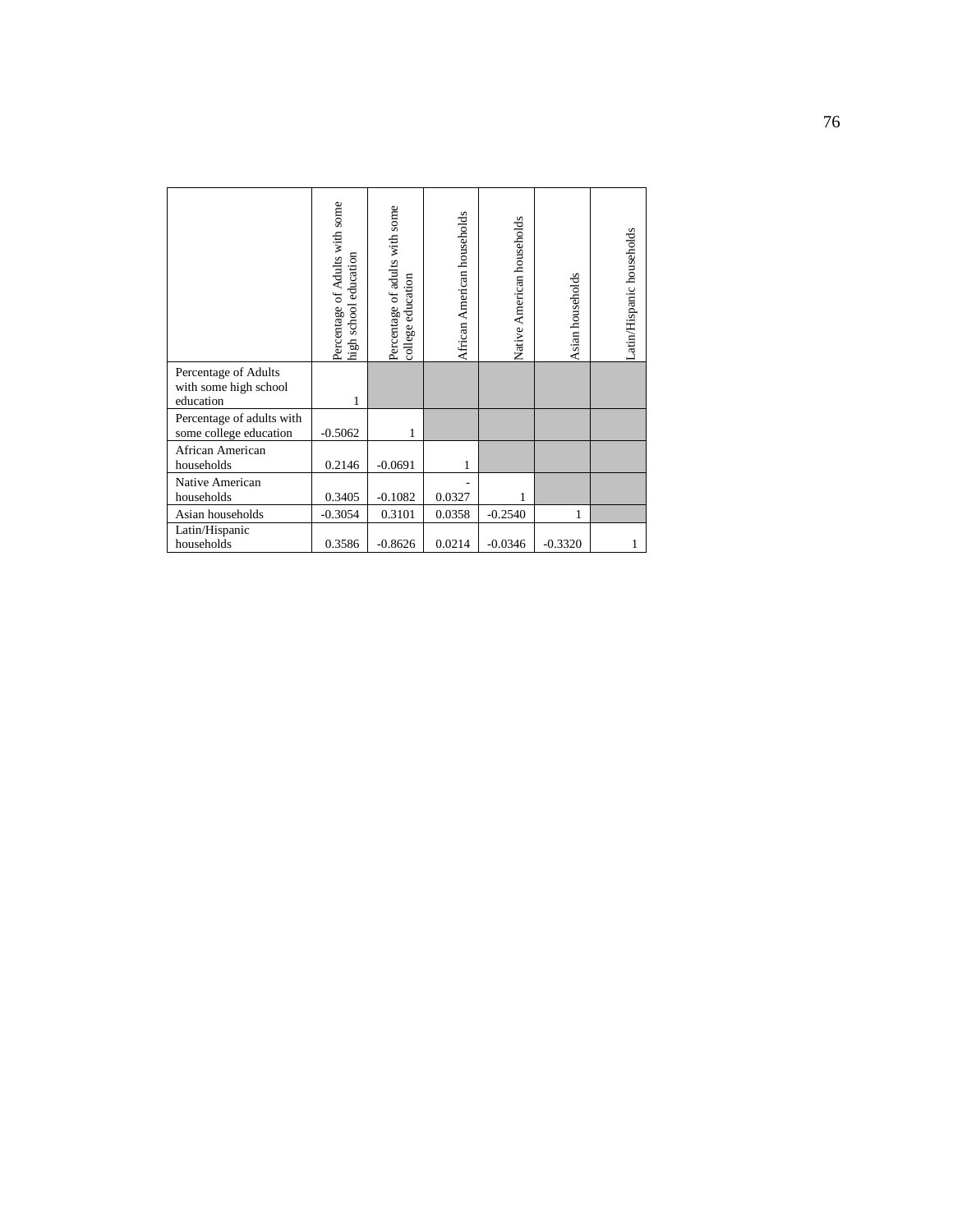| | Percentage of Adults with some high school education | Percentage of adults with some college education | African American households | Native American households | Asian households | Latin/Hispanic households |
|---|---|---|---|---|---|---|
| Percentage of Adults with some high school education | 1 | | | | | |
| Percentage of adults with some college education | -0.5062 | 1 | | | | |
| African American households | 0.2146 | -0.0691 | 1 | | | |
| Native American households | 0.3405 | -0.1082 | -0.0327 | 1 | | |
| Asian households | -0.3054 | 0.3101 | 0.0358 | -0.2540 | 1 | |
| Latin/Hispanic households | 0.3586 | -0.8626 | 0.0214 | -0.0346 | -0.3320 | 1 |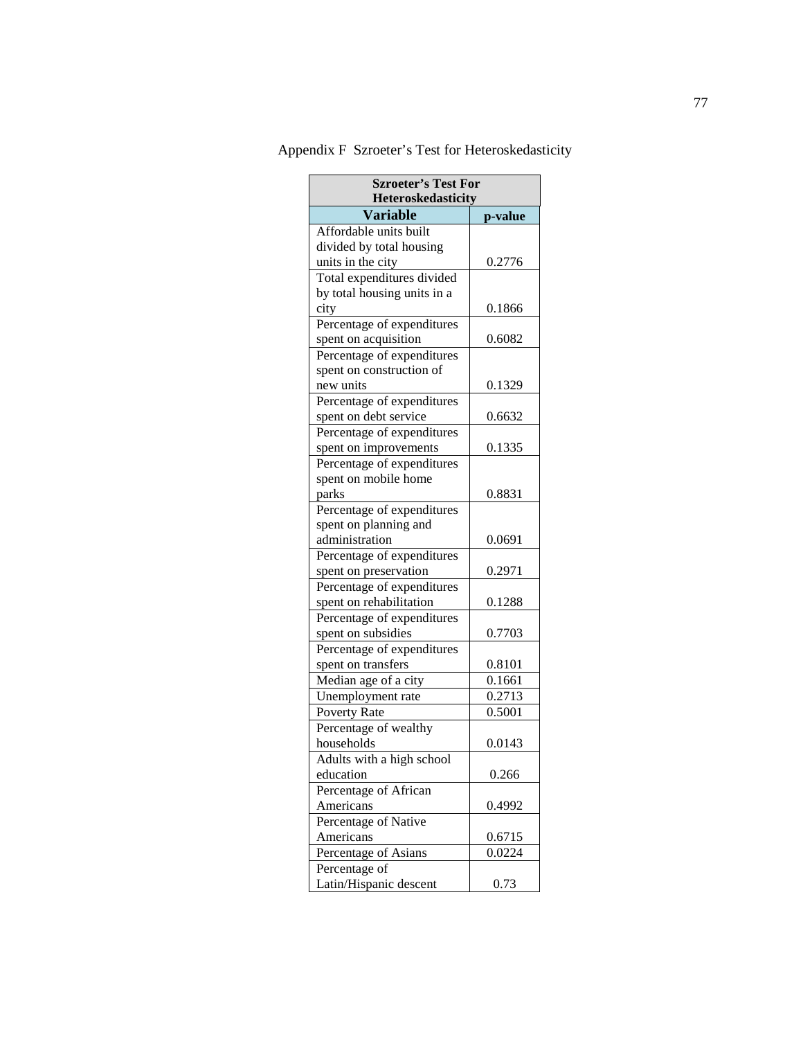Appendix F Szroeter's Test for Heteroskedasticity

| **Szroeter's Test For Heteroskedasticity** | |
|---|---|
| **Variable** | **p-value** |
| Affordable units built divided by total housing units in the city | 0.2776 |
| Total expenditures divided by total housing units in a city | 0.1866 |
| Percentage of expenditures spent on acquisition | 0.6082 |
| Percentage of expenditures spent on construction of new units | 0.1329 |
| Percentage of expenditures spent on debt service | 0.6632 |
| Percentage of expenditures spent on improvements | 0.1335 |
| Percentage of expenditures spent on mobile home parks | 0.8831 |
| Percentage of expenditures spent on planning and administration | 0.0691 |
| Percentage of expenditures spent on preservation | 0.2971 |
| Percentage of expenditures spent on rehabilitation | 0.1288 |
| Percentage of expenditures spent on subsidies | 0.7703 |
| Percentage of expenditures spent on transfers | 0.8101 |
| Median age of a city | 0.1661 |
| Unemployment rate | 0.2713 |
| Poverty Rate | 0.5001 |
| Percentage of wealthy households | 0.0143 |
| Adults with a high school education | 0.266 |
| Percentage of African Americans | 0.4992 |
| Percentage of Native Americans | 0.6715 |
| Percentage of Asians | 0.0224 |
| Percentage of Latin/Hispanic descent | 0.73 |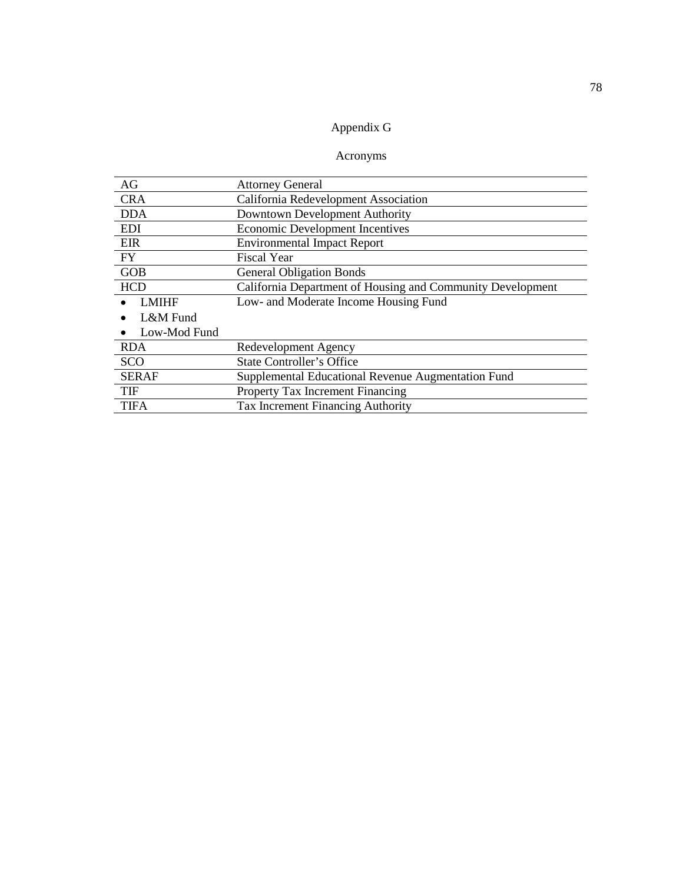# Appendix G

## Acronyms

| | |
|---|---|
| AG | Attorney General |
| CRA | California Redevelopment Association |
| DDA | Downtown Development Authority |
| EDI | Economic Development Incentives |
| EIR | Environmental Impact Report |
| FY | Fiscal Year |
| GOB | General Obligation Bonds |
| HCD | California Department of Housing and Community Development |
| • LMIHF<br>• L&M Fund<br>• Low-Mod Fund | Low- and Moderate Income Housing Fund |
| RDA | Redevelopment Agency |
| SCO | State Controller's Office |
| SERAF | Supplemental Educational Revenue Augmentation Fund |
| TIF | Property Tax Increment Financing |
| TIFA | Tax Increment Financing Authority |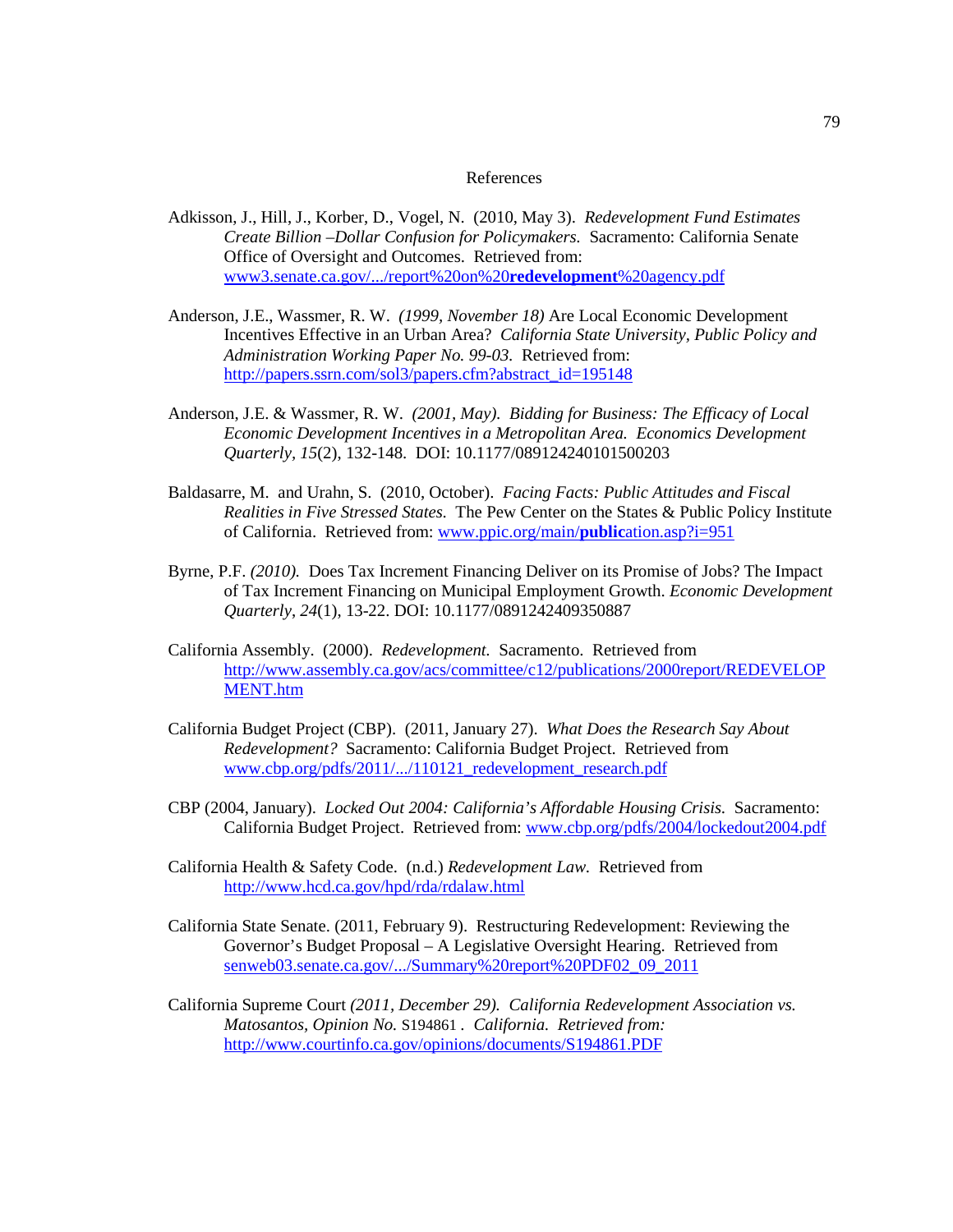# References

Adkisson, J., Hill, J., Korber, D., Vogel, N. (2010, May 3). *Redevelopment Fund Estimates Create Billion –Dollar Confusion for Policymakers.* Sacramento: California Senate Office of Oversight and Outcomes. Retrieved from: www3.senate.ca.gov/.../report%20on%20**redevelopment**%20agency.pdf

Anderson, J.E., Wassmer, R. W. *(1999, November 18)* Are Local Economic Development Incentives Effective in an Urban Area? *California State University, Public Policy and Administration Working Paper No. 99-03.* Retrieved from: http://papers.ssrn.com/sol3/papers.cfm?abstract_id=195148

Anderson, J.E. & Wassmer, R. W. *(2001, May). Bidding for Business: The Efficacy of Local Economic Development Incentives in a Metropolitan Area. Economics Development Quarterly*, *15*(2), 132-148. DOI: 10.1177/089124240101500203

Baldasarre, M. and Urahn, S. (2010, October). *Facing Facts: Public Attitudes and Fiscal Realities in Five Stressed States.* The Pew Center on the States & Public Policy Institute of California. Retrieved from: www.ppic.org/main/**public**ation.asp?i=951

Byrne, P.F. *(2010).* Does Tax Increment Financing Deliver on its Promise of Jobs? The Impact of Tax Increment Financing on Municipal Employment Growth. *Economic Development Quarterly*, *24*(1), 13-22. DOI: 10.1177/0891242409350887

California Assembly. (2000). *Redevelopment.* Sacramento. Retrieved from http://www.assembly.ca.gov/acs/committee/c12/publications/2000report/REDEVELOPMENT.htm

California Budget Project (CBP). (2011, January 27). *What Does the Research Say About Redevelopment?* Sacramento: California Budget Project. Retrieved from www.cbp.org/pdfs/2011/.../110121_redevelopment_research.pdf

CBP (2004, January). *Locked Out 2004: California's Affordable Housing Crisis.* Sacramento: California Budget Project. Retrieved from: www.cbp.org/pdfs/2004/lockedout2004.pdf

California Health & Safety Code. (n.d.) *Redevelopment Law.* Retrieved from http://www.hcd.ca.gov/hpd/rda/rdalaw.html

California State Senate. (2011, February 9). Restructuring Redevelopment: Reviewing the Governor's Budget Proposal – A Legislative Oversight Hearing. Retrieved from senweb03.senate.ca.gov/.../Summary%20report%20PDF02_09_2011

California Supreme Court *(2011, December 29). California Redevelopment Association vs. Matosantos, Opinion No.* S194861 . *California. Retrieved from:* http://www.courtinfo.ca.gov/opinions/documents/S194861.PDF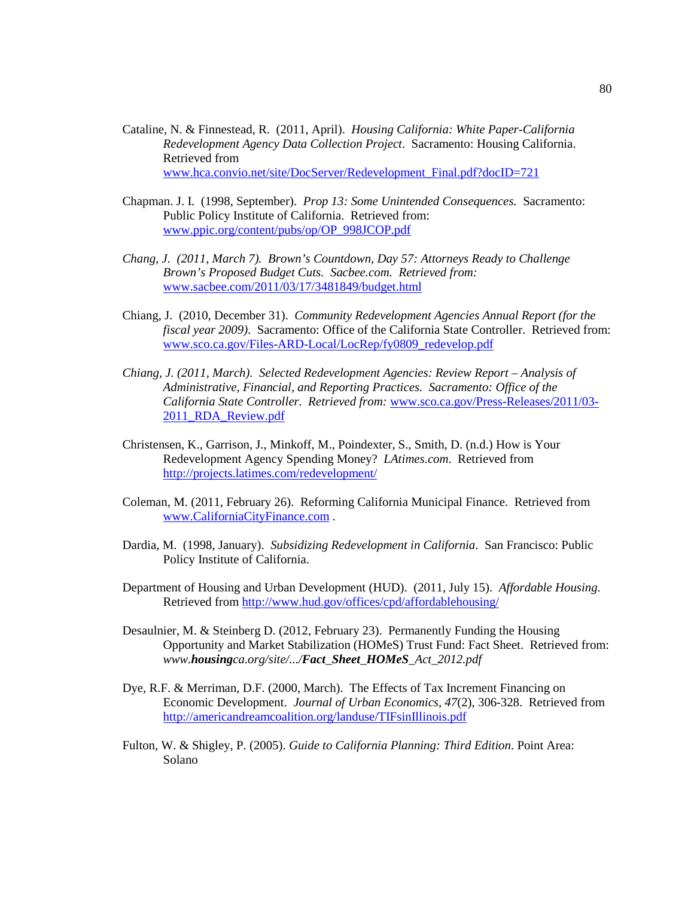Cataline, N. & Finnestead, R. (2011, April). *Housing California: White Paper-California Redevelopment Agency Data Collection Project*. Sacramento: Housing California. Retrieved from www.hca.convio.net/site/DocServer/Redevelopment_Final.pdf?docID=721

Chapman. J. I. (1998, September). *Prop 13: Some Unintended Consequences.* Sacramento: Public Policy Institute of California. Retrieved from: www.ppic.org/content/pubs/op/OP_998JCOP.pdf

*Chang, J. (2011, March 7). Brown's Countdown, Day 57: Attorneys Ready to Challenge Brown's Proposed Budget Cuts. Sacbee.com. Retrieved from:* www.sacbee.com/2011/03/17/3481849/budget.html

Chiang, J. (2010, December 31). *Community Redevelopment Agencies Annual Report (for the fiscal year 2009)*. Sacramento: Office of the California State Controller. Retrieved from: www.sco.ca.gov/Files-ARD-Local/LocRep/fy0809_redevelop.pdf

*Chiang, J. (2011, March). Selected Redevelopment Agencies: Review Report – Analysis of Administrative, Financial, and Reporting Practices. Sacramento: Office of the California State Controller. Retrieved from:* www.sco.ca.gov/Press-Releases/2011/03-2011_RDA_Review.pdf

Christensen, K., Garrison, J., Minkoff, M., Poindexter, S., Smith, D. (n.d.) How is Your Redevelopment Agency Spending Money? *LAtimes.com*. Retrieved from http://projects.latimes.com/redevelopment/

Coleman, M. (2011, February 26). Reforming California Municipal Finance. Retrieved from www.CaliforniaCityFinance.com .

Dardia, M. (1998, January). *Subsidizing Redevelopment in California*. San Francisco: Public Policy Institute of California.

Department of Housing and Urban Development (HUD). (2011, July 15). *Affordable Housing.* Retrieved from http://www.hud.gov/offices/cpd/affordablehousing/

Desaulnier, M. & Steinberg D. (2012, February 23). Permanently Funding the Housing Opportunity and Market Stabilization (HOMeS) Trust Fund: Fact Sheet. Retrieved from: *www.**housing**ca.org/site/.../**Fact_Sheet_HOMeS**_Act_2012.pdf*

Dye, R.F. & Merriman, D.F. (2000, March). The Effects of Tax Increment Financing on Economic Development. *Journal of Urban Economics, 47*(2), 306-328. Retrieved from http://americandreamcoalition.org/landuse/TIFsinIllinois.pdf

Fulton, W. & Shigley, P. (2005). *Guide to California Planning: Third Edition*. Point Area: Solano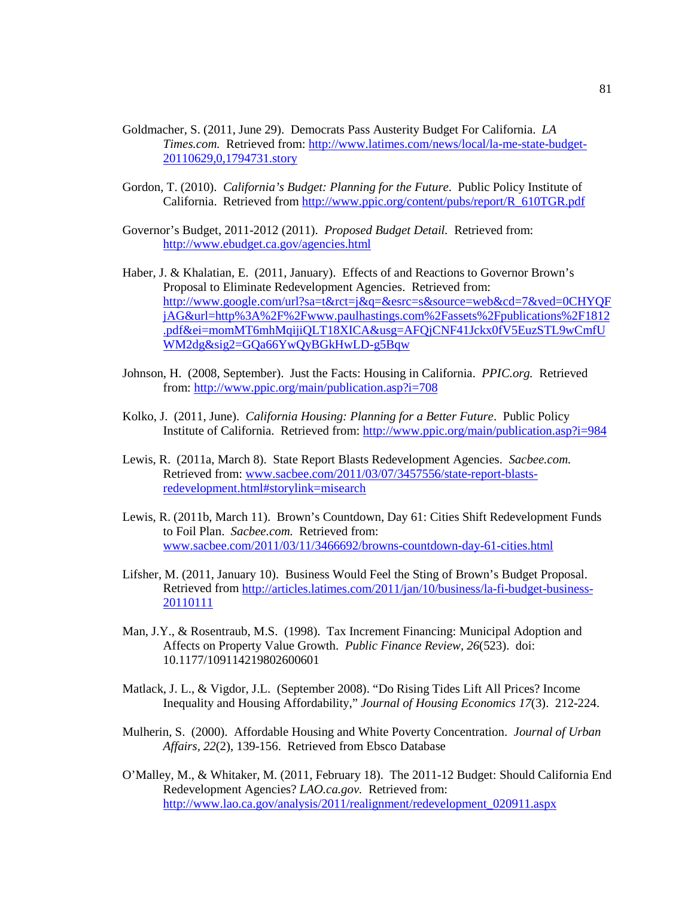Goldmacher, S. (2011, June 29). Democrats Pass Austerity Budget For California. *LA Times.com.* Retrieved from: http://www.latimes.com/news/local/la-me-state-budget-20110629,0,1794731.story

Gordon, T. (2010). *California's Budget: Planning for the Future*. Public Policy Institute of California. Retrieved from http://www.ppic.org/content/pubs/report/R_610TGR.pdf

Governor's Budget, 2011-2012 (2011). *Proposed Budget Detail.* Retrieved from: http://www.ebudget.ca.gov/agencies.html

Haber, J. & Khalatian, E. (2011, January). Effects of and Reactions to Governor Brown's Proposal to Eliminate Redevelopment Agencies. Retrieved from: http://www.google.com/url?sa=t&rct=j&q=&esrc=s&source=web&cd=7&ved=0CHYQFjAG&url=http%3A%2F%2Fwww.paulhastings.com%2Fassets%2Fpublications%2F1812.pdf&ei=momMT6mhMqijiQLT18XICA&usg=AFQjCNF41Jckx0fV5EuzSTL9wCmfUWM2dg&sig2=GQa66YwQyBGkHwLD-g5Bqw

Johnson, H. (2008, September). Just the Facts: Housing in California. *PPIC.org.* Retrieved from: http://www.ppic.org/main/publication.asp?i=708

Kolko, J. (2011, June). *California Housing: Planning for a Better Future*. Public Policy Institute of California. Retrieved from: http://www.ppic.org/main/publication.asp?i=984

Lewis, R. (2011a, March 8). State Report Blasts Redevelopment Agencies. *Sacbee.com.* Retrieved from: www.sacbee.com/2011/03/07/3457556/state-report-blasts-redevelopment.html#storylink=misearch

Lewis, R. (2011b, March 11). Brown's Countdown, Day 61: Cities Shift Redevelopment Funds to Foil Plan. *Sacbee.com.* Retrieved from: www.sacbee.com/2011/03/11/3466692/browns-countdown-day-61-cities.html

Lifsher, M. (2011, January 10). Business Would Feel the Sting of Brown's Budget Proposal. Retrieved from http://articles.latimes.com/2011/jan/10/business/la-fi-budget-business-20110111

Man, J.Y., & Rosentraub, M.S. (1998). Tax Increment Financing: Municipal Adoption and Affects on Property Value Growth. *Public Finance Review, 26*(523). doi: 10.1177/109114219802600601

Matlack, J. L., & Vigdor, J.L. (September 2008). "Do Rising Tides Lift All Prices? Income Inequality and Housing Affordability," *Journal of Housing Economics 17*(3). 212-224.

Mulherin, S. (2000). Affordable Housing and White Poverty Concentration. *Journal of Urban Affairs, 22*(2), 139-156. Retrieved from Ebsco Database

O'Malley, M., & Whitaker, M. (2011, February 18). The 2011-12 Budget: Should California End Redevelopment Agencies? *LAO.ca.gov.* Retrieved from: http://www.lao.ca.gov/analysis/2011/realignment/redevelopment_020911.aspx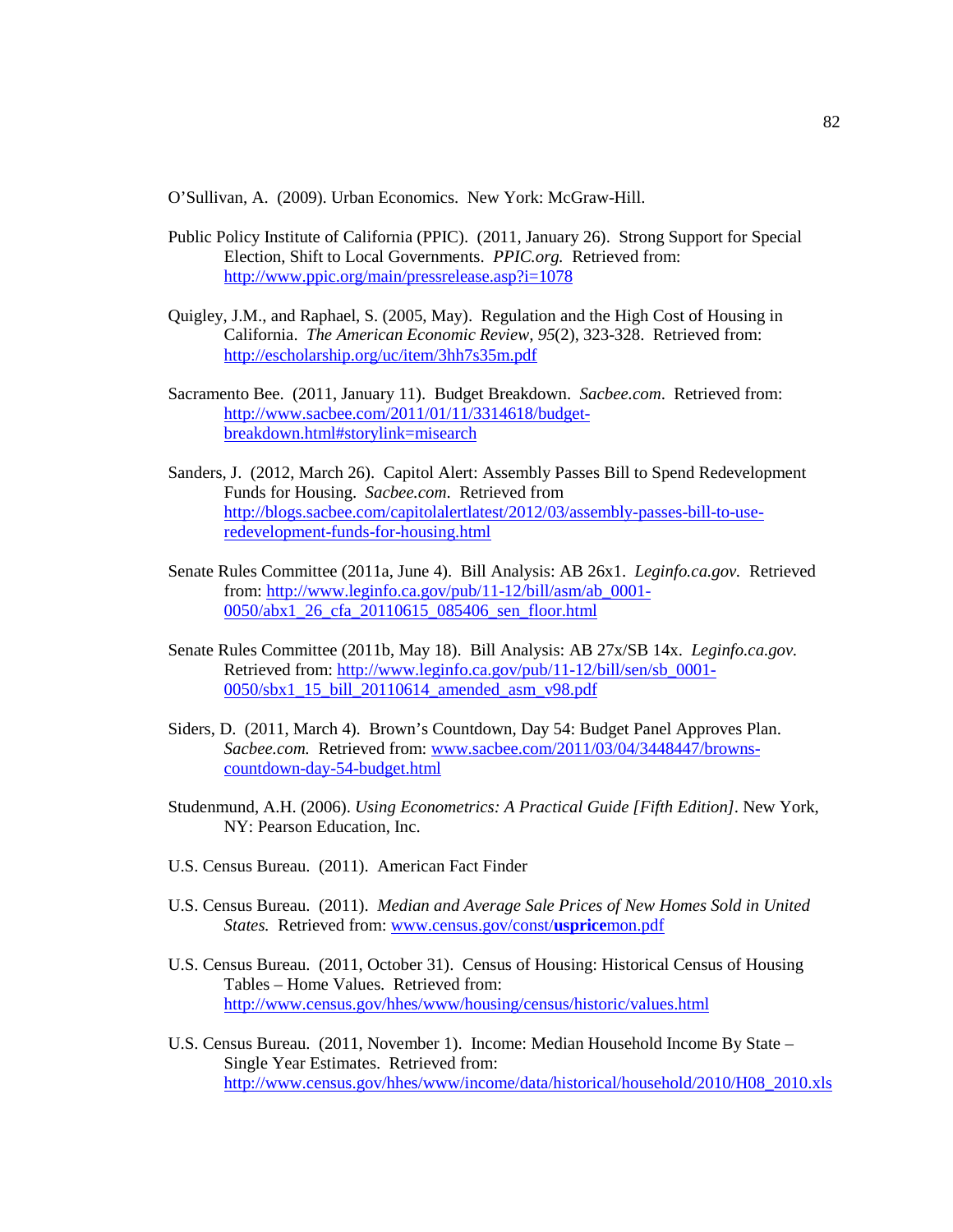O'Sullivan, A. (2009). Urban Economics. New York: McGraw-Hill.

Public Policy Institute of California (PPIC). (2011, January 26). Strong Support for Special Election, Shift to Local Governments. *PPIC.org.* Retrieved from: http://www.ppic.org/main/pressrelease.asp?i=1078

Quigley, J.M., and Raphael, S. (2005, May). Regulation and the High Cost of Housing in California. *The American Economic Review, 95*(2), 323-328. Retrieved from: http://escholarship.org/uc/item/3hh7s35m.pdf

Sacramento Bee. (2011, January 11). Budget Breakdown. *Sacbee.com*. Retrieved from: http://www.sacbee.com/2011/01/11/3314618/budget-breakdown.html#storylink=misearch

Sanders, J. (2012, March 26). Capitol Alert: Assembly Passes Bill to Spend Redevelopment Funds for Housing. *Sacbee.com*. Retrieved from http://blogs.sacbee.com/capitolalertlatest/2012/03/assembly-passes-bill-to-use-redevelopment-funds-for-housing.html

Senate Rules Committee (2011a, June 4). Bill Analysis: AB 26x1. *Leginfo.ca.gov.* Retrieved from: http://www.leginfo.ca.gov/pub/11-12/bill/asm/ab_0001-0050/abx1_26_cfa_20110615_085406_sen_floor.html

Senate Rules Committee (2011b, May 18). Bill Analysis: AB 27x/SB 14x. *Leginfo.ca.gov.* Retrieved from: http://www.leginfo.ca.gov/pub/11-12/bill/sen/sb_0001-0050/sbx1_15_bill_20110614_amended_asm_v98.pdf

Siders, D. (2011, March 4). Brown's Countdown, Day 54: Budget Panel Approves Plan. *Sacbee.com.* Retrieved from: www.sacbee.com/2011/03/04/3448447/browns-countdown-day-54-budget.html

Studenmund, A.H. (2006). *Using Econometrics: A Practical Guide [Fifth Edition]*. New York, NY: Pearson Education, Inc.

U.S. Census Bureau. (2011). American Fact Finder

U.S. Census Bureau. (2011). *Median and Average Sale Prices of New Homes Sold in United States.* Retrieved from: www.census.gov/const/**usprice**mon.pdf

U.S. Census Bureau. (2011, October 31). Census of Housing: Historical Census of Housing Tables – Home Values. Retrieved from: http://www.census.gov/hhes/www/housing/census/historic/values.html

U.S. Census Bureau. (2011, November 1). Income: Median Household Income By State – Single Year Estimates. Retrieved from: http://www.census.gov/hhes/www/income/data/historical/household/2010/H08_2010.xls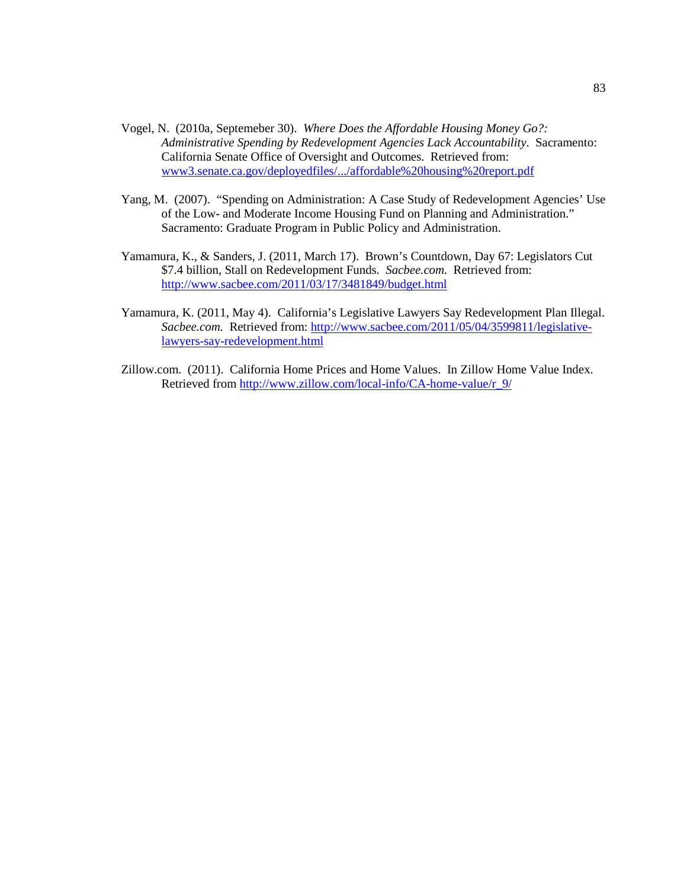Vogel, N. (2010a, Septemeber 30). *Where Does the Affordable Housing Money Go?: Administrative Spending by Redevelopment Agencies Lack Accountability*. Sacramento: California Senate Office of Oversight and Outcomes. Retrieved from: www3.senate.ca.gov/deployedfiles/.../affordable%20housing%20report.pdf

Yang, M. (2007). "Spending on Administration: A Case Study of Redevelopment Agencies' Use of the Low- and Moderate Income Housing Fund on Planning and Administration." Sacramento: Graduate Program in Public Policy and Administration.

Yamamura, K., & Sanders, J. (2011, March 17). Brown's Countdown, Day 67: Legislators Cut $7.4 billion, Stall on Redevelopment Funds. *Sacbee.com*. Retrieved from: http://www.sacbee.com/2011/03/17/3481849/budget.html

Yamamura, K. (2011, May 4). California's Legislative Lawyers Say Redevelopment Plan Illegal. *Sacbee.com.* Retrieved from: http://www.sacbee.com/2011/05/04/3599811/legislative-lawyers-say-redevelopment.html

Zillow.com. (2011). California Home Prices and Home Values. In Zillow Home Value Index. Retrieved from http://www.zillow.com/local-info/CA-home-value/r_9/